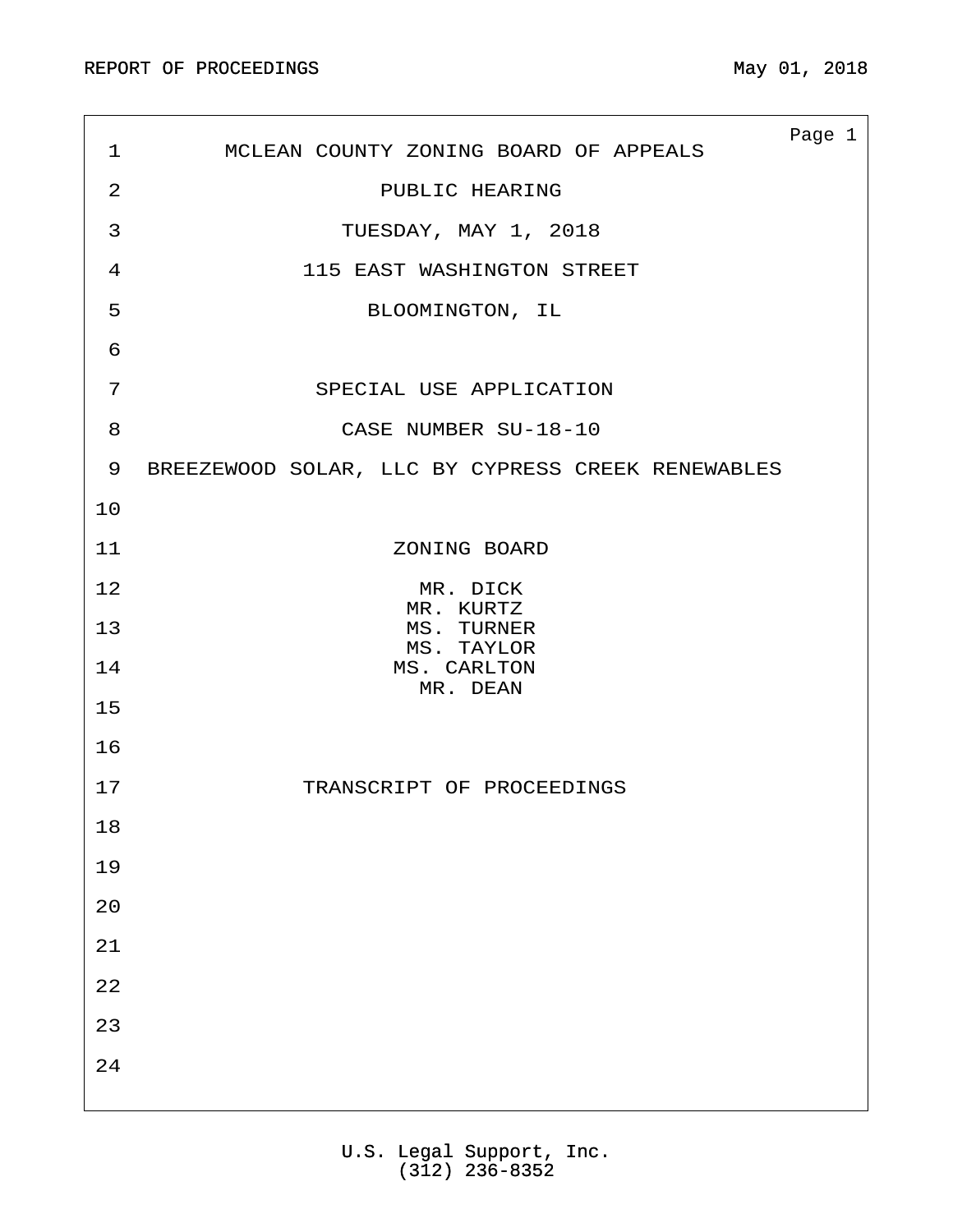MCLEAN COUNTY ZONING BOARD OF APPEALS

PUBLIC HEARING

TUESDAY, MAY 1, 2018

115 EAST WASHINGTON STREET

BLOOMINGTON, IL

SPECIAL USE APPLICATION

CASE NUMBER SU-18-10

BREEZEWOOD SOLAR, LLC BY CYPRESS CREEK RENEWABLES

ZONING BOARD

MR. DICK
MR. KURTZ
MS. TURNER
MS. TAYLOR
MS. CARLTON
MR. DEAN

TRANSCRIPT OF PROCEEDINGS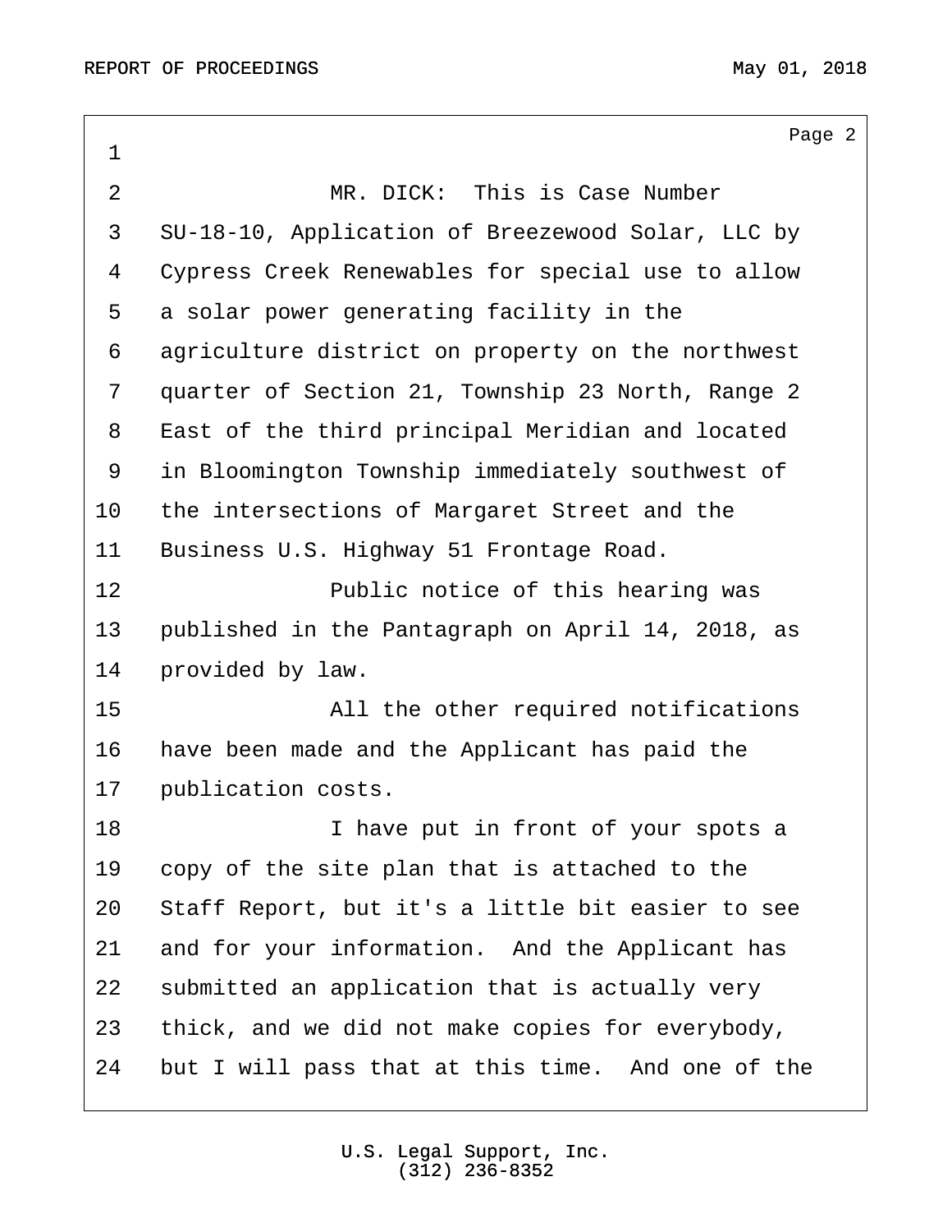MR. DICK: This is Case Number SU-18-10, Application of Breezewood Solar, LLC by Cypress Creek Renewables for special use to allow a solar power generating facility in the agriculture district on property on the northwest quarter of Section 21, Township 23 North, Range 2 East of the third principal Meridian and located in Bloomington Township immediately southwest of the intersections of Margaret Street and the Business U.S. Highway 51 Frontage Road.

Public notice of this hearing was published in the Pantagraph on April 14, 2018, as provided by law.

All the other required notifications have been made and the Applicant has paid the publication costs.

I have put in front of your spots a copy of the site plan that is attached to the Staff Report, but it's a little bit easier to see and for your information. And the Applicant has submitted an application that is actually very thick, and we did not make copies for everybody, but I will pass that at this time. And one of the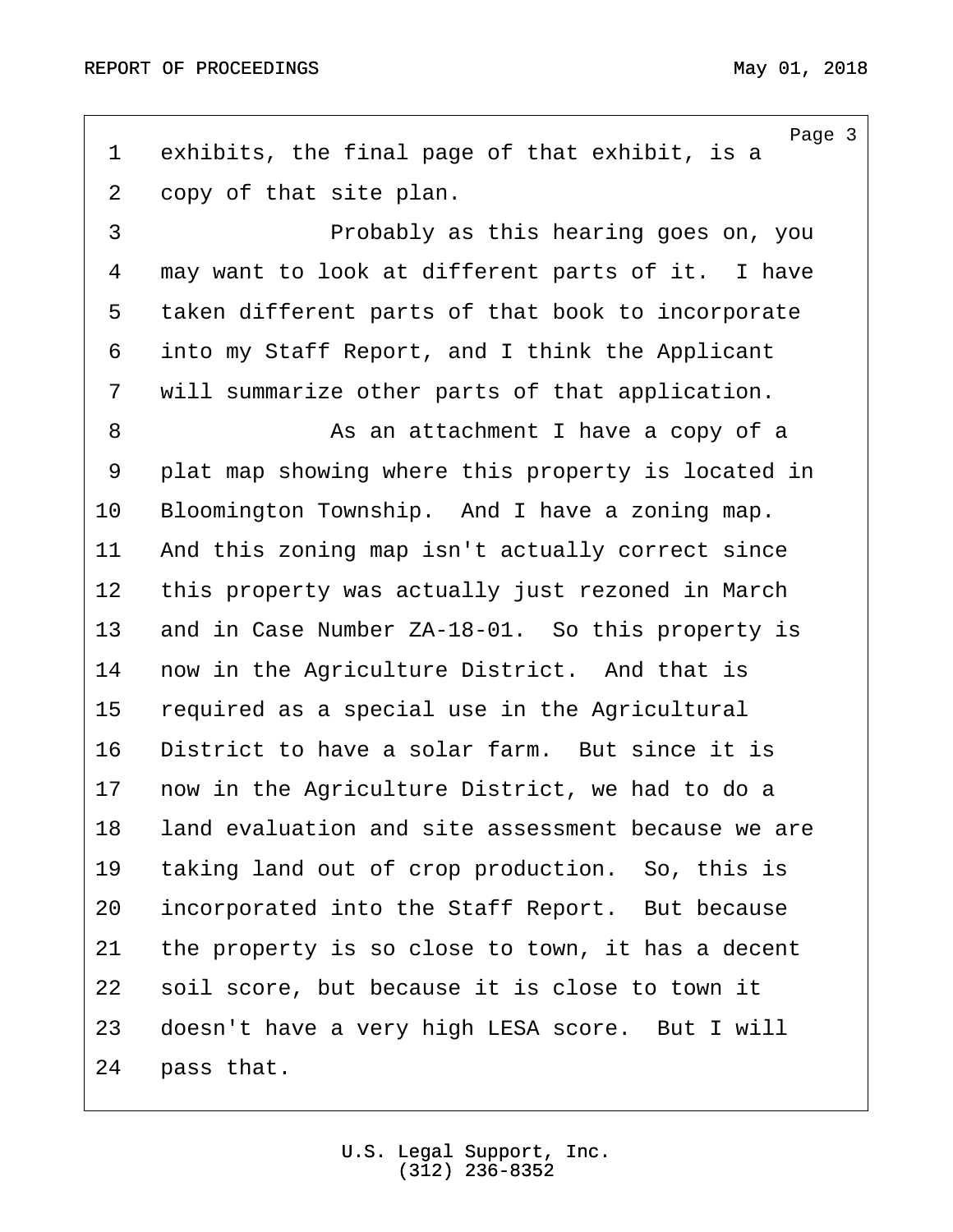exhibits, the final page of that exhibit, is a copy of that site plan.

Probably as this hearing goes on, you may want to look at different parts of it. I have taken different parts of that book to incorporate into my Staff Report, and I think the Applicant will summarize other parts of that application.

As an attachment I have a copy of a plat map showing where this property is located in Bloomington Township. And I have a zoning map. And this zoning map isn't actually correct since this property was actually just rezoned in March and in Case Number ZA-18-01. So this property is now in the Agriculture District. And that is required as a special use in the Agricultural District to have a solar farm. But since it is now in the Agriculture District, we had to do a land evaluation and site assessment because we are taking land out of crop production. So, this is incorporated into the Staff Report. But because the property is so close to town, it has a decent soil score, but because it is close to town it doesn't have a very high LESA score. But I will pass that.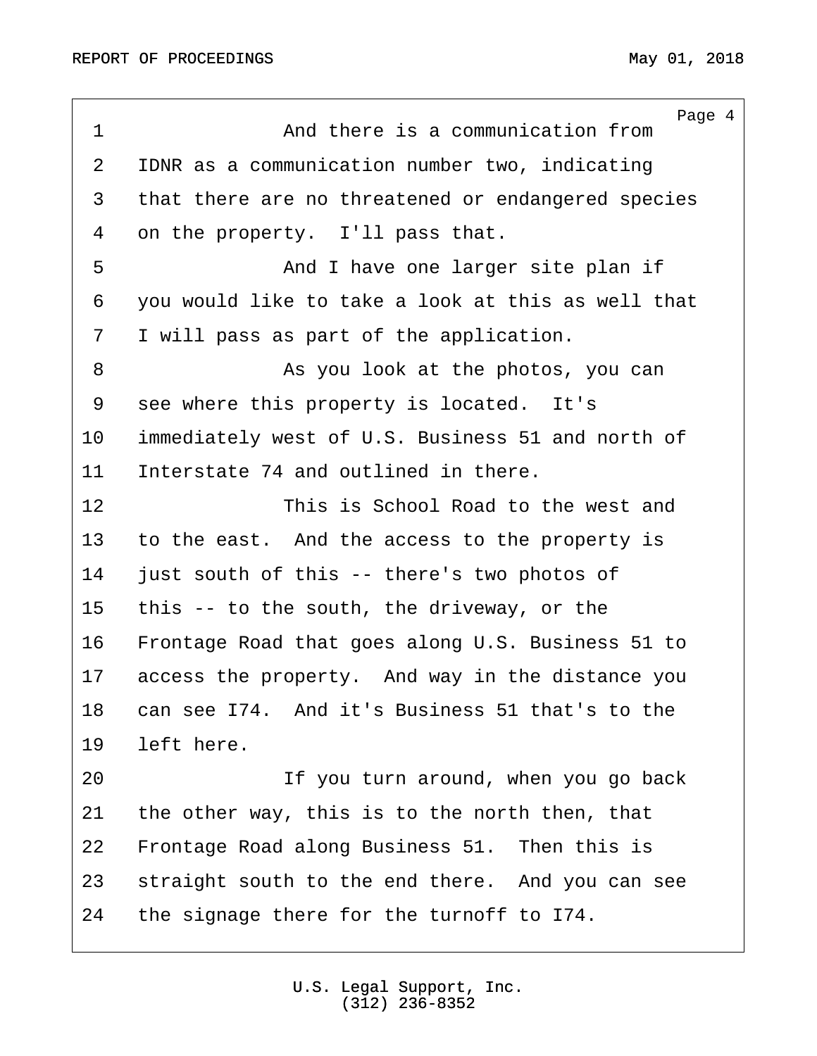And there is a communication from IDNR as a communication number two, indicating that there are no threatened or endangered species on the property. I'll pass that.

And I have one larger site plan if you would like to take a look at this as well that I will pass as part of the application.

As you look at the photos, you can see where this property is located. It's immediately west of U.S. Business 51 and north of Interstate 74 and outlined in there.

This is School Road to the west and to the east. And the access to the property is just south of this -- there's two photos of this -- to the south, the driveway, or the Frontage Road that goes along U.S. Business 51 to access the property. And way in the distance you can see I74. And it's Business 51 that's to the left here.

If you turn around, when you go back the other way, this is to the north then, that Frontage Road along Business 51. Then this is straight south to the end there. And you can see the signage there for the turnoff to I74.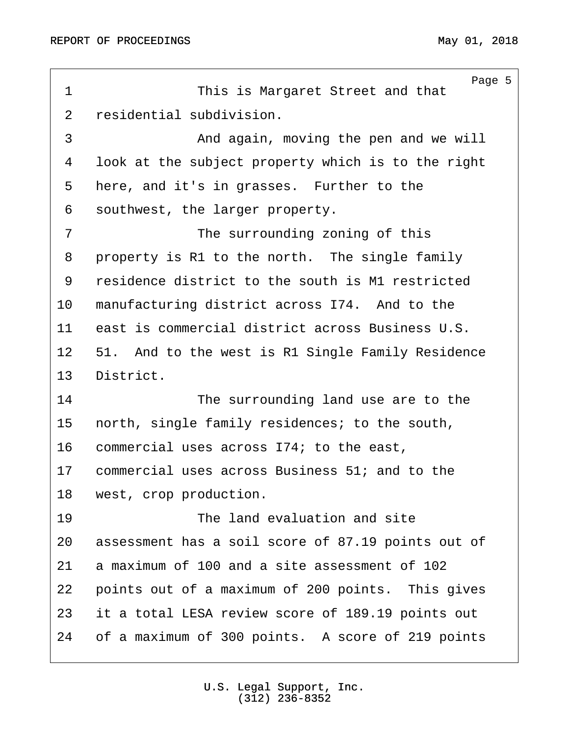This is Margaret Street and that residential subdivision.

And again, moving the pen and we will look at the subject property which is to the right here, and it's in grasses. Further to the southwest, the larger property.

The surrounding zoning of this property is R1 to the north. The single family residence district to the south is M1 restricted manufacturing district across I74. And to the east is commercial district across Business U.S. 51. And to the west is R1 Single Family Residence District.

The surrounding land use are to the north, single family residences; to the south, commercial uses across I74; to the east, commercial uses across Business 51; and to the west, crop production.

The land evaluation and site assessment has a soil score of 87.19 points out of a maximum of 100 and a site assessment of 102 points out of a maximum of 200 points. This gives it a total LESA review score of 189.19 points out of a maximum of 300 points. A score of 219 points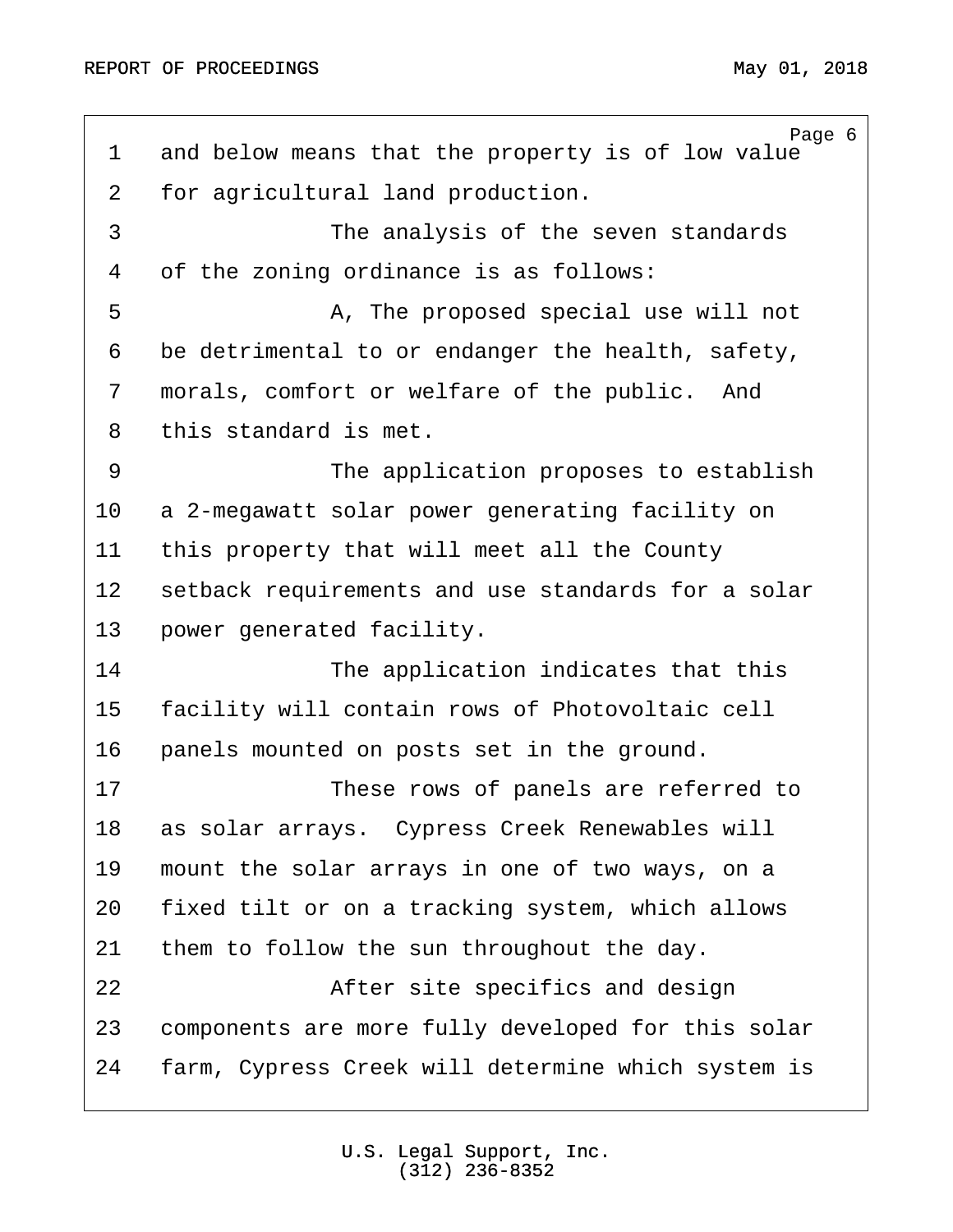and below means that the property is of low value for agricultural land production.

The analysis of the seven standards of the zoning ordinance is as follows:

A, The proposed special use will not be detrimental to or endanger the health, safety, morals, comfort or welfare of the public. And this standard is met.

The application proposes to establish a 2-megawatt solar power generating facility on this property that will meet all the County setback requirements and use standards for a solar power generated facility.

The application indicates that this facility will contain rows of Photovoltaic cell panels mounted on posts set in the ground.

These rows of panels are referred to as solar arrays. Cypress Creek Renewables will mount the solar arrays in one of two ways, on a fixed tilt or on a tracking system, which allows them to follow the sun throughout the day.

After site specifics and design components are more fully developed for this solar farm, Cypress Creek will determine which system is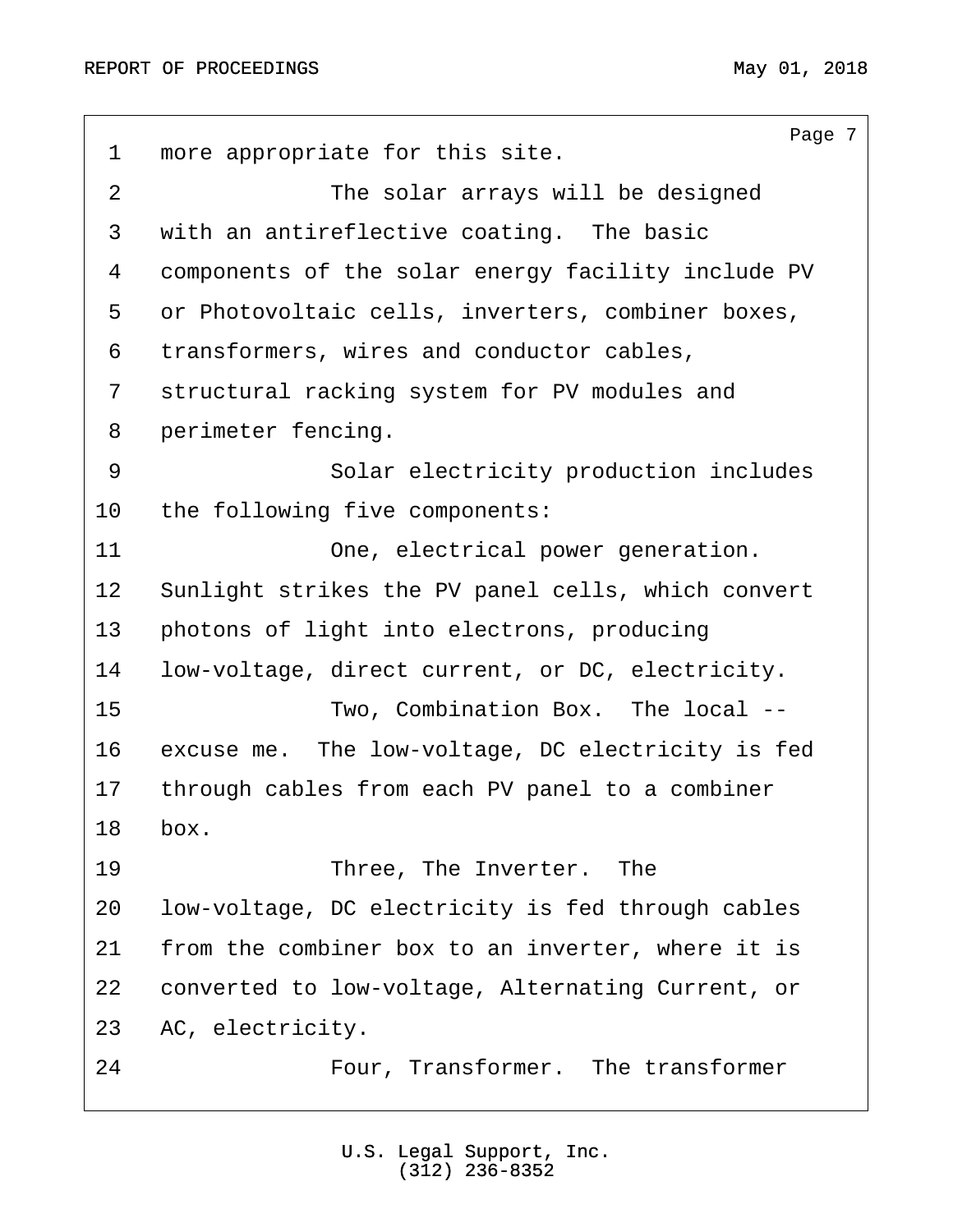more appropriate for this site.

The solar arrays will be designed with an antireflective coating. The basic components of the solar energy facility include PV or Photovoltaic cells, inverters, combiner boxes, transformers, wires and conductor cables, structural racking system for PV modules and perimeter fencing.

Solar electricity production includes the following five components:

One, electrical power generation. Sunlight strikes the PV panel cells, which convert photons of light into electrons, producing low-voltage, direct current, or DC, electricity.

Two, Combination Box. The local -- excuse me. The low-voltage, DC electricity is fed through cables from each PV panel to a combiner box.

Three, The Inverter. The low-voltage, DC electricity is fed through cables from the combiner box to an inverter, where it is converted to low-voltage, Alternating Current, or AC, electricity.

Four, Transformer. The transformer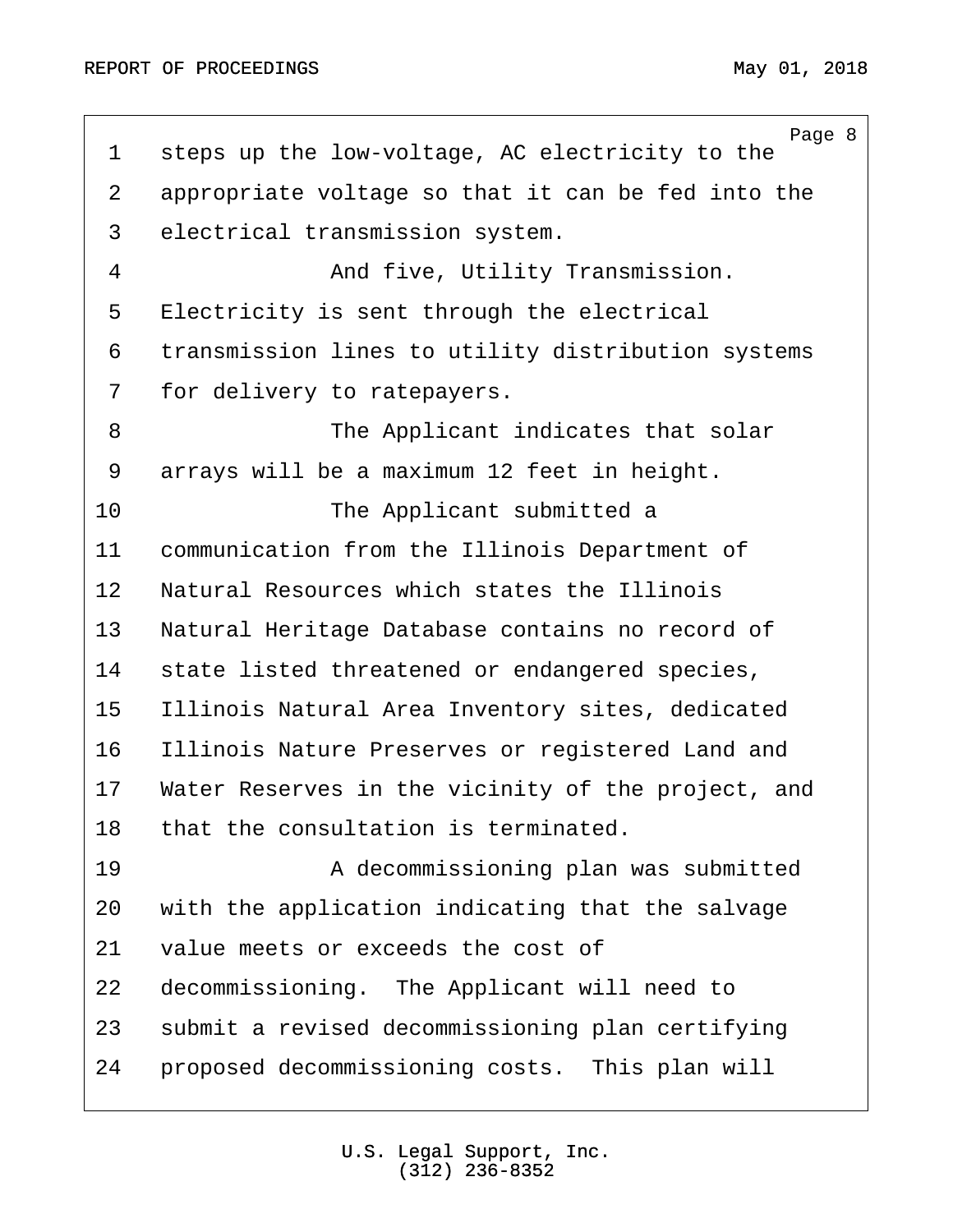steps up the low-voltage, AC electricity to the appropriate voltage so that it can be fed into the electrical transmission system.

And five, Utility Transmission. Electricity is sent through the electrical transmission lines to utility distribution systems for delivery to ratepayers.

The Applicant indicates that solar arrays will be a maximum 12 feet in height.

The Applicant submitted a communication from the Illinois Department of Natural Resources which states the Illinois Natural Heritage Database contains no record of state listed threatened or endangered species, Illinois Natural Area Inventory sites, dedicated Illinois Nature Preserves or registered Land and Water Reserves in the vicinity of the project, and that the consultation is terminated.

A decommissioning plan was submitted with the application indicating that the salvage value meets or exceeds the cost of decommissioning. The Applicant will need to submit a revised decommissioning plan certifying proposed decommissioning costs. This plan will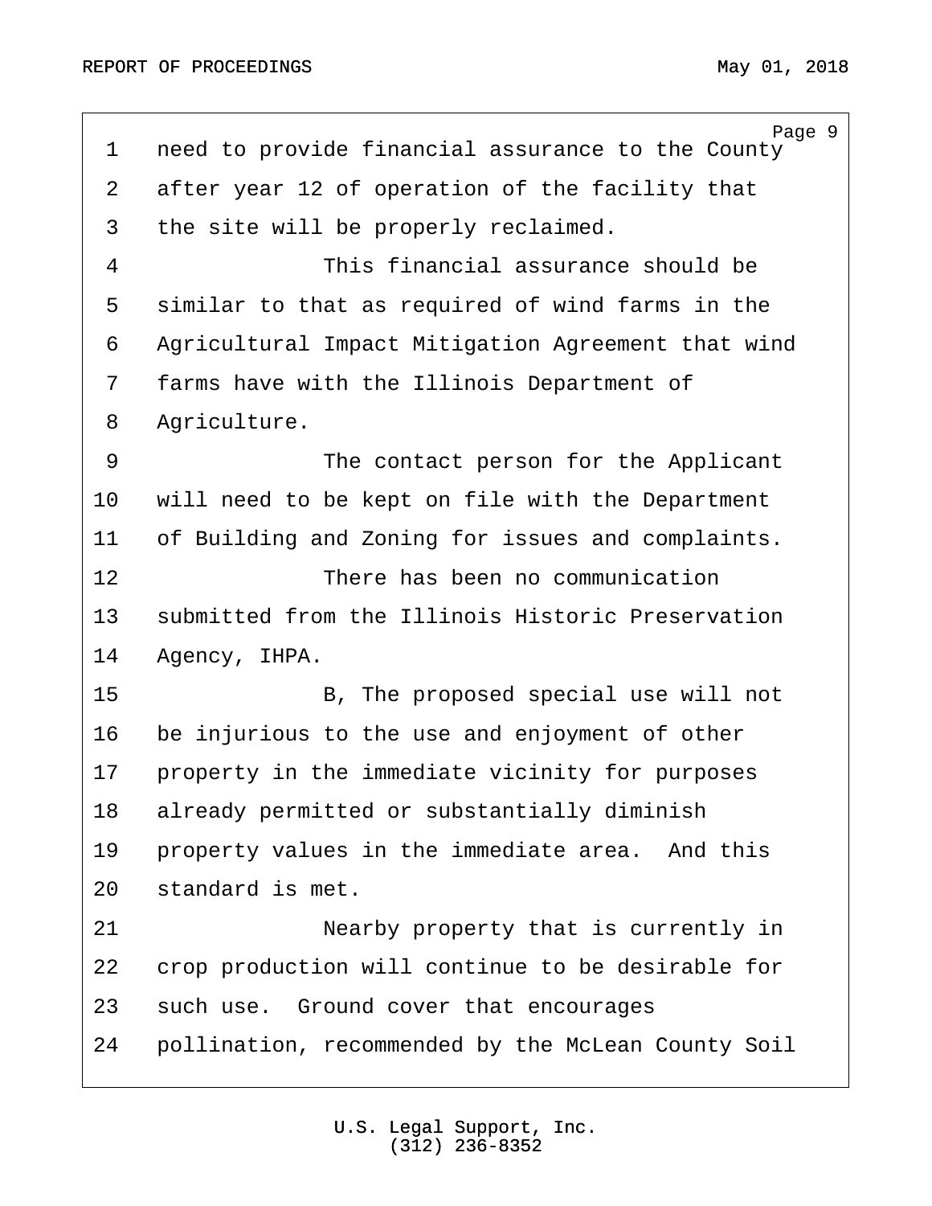need to provide financial assurance to the County after year 12 of operation of the facility that the site will be properly reclaimed.

This financial assurance should be similar to that as required of wind farms in the Agricultural Impact Mitigation Agreement that wind farms have with the Illinois Department of Agriculture.

The contact person for the Applicant will need to be kept on file with the Department of Building and Zoning for issues and complaints.

There has been no communication submitted from the Illinois Historic Preservation Agency, IHPA.

B, The proposed special use will not be injurious to the use and enjoyment of other property in the immediate vicinity for purposes already permitted or substantially diminish property values in the immediate area. And this standard is met.

Nearby property that is currently in crop production will continue to be desirable for such use. Ground cover that encourages pollination, recommended by the McLean County Soil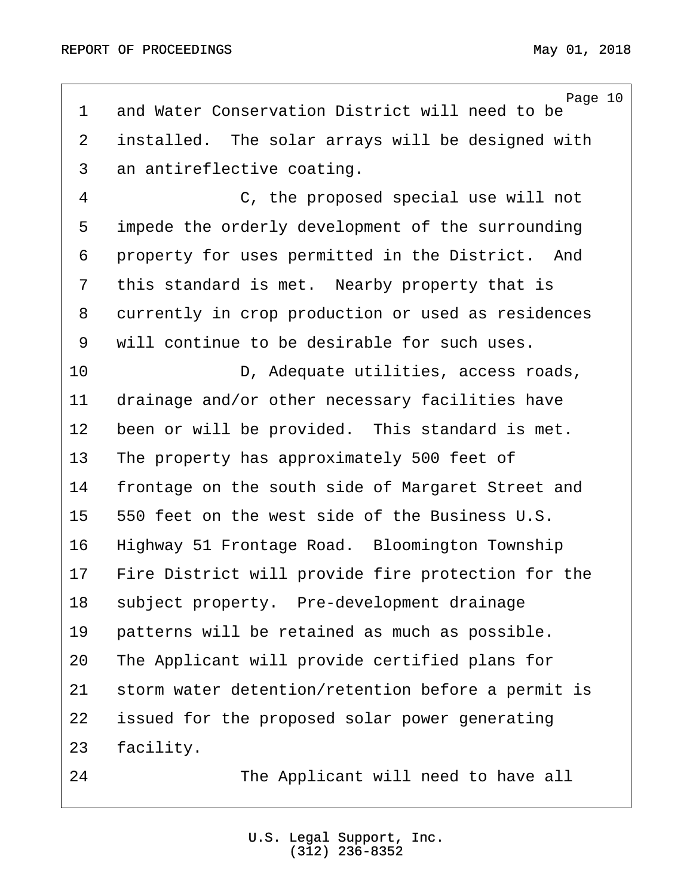and Water Conservation District will need to be installed. The solar arrays will be designed with an antireflective coating.

C, the proposed special use will not impede the orderly development of the surrounding property for uses permitted in the District. And this standard is met. Nearby property that is currently in crop production or used as residences will continue to be desirable for such uses.

D, Adequate utilities, access roads, drainage and/or other necessary facilities have been or will be provided. This standard is met. The property has approximately 500 feet of frontage on the south side of Margaret Street and 550 feet on the west side of the Business U.S. Highway 51 Frontage Road. Bloomington Township Fire District will provide fire protection for the subject property. Pre-development drainage patterns will be retained as much as possible. The Applicant will provide certified plans for storm water detention/retention before a permit is issued for the proposed solar power generating facility.

The Applicant will need to have all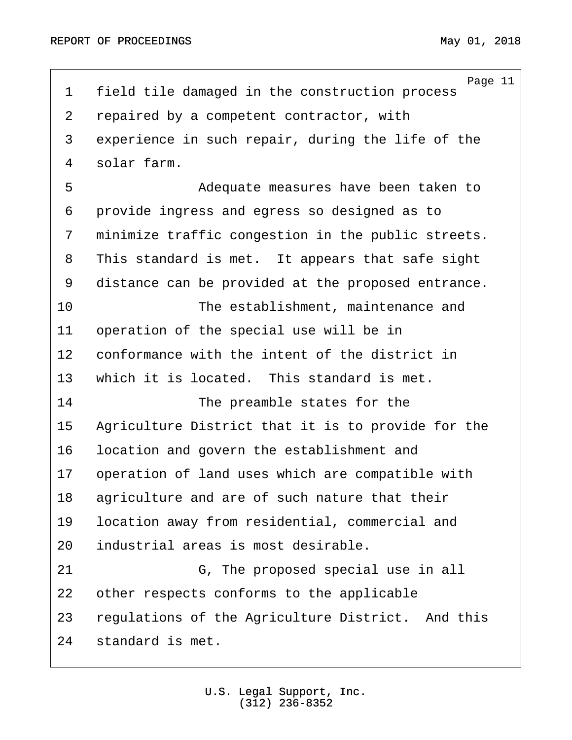field tile damaged in the construction process repaired by a competent contractor, with experience in such repair, during the life of the solar farm.

Adequate measures have been taken to provide ingress and egress so designed as to minimize traffic congestion in the public streets. This standard is met. It appears that safe sight distance can be provided at the proposed entrance.

The establishment, maintenance and operation of the special use will be in conformance with the intent of the district in which it is located. This standard is met.

The preamble states for the Agriculture District that it is to provide for the location and govern the establishment and operation of land uses which are compatible with agriculture and are of such nature that their location away from residential, commercial and industrial areas is most desirable.

G, The proposed special use in all other respects conforms to the applicable regulations of the Agriculture District. And this standard is met.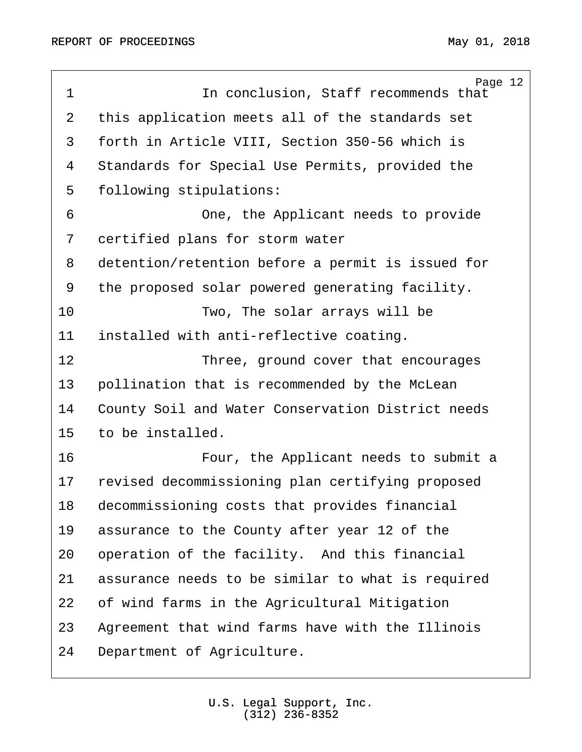In conclusion, Staff recommends that this application meets all of the standards set forth in Article VIII, Section 350-56 which is Standards for Special Use Permits, provided the following stipulations:

One, the Applicant needs to provide certified plans for storm water detention/retention before a permit is issued for the proposed solar powered generating facility.

Two, The solar arrays will be installed with anti-reflective coating.

Three, ground cover that encourages pollination that is recommended by the McLean County Soil and Water Conservation District needs to be installed.

Four, the Applicant needs to submit a revised decommissioning plan certifying proposed decommissioning costs that provides financial assurance to the County after year 12 of the operation of the facility. And this financial assurance needs to be similar to what is required of wind farms in the Agricultural Mitigation Agreement that wind farms have with the Illinois Department of Agriculture.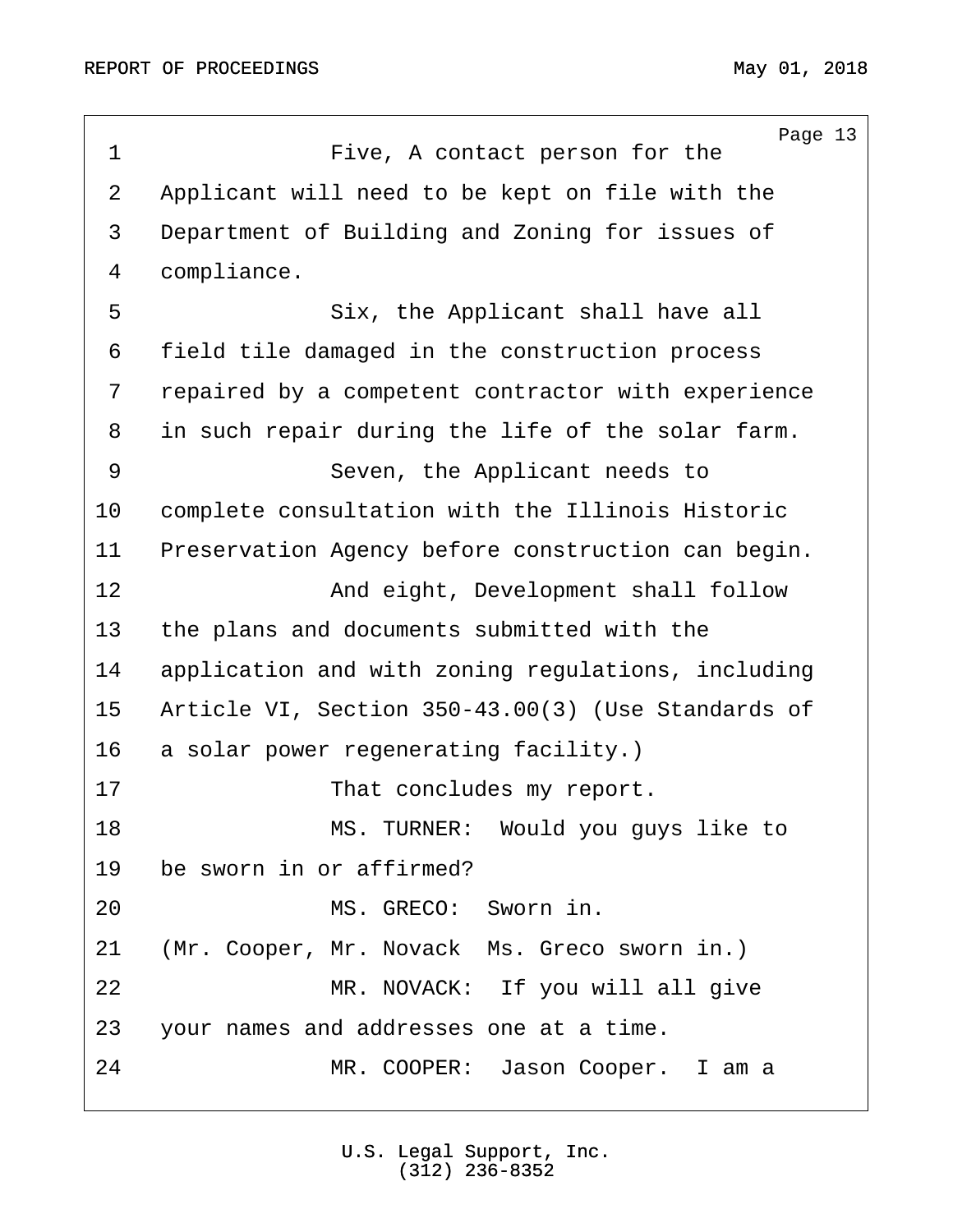Five, A contact person for the Applicant will need to be kept on file with the Department of Building and Zoning for issues of compliance.

Six, the Applicant shall have all field tile damaged in the construction process repaired by a competent contractor with experience in such repair during the life of the solar farm.

Seven, the Applicant needs to complete consultation with the Illinois Historic Preservation Agency before construction can begin.

And eight, Development shall follow the plans and documents submitted with the application and with zoning regulations, including Article VI, Section 350-43.00(3) (Use Standards of a solar power regenerating facility.)

That concludes my report.

MS. TURNER: Would you guys like to be sworn in or affirmed?

MS. GRECO: Sworn in.

(Mr. Cooper, Mr. Novack Ms. Greco sworn in.)

MR. NOVACK: If you will all give your names and addresses one at a time.

MR. COOPER: Jason Cooper. I am a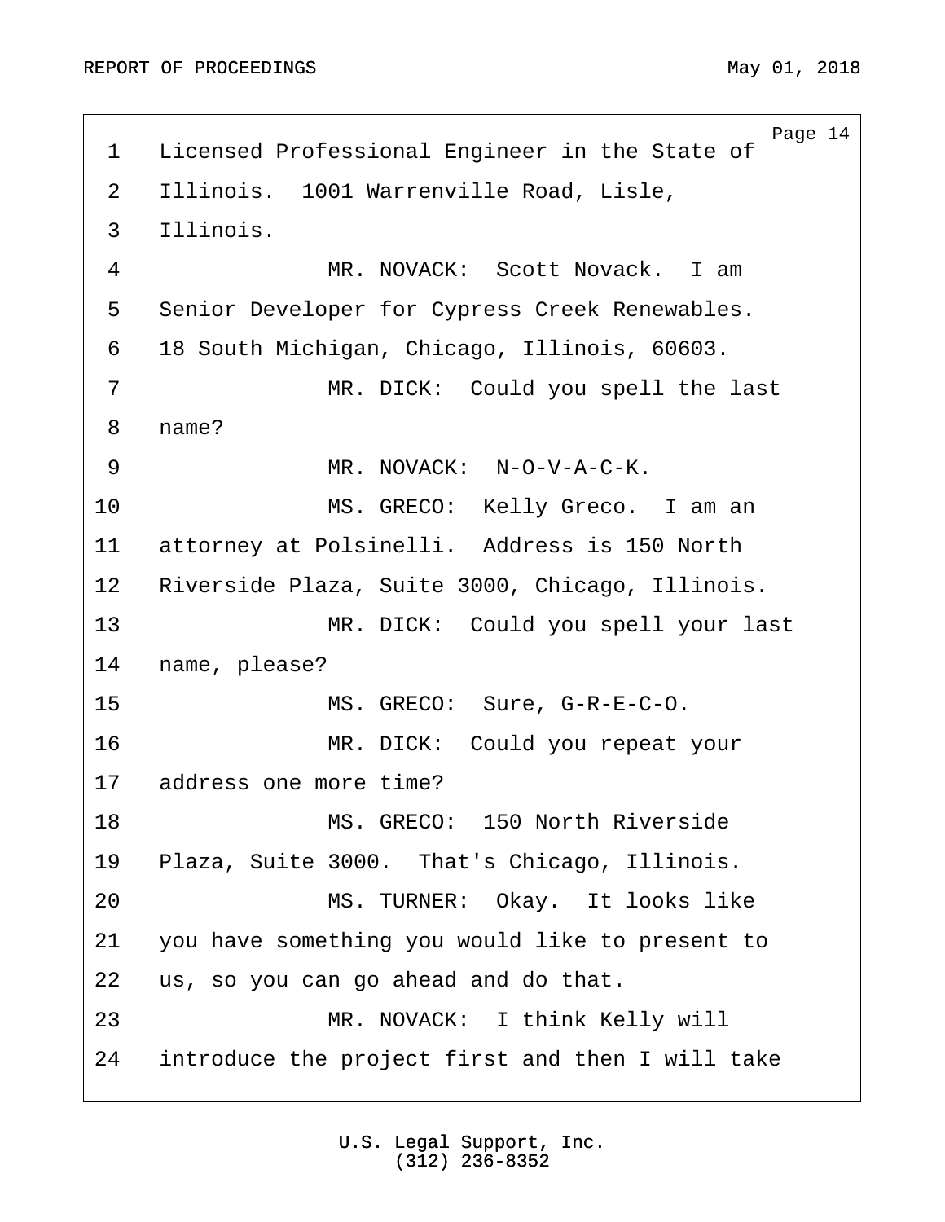1 Licensed Professional Engineer in the State of
2 Illinois. 1001 Warrenville Road, Lisle,
3 Illinois.
4 MR. NOVACK: Scott Novack. I am
5 Senior Developer for Cypress Creek Renewables.
6 18 South Michigan, Chicago, Illinois, 60603.
7 MR. DICK: Could you spell the last
8 name?
9 MR. NOVACK: N-O-V-A-C-K.
10 MS. GRECO: Kelly Greco. I am an
11 attorney at Polsinelli. Address is 150 North
12 Riverside Plaza, Suite 3000, Chicago, Illinois.
13 MR. DICK: Could you spell your last
14 name, please?
15 MS. GRECO: Sure, G-R-E-C-O.
16 MR. DICK: Could you repeat your
17 address one more time?
18 MS. GRECO: 150 North Riverside
19 Plaza, Suite 3000. That's Chicago, Illinois.
20 MS. TURNER: Okay. It looks like
21 you have something you would like to present to
22 us, so you can go ahead and do that.
23 MR. NOVACK: I think Kelly will
24 introduce the project first and then I will take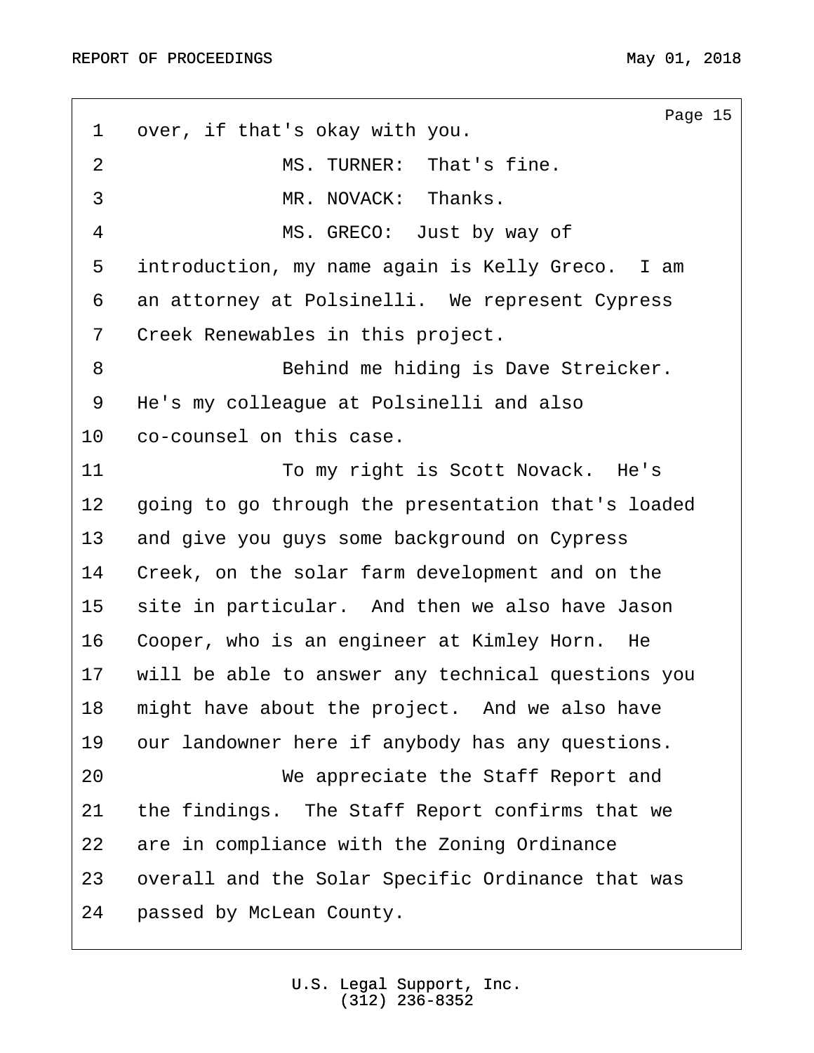over, if that's okay with you.

MS. TURNER: That's fine.

MR. NOVACK: Thanks.

MS. GRECO: Just by way of introduction, my name again is Kelly Greco. I am an attorney at Polsinelli. We represent Cypress Creek Renewables in this project.

Behind me hiding is Dave Streicker. He's my colleague at Polsinelli and also co-counsel on this case.

To my right is Scott Novack. He's going to go through the presentation that's loaded and give you guys some background on Cypress Creek, on the solar farm development and on the site in particular. And then we also have Jason Cooper, who is an engineer at Kimley Horn. He will be able to answer any technical questions you might have about the project. And we also have our landowner here if anybody has any questions.

We appreciate the Staff Report and the findings. The Staff Report confirms that we are in compliance with the Zoning Ordinance overall and the Solar Specific Ordinance that was passed by McLean County.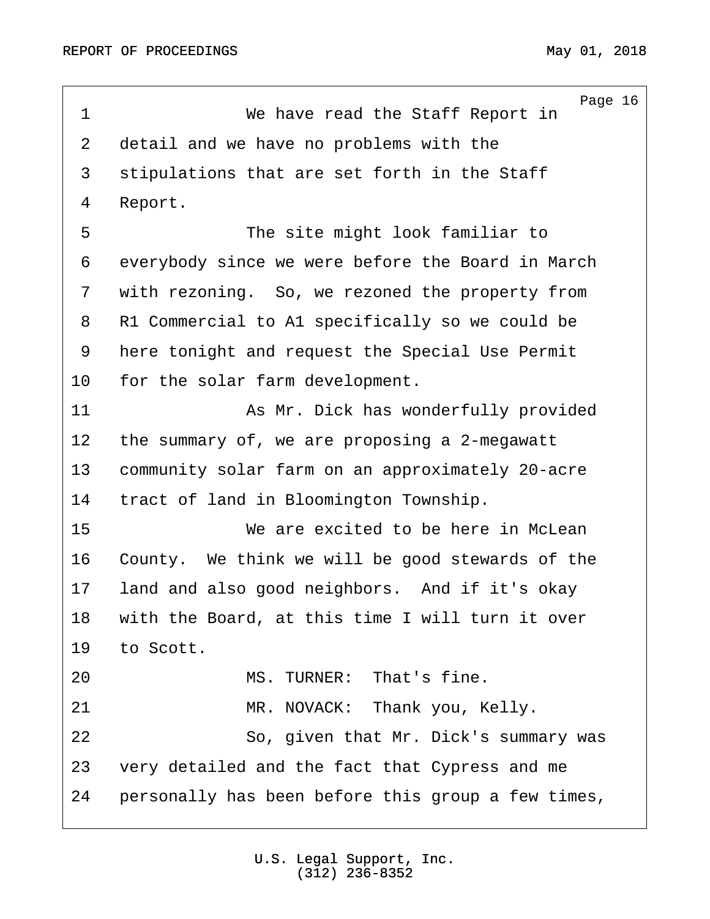1 We have read the Staff Report in
2 detail and we have no problems with the
3 stipulations that are set forth in the Staff
4 Report.
5 The site might look familiar to
6 everybody since we were before the Board in March
7 with rezoning. So, we rezoned the property from
8 R1 Commercial to A1 specifically so we could be
9 here tonight and request the Special Use Permit
10 for the solar farm development.
11 As Mr. Dick has wonderfully provided
12 the summary of, we are proposing a 2-megawatt
13 community solar farm on an approximately 20-acre
14 tract of land in Bloomington Township.
15 We are excited to be here in McLean
16 County. We think we will be good stewards of the
17 land and also good neighbors. And if it's okay
18 with the Board, at this time I will turn it over
19 to Scott.
20 MS. TURNER: That's fine.
21 MR. NOVACK: Thank you, Kelly.
22 So, given that Mr. Dick's summary was
23 very detailed and the fact that Cypress and me
24 personally has been before this group a few times,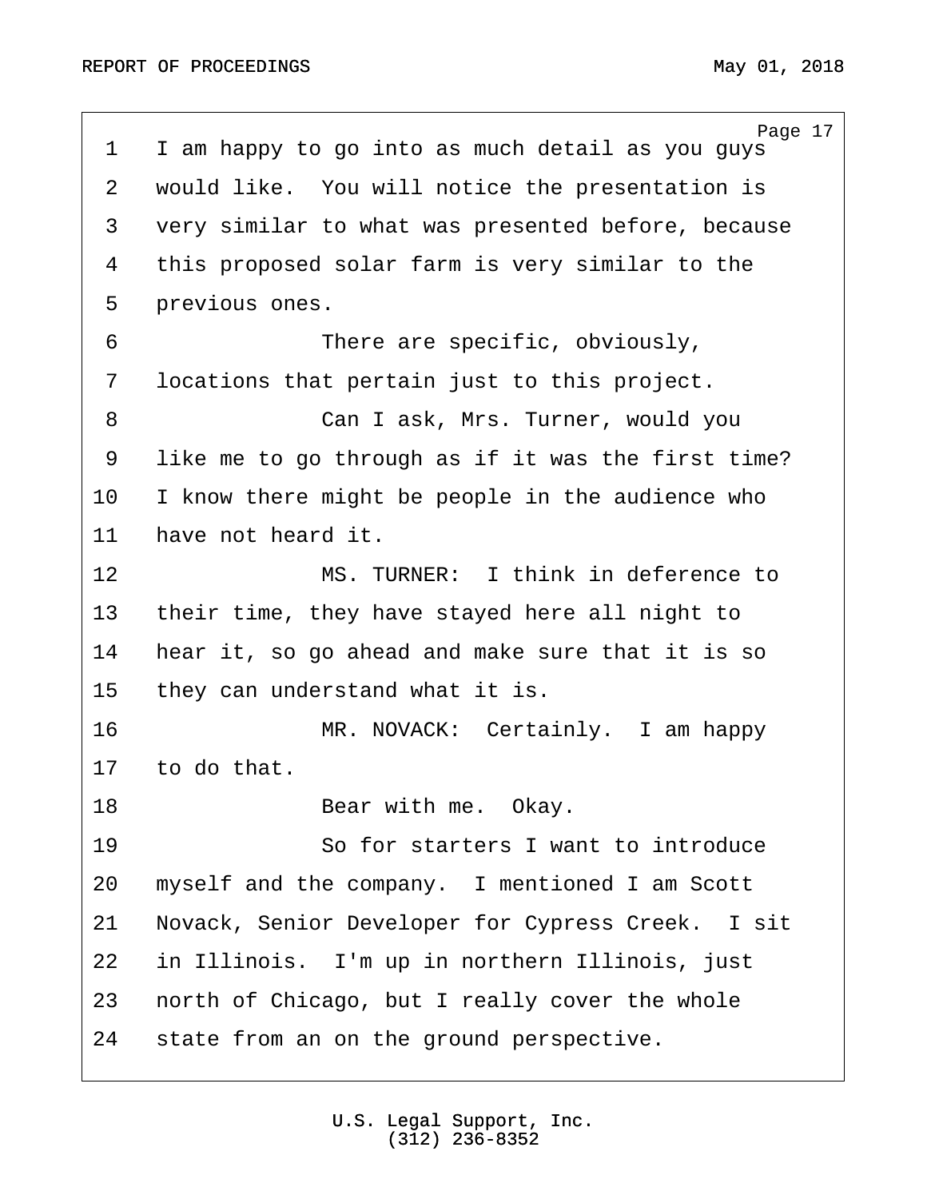I am happy to go into as much detail as you guys would like. You will notice the presentation is very similar to what was presented before, because this proposed solar farm is very similar to the previous ones.

There are specific, obviously, locations that pertain just to this project.

Can I ask, Mrs. Turner, would you like me to go through as if it was the first time? I know there might be people in the audience who have not heard it.

MS. TURNER: I think in deference to their time, they have stayed here all night to hear it, so go ahead and make sure that it is so they can understand what it is.

MR. NOVACK: Certainly. I am happy to do that.

Bear with me. Okay.

So for starters I want to introduce myself and the company. I mentioned I am Scott Novack, Senior Developer for Cypress Creek. I sit in Illinois. I'm up in northern Illinois, just north of Chicago, but I really cover the whole state from an on the ground perspective.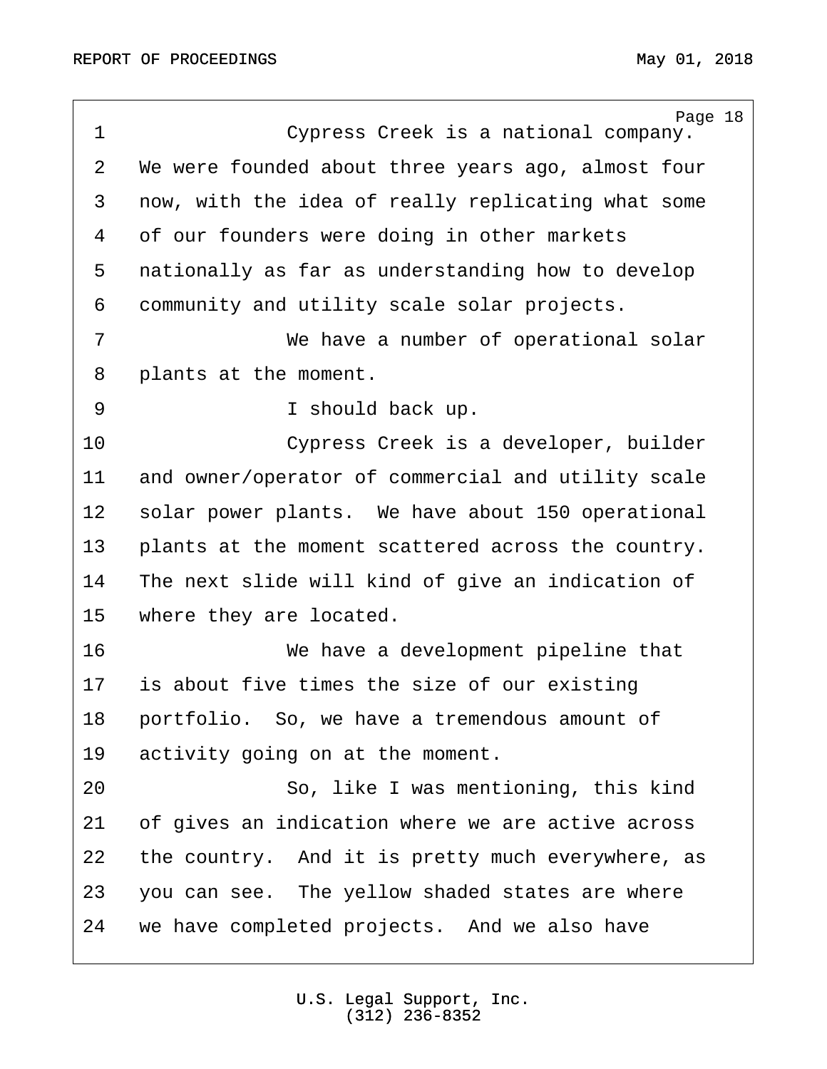Cypress Creek is a national company. We were founded about three years ago, almost four now, with the idea of really replicating what some of our founders were doing in other markets nationally as far as understanding how to develop community and utility scale solar projects.

We have a number of operational solar plants at the moment.

I should back up.

Cypress Creek is a developer, builder and owner/operator of commercial and utility scale solar power plants. We have about 150 operational plants at the moment scattered across the country. The next slide will kind of give an indication of where they are located.

We have a development pipeline that is about five times the size of our existing portfolio. So, we have a tremendous amount of activity going on at the moment.

So, like I was mentioning, this kind of gives an indication where we are active across the country. And it is pretty much everywhere, as you can see. The yellow shaded states are where we have completed projects. And we also have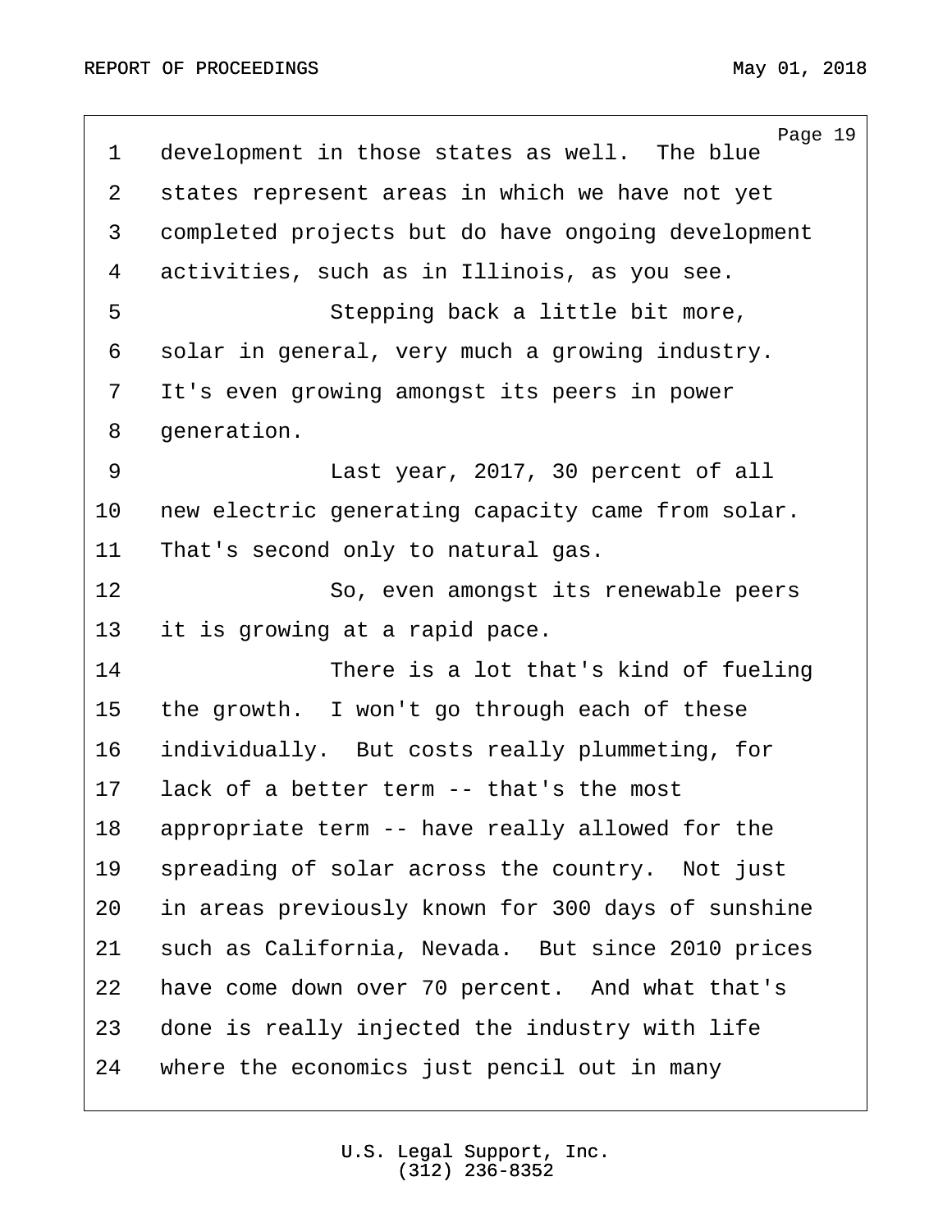development in those states as well. The blue states represent areas in which we have not yet completed projects but do have ongoing development activities, such as in Illinois, as you see.

Stepping back a little bit more, solar in general, very much a growing industry. It's even growing amongst its peers in power generation.

Last year, 2017, 30 percent of all new electric generating capacity came from solar. That's second only to natural gas.

So, even amongst its renewable peers it is growing at a rapid pace.

There is a lot that's kind of fueling the growth. I won't go through each of these individually. But costs really plummeting, for lack of a better term -- that's the most appropriate term -- have really allowed for the spreading of solar across the country. Not just in areas previously known for 300 days of sunshine such as California, Nevada. But since 2010 prices have come down over 70 percent. And what that's done is really injected the industry with life where the economics just pencil out in many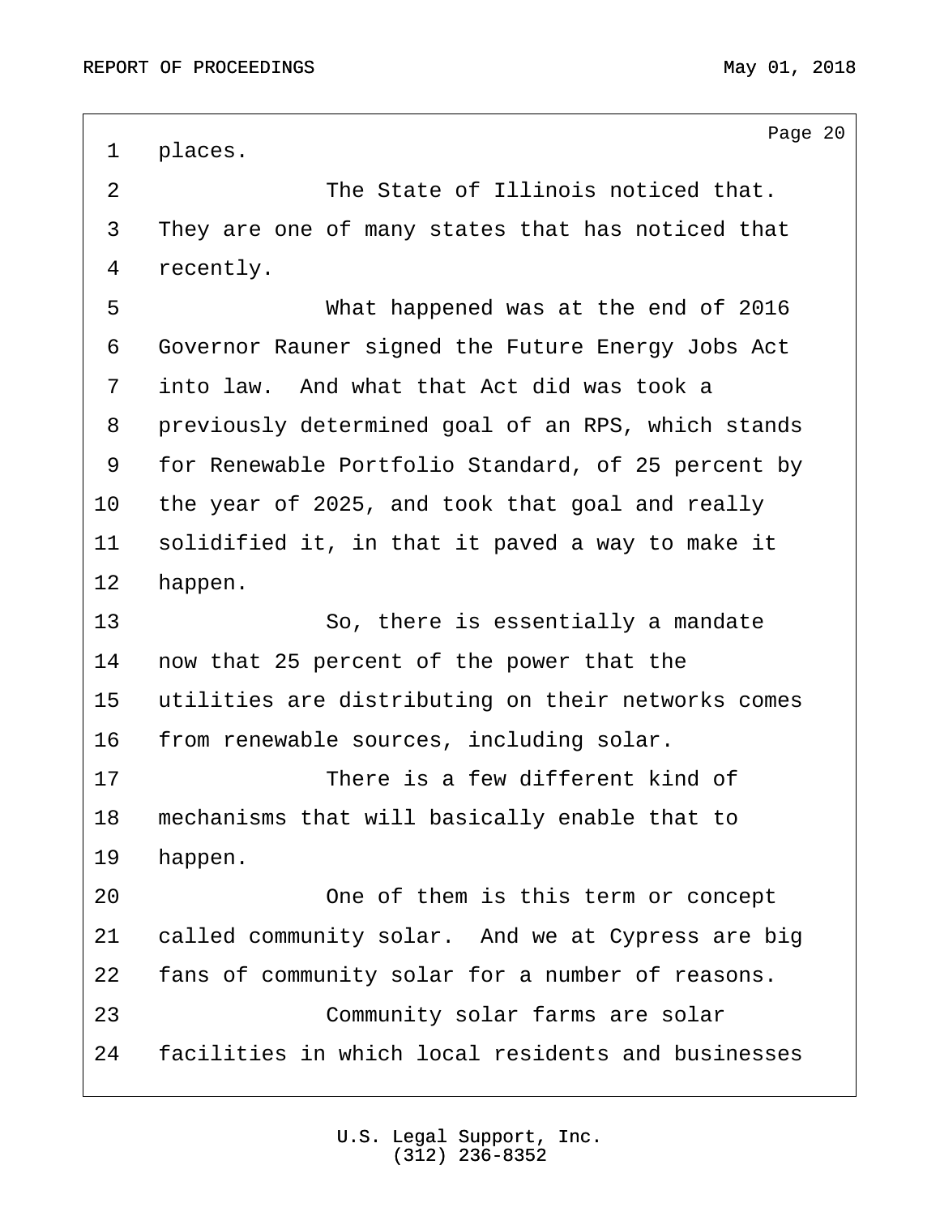places.

The State of Illinois noticed that. They are one of many states that has noticed that recently.

What happened was at the end of 2016 Governor Rauner signed the Future Energy Jobs Act into law. And what that Act did was took a previously determined goal of an RPS, which stands for Renewable Portfolio Standard, of 25 percent by the year of 2025, and took that goal and really solidified it, in that it paved a way to make it happen.

So, there is essentially a mandate now that 25 percent of the power that the utilities are distributing on their networks comes from renewable sources, including solar.

There is a few different kind of mechanisms that will basically enable that to happen.

One of them is this term or concept called community solar. And we at Cypress are big fans of community solar for a number of reasons.

Community solar farms are solar facilities in which local residents and businesses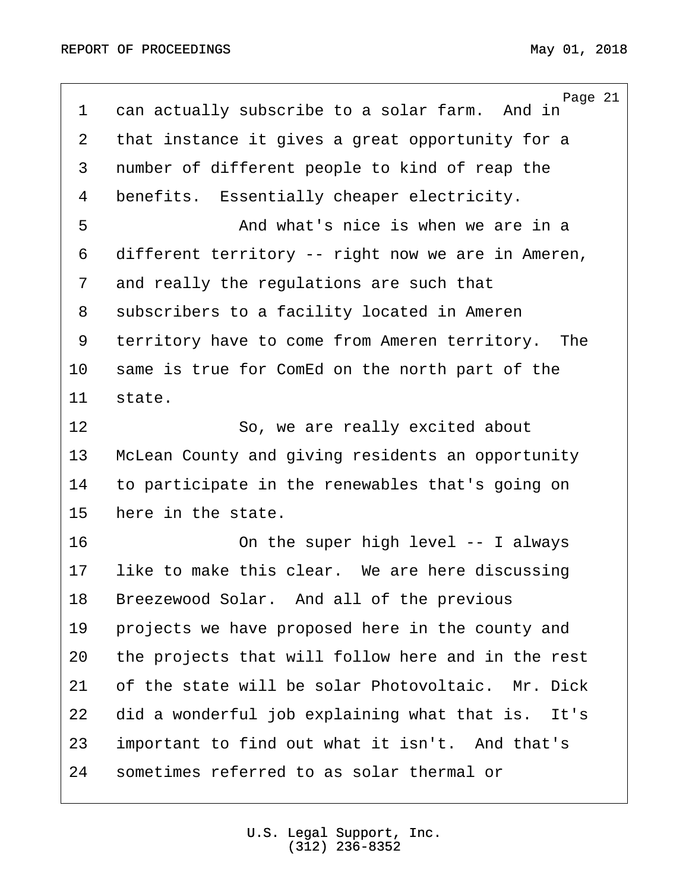can actually subscribe to a solar farm. And in that instance it gives a great opportunity for a number of different people to kind of reap the benefits. Essentially cheaper electricity.

And what's nice is when we are in a different territory -- right now we are in Ameren, and really the regulations are such that subscribers to a facility located in Ameren territory have to come from Ameren territory. The same is true for ComEd on the north part of the state.

So, we are really excited about McLean County and giving residents an opportunity to participate in the renewables that's going on here in the state.

On the super high level -- I always like to make this clear. We are here discussing Breezewood Solar. And all of the previous projects we have proposed here in the county and the projects that will follow here and in the rest of the state will be solar Photovoltaic. Mr. Dick did a wonderful job explaining what that is. It's important to find out what it isn't. And that's sometimes referred to as solar thermal or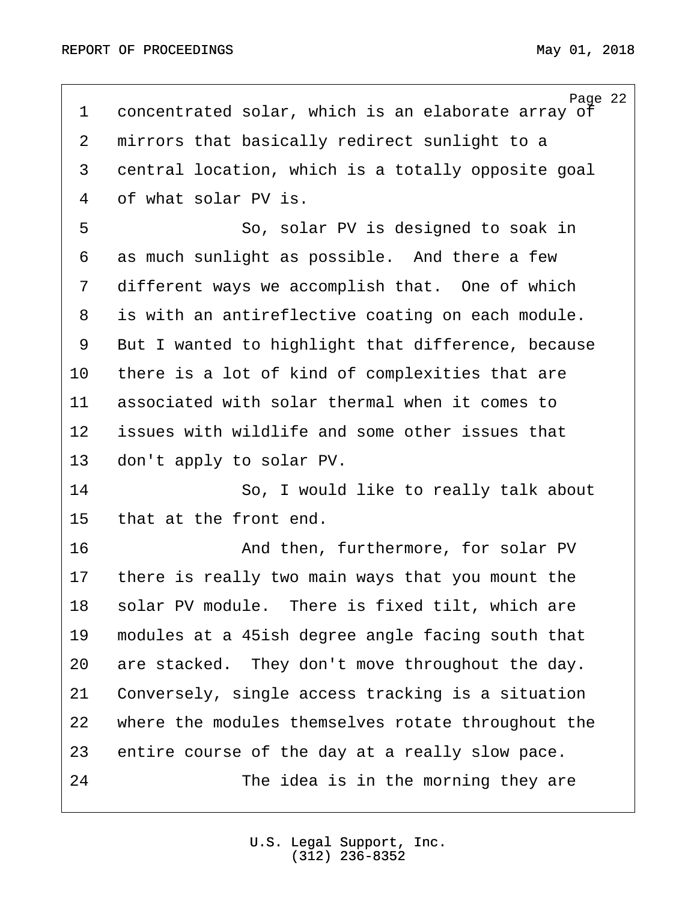concentrated solar, which is an elaborate array of mirrors that basically redirect sunlight to a central location, which is a totally opposite goal of what solar PV is.

So, solar PV is designed to soak in as much sunlight as possible. And there a few different ways we accomplish that. One of which is with an antireflective coating on each module. But I wanted to highlight that difference, because there is a lot of kind of complexities that are associated with solar thermal when it comes to issues with wildlife and some other issues that don't apply to solar PV.

So, I would like to really talk about that at the front end.

And then, furthermore, for solar PV there is really two main ways that you mount the solar PV module. There is fixed tilt, which are modules at a 45ish degree angle facing south that are stacked. They don't move throughout the day. Conversely, single access tracking is a situation where the modules themselves rotate throughout the entire course of the day at a really slow pace.

The idea is in the morning they are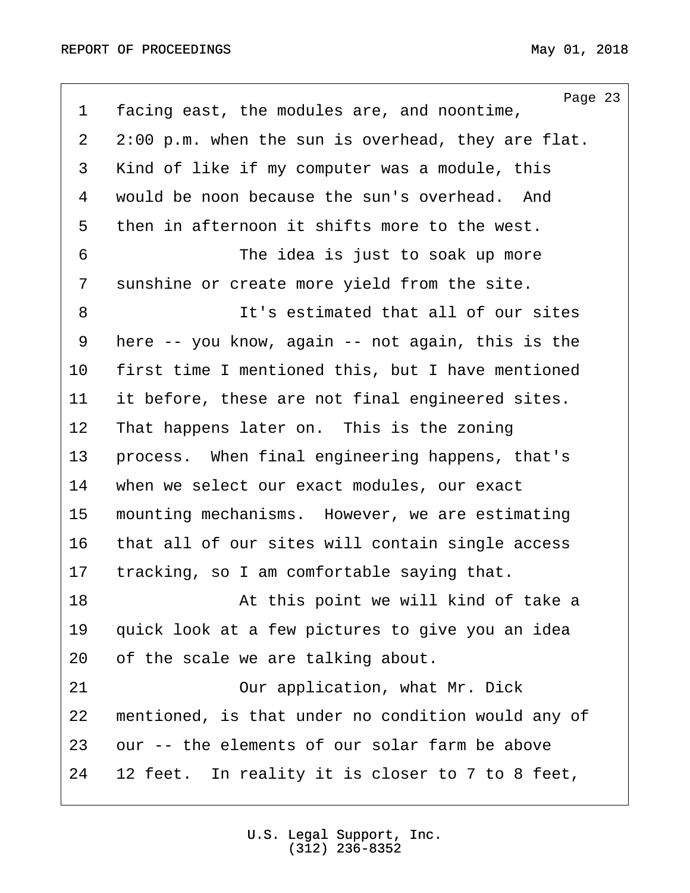facing east, the modules are, and noontime, 2:00 p.m. when the sun is overhead, they are flat. Kind of like if my computer was a module, this would be noon because the sun's overhead. And then in afternoon it shifts more to the west.

The idea is just to soak up more sunshine or create more yield from the site.

It's estimated that all of our sites here -- you know, again -- not again, this is the first time I mentioned this, but I have mentioned it before, these are not final engineered sites. That happens later on. This is the zoning process. When final engineering happens, that's when we select our exact modules, our exact mounting mechanisms. However, we are estimating that all of our sites will contain single access tracking, so I am comfortable saying that.

At this point we will kind of take a quick look at a few pictures to give you an idea of the scale we are talking about.

Our application, what Mr. Dick mentioned, is that under no condition would any of our -- the elements of our solar farm be above 12 feet. In reality it is closer to 7 to 8 feet,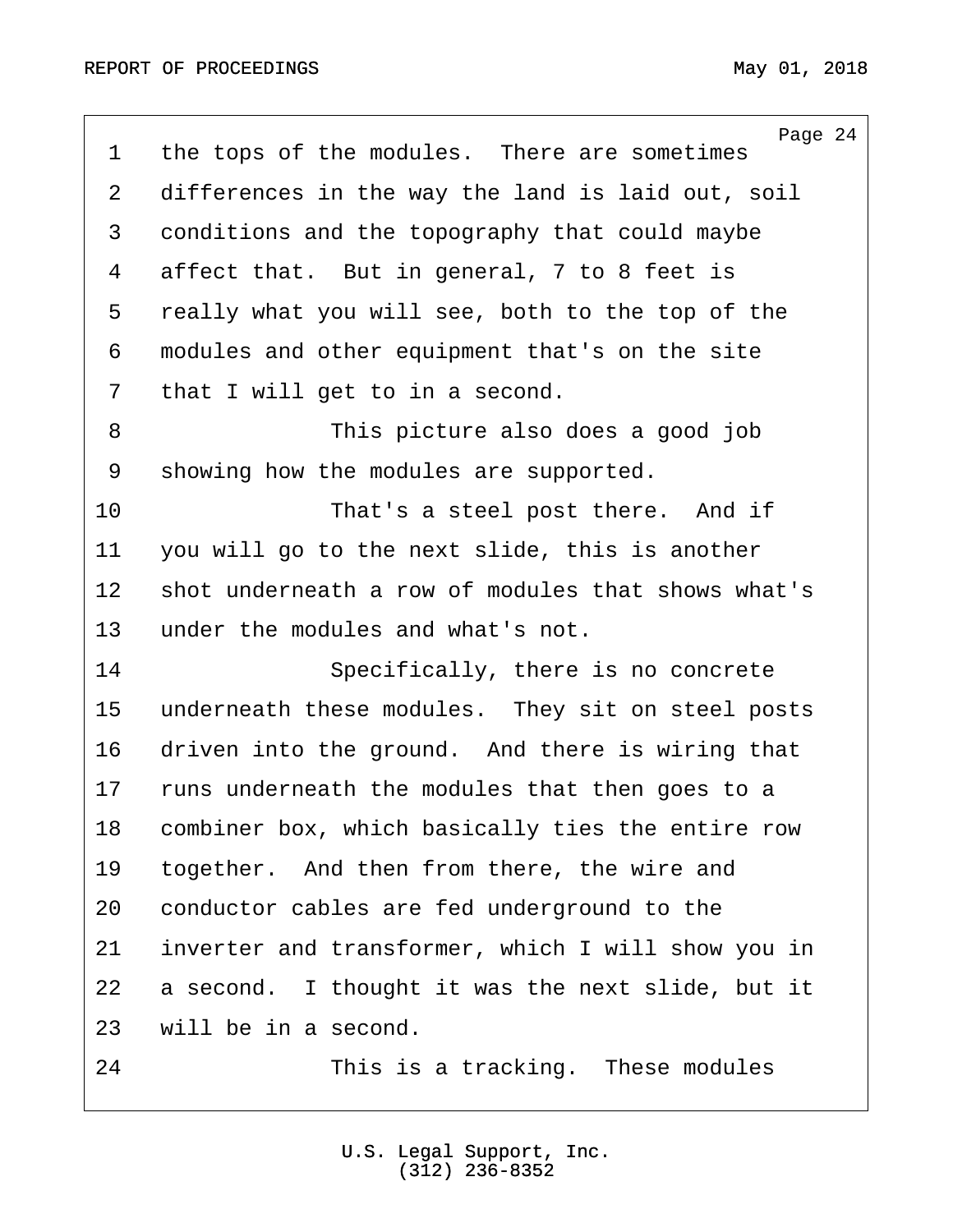the tops of the modules. There are sometimes differences in the way the land is laid out, soil conditions and the topography that could maybe affect that. But in general, 7 to 8 feet is really what you will see, both to the top of the modules and other equipment that's on the site that I will get to in a second.

This picture also does a good job showing how the modules are supported.

That's a steel post there. And if you will go to the next slide, this is another shot underneath a row of modules that shows what's under the modules and what's not.

Specifically, there is no concrete underneath these modules. They sit on steel posts driven into the ground. And there is wiring that runs underneath the modules that then goes to a combiner box, which basically ties the entire row together. And then from there, the wire and conductor cables are fed underground to the inverter and transformer, which I will show you in a second. I thought it was the next slide, but it will be in a second.

This is a tracking. These modules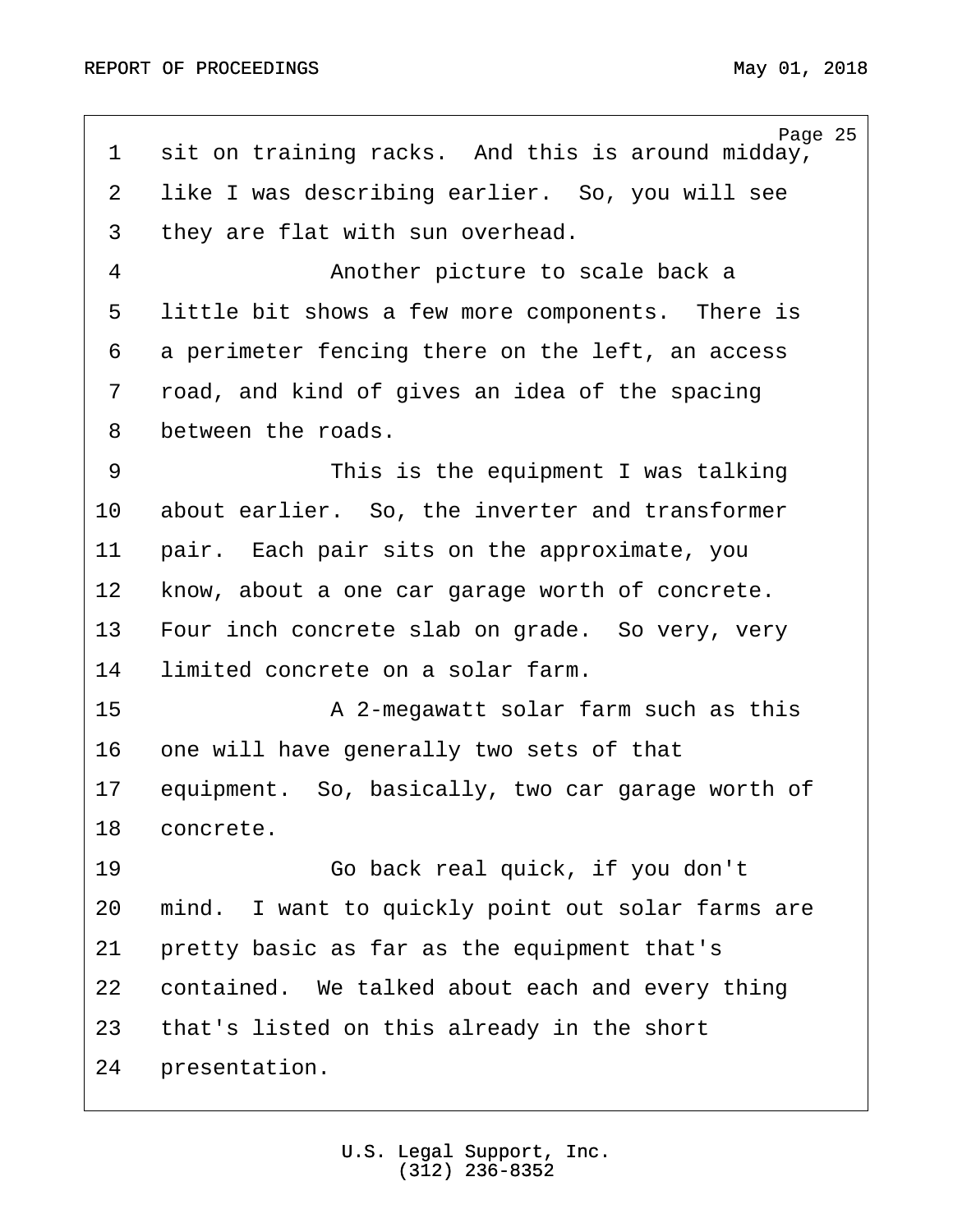sit on training racks.  And this is around midday, like I was describing earlier.  So, you will see they are flat with sun overhead.

Another picture to scale back a little bit shows a few more components.  There is a perimeter fencing there on the left, an access road, and kind of gives an idea of the spacing between the roads.

This is the equipment I was talking about earlier.  So, the inverter and transformer pair.  Each pair sits on the approximate, you know, about a one car garage worth of concrete. Four inch concrete slab on grade.  So very, very limited concrete on a solar farm.

A 2-megawatt solar farm such as this one will have generally two sets of that equipment.  So, basically, two car garage worth of concrete.

Go back real quick, if you don't mind.  I want to quickly point out solar farms are pretty basic as far as the equipment that's contained.  We talked about each and every thing that's listed on this already in the short presentation.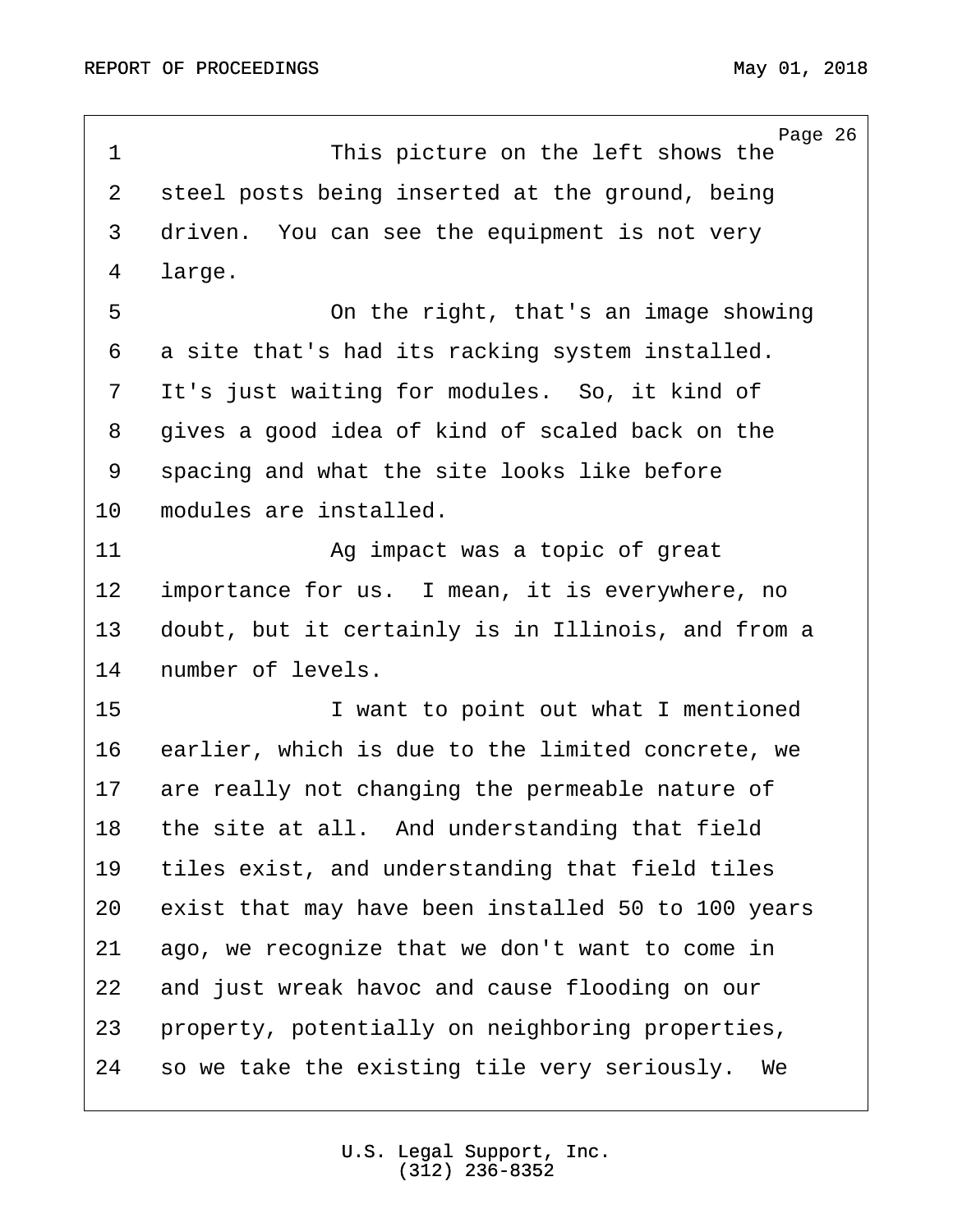This picture on the left shows the steel posts being inserted at the ground, being driven. You can see the equipment is not very large.

On the right, that's an image showing a site that's had its racking system installed. It's just waiting for modules. So, it kind of gives a good idea of kind of scaled back on the spacing and what the site looks like before modules are installed.

Ag impact was a topic of great importance for us. I mean, it is everywhere, no doubt, but it certainly is in Illinois, and from a number of levels.

I want to point out what I mentioned earlier, which is due to the limited concrete, we are really not changing the permeable nature of the site at all. And understanding that field tiles exist, and understanding that field tiles exist that may have been installed 50 to 100 years ago, we recognize that we don't want to come in and just wreak havoc and cause flooding on our property, potentially on neighboring properties, so we take the existing tile very seriously. We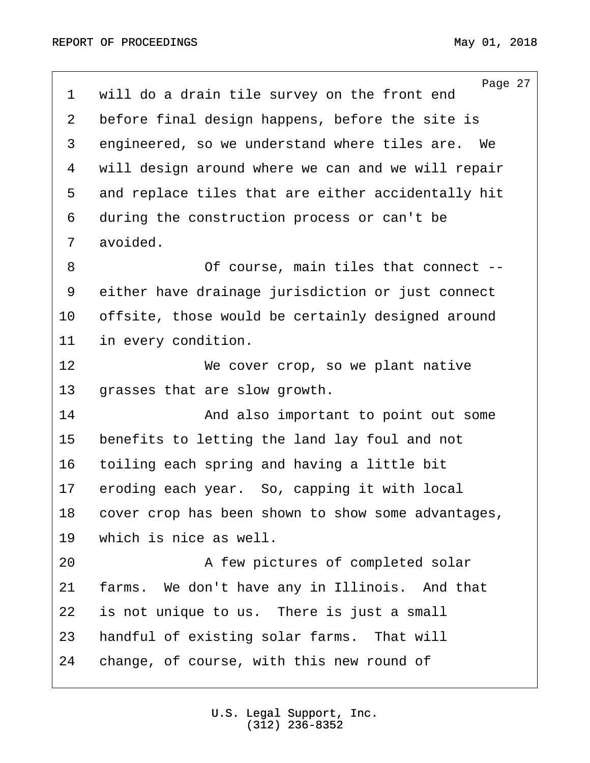will do a drain tile survey on the front end before final design happens, before the site is engineered, so we understand where tiles are. We will design around where we can and we will repair and replace tiles that are either accidentally hit during the construction process or can't be avoided.

Of course, main tiles that connect -- either have drainage jurisdiction or just connect offsite, those would be certainly designed around in every condition.

We cover crop, so we plant native grasses that are slow growth.

And also important to point out some benefits to letting the land lay foul and not toiling each spring and having a little bit eroding each year. So, capping it with local cover crop has been shown to show some advantages, which is nice as well.

A few pictures of completed solar farms. We don't have any in Illinois. And that is not unique to us. There is just a small handful of existing solar farms. That will change, of course, with this new round of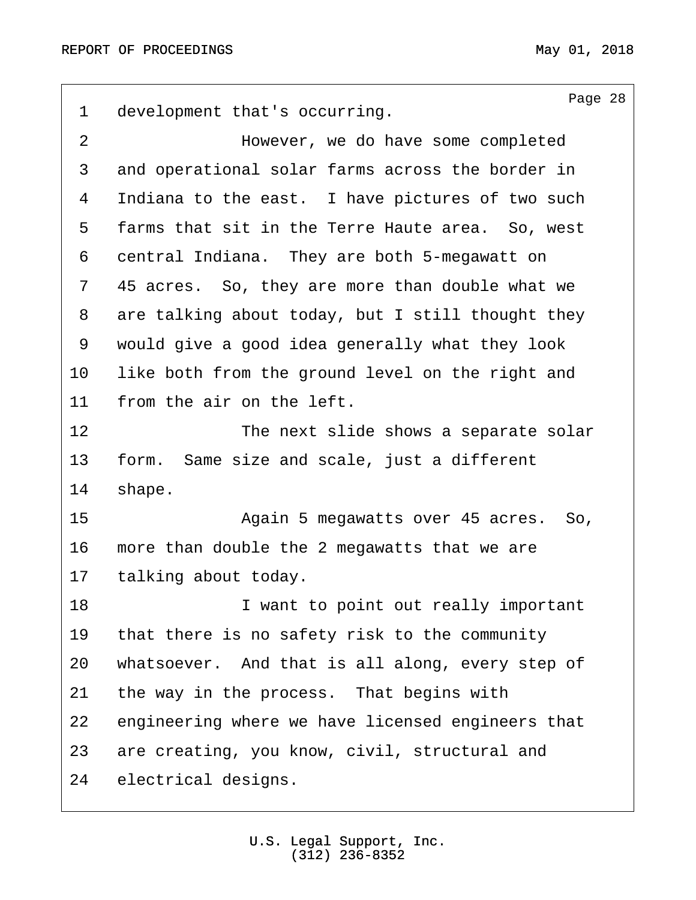development that's occurring.

However, we do have some completed and operational solar farms across the border in Indiana to the east. I have pictures of two such farms that sit in the Terre Haute area. So, west central Indiana. They are both 5-megawatt on 45 acres. So, they are more than double what we are talking about today, but I still thought they would give a good idea generally what they look like both from the ground level on the right and from the air on the left.

The next slide shows a separate solar form. Same size and scale, just a different shape.

Again 5 megawatts over 45 acres. So, more than double the 2 megawatts that we are talking about today.

I want to point out really important that there is no safety risk to the community whatsoever. And that is all along, every step of the way in the process. That begins with engineering where we have licensed engineers that are creating, you know, civil, structural and electrical designs.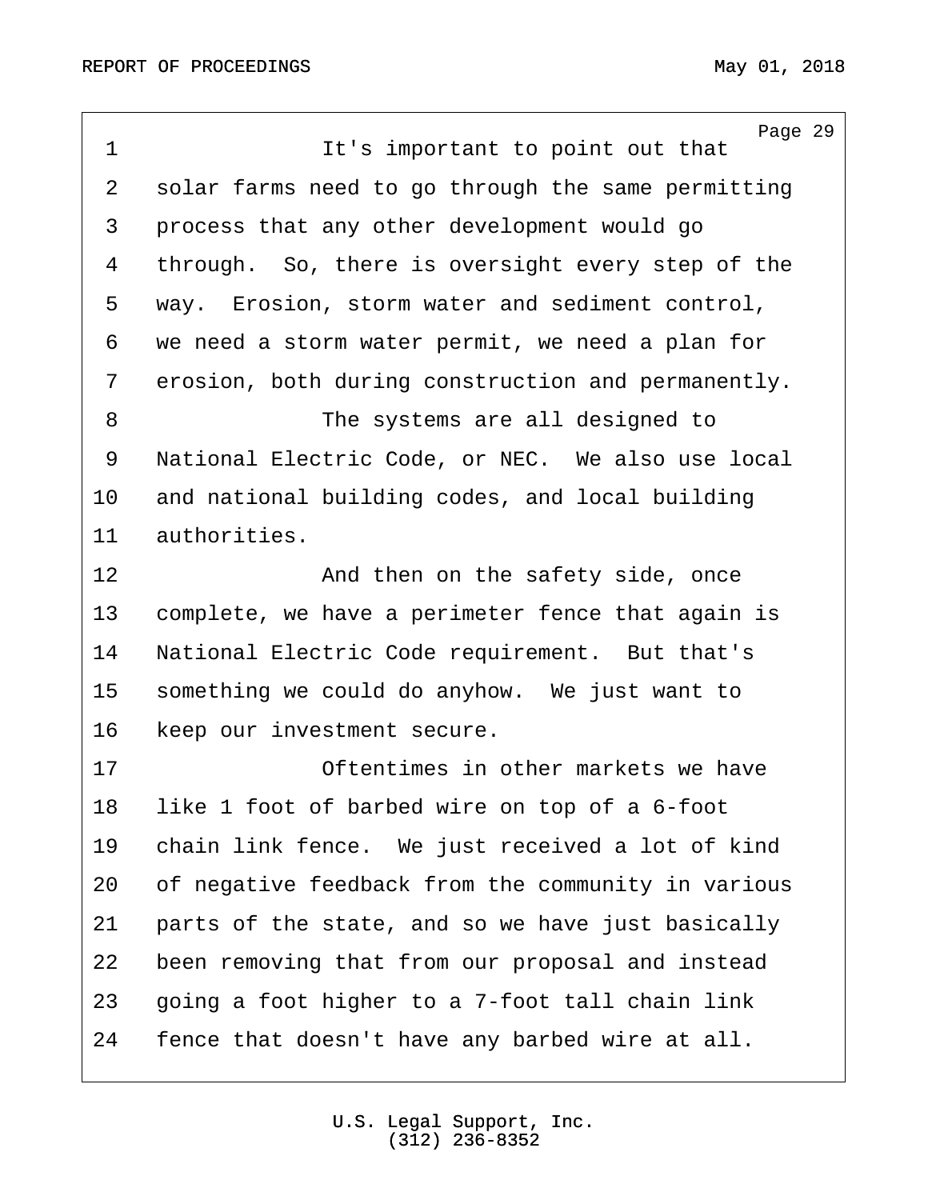It's important to point out that solar farms need to go through the same permitting process that any other development would go through. So, there is oversight every step of the way. Erosion, storm water and sediment control, we need a storm water permit, we need a plan for erosion, both during construction and permanently.

The systems are all designed to National Electric Code, or NEC. We also use local and national building codes, and local building authorities.

And then on the safety side, once complete, we have a perimeter fence that again is National Electric Code requirement. But that's something we could do anyhow. We just want to keep our investment secure.

Oftentimes in other markets we have like 1 foot of barbed wire on top of a 6-foot chain link fence. We just received a lot of kind of negative feedback from the community in various parts of the state, and so we have just basically been removing that from our proposal and instead going a foot higher to a 7-foot tall chain link fence that doesn't have any barbed wire at all.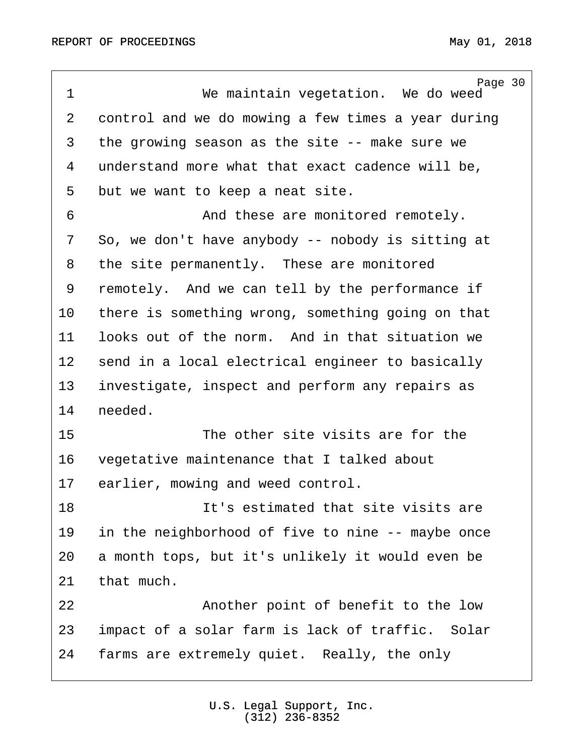We maintain vegetation. We do weed control and we do mowing a few times a year during the growing season as the site -- make sure we understand more what that exact cadence will be, but we want to keep a neat site.

And these are monitored remotely. So, we don't have anybody -- nobody is sitting at the site permanently. These are monitored remotely. And we can tell by the performance if there is something wrong, something going on that looks out of the norm. And in that situation we send in a local electrical engineer to basically investigate, inspect and perform any repairs as needed.

The other site visits are for the vegetative maintenance that I talked about earlier, mowing and weed control.

It's estimated that site visits are in the neighborhood of five to nine -- maybe once a month tops, but it's unlikely it would even be that much.

Another point of benefit to the low impact of a solar farm is lack of traffic. Solar farms are extremely quiet. Really, the only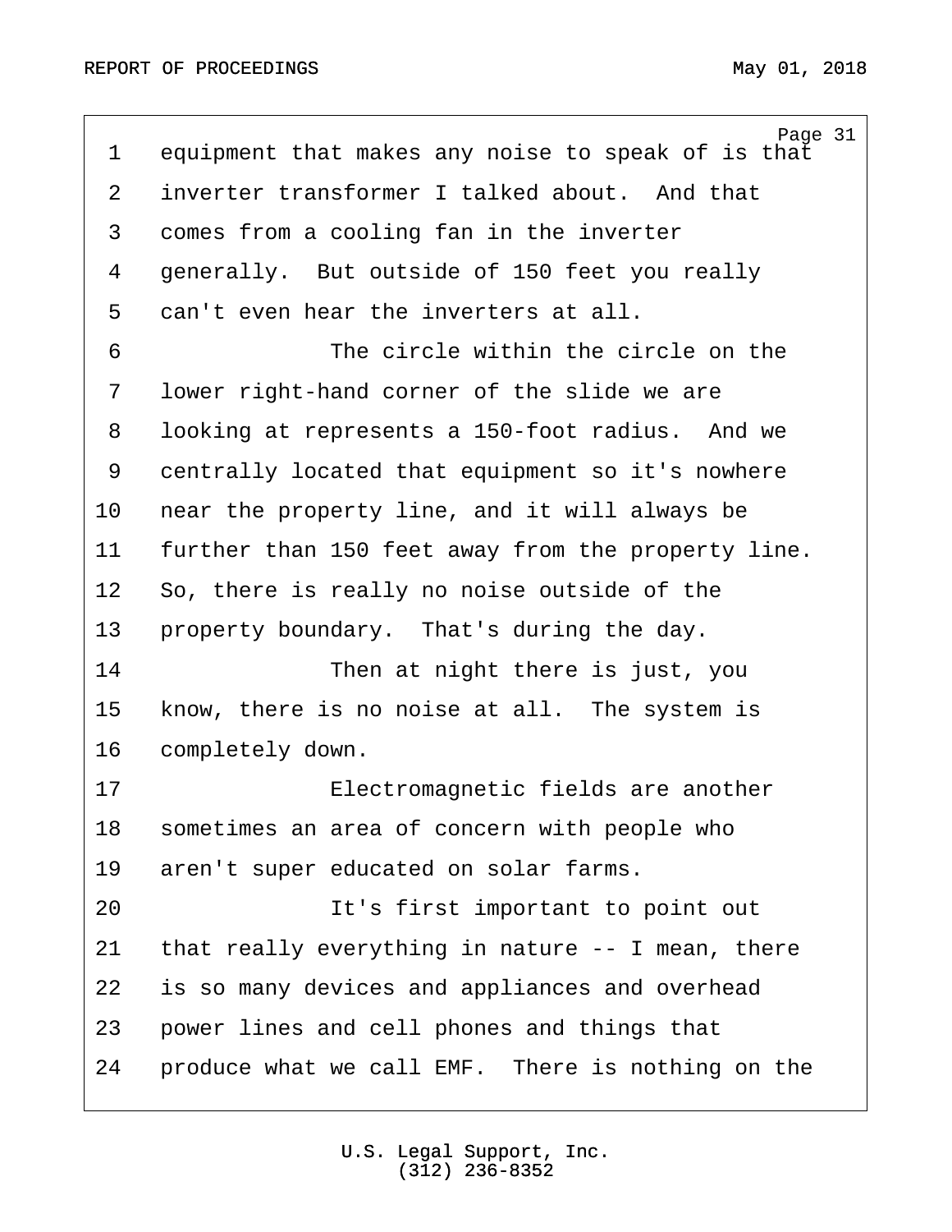equipment that makes any noise to speak of is that inverter transformer I talked about. And that comes from a cooling fan in the inverter generally. But outside of 150 feet you really can't even hear the inverters at all.

The circle within the circle on the lower right-hand corner of the slide we are looking at represents a 150-foot radius. And we centrally located that equipment so it's nowhere near the property line, and it will always be further than 150 feet away from the property line. So, there is really no noise outside of the property boundary. That's during the day.

Then at night there is just, you know, there is no noise at all. The system is completely down.

Electromagnetic fields are another sometimes an area of concern with people who aren't super educated on solar farms.

It's first important to point out that really everything in nature -- I mean, there is so many devices and appliances and overhead power lines and cell phones and things that produce what we call EMF. There is nothing on the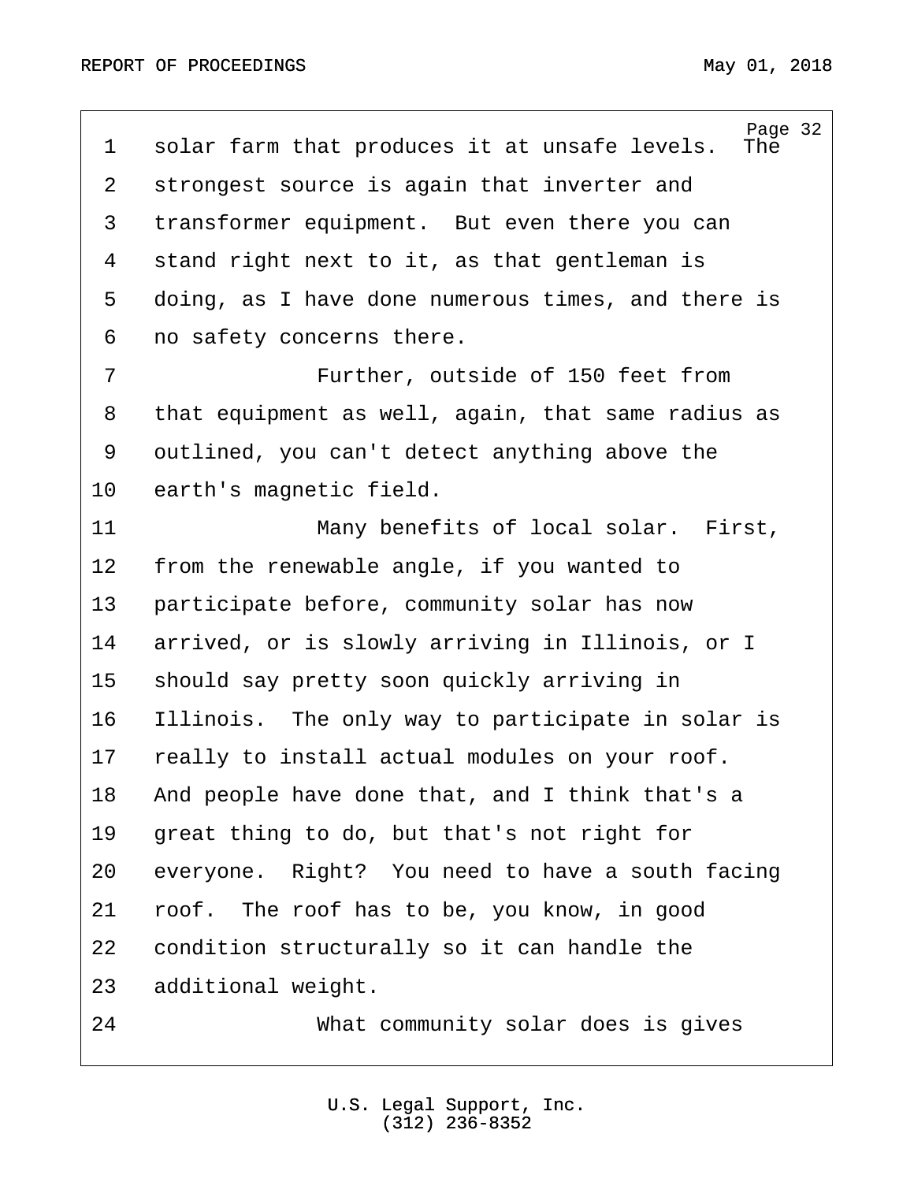solar farm that produces it at unsafe levels. The strongest source is again that inverter and transformer equipment. But even there you can stand right next to it, as that gentleman is doing, as I have done numerous times, and there is no safety concerns there.

Further, outside of 150 feet from that equipment as well, again, that same radius as outlined, you can't detect anything above the earth's magnetic field.

Many benefits of local solar. First, from the renewable angle, if you wanted to participate before, community solar has now arrived, or is slowly arriving in Illinois, or I should say pretty soon quickly arriving in Illinois. The only way to participate in solar is really to install actual modules on your roof. And people have done that, and I think that's a great thing to do, but that's not right for everyone. Right? You need to have a south facing roof. The roof has to be, you know, in good condition structurally so it can handle the additional weight.

What community solar does is gives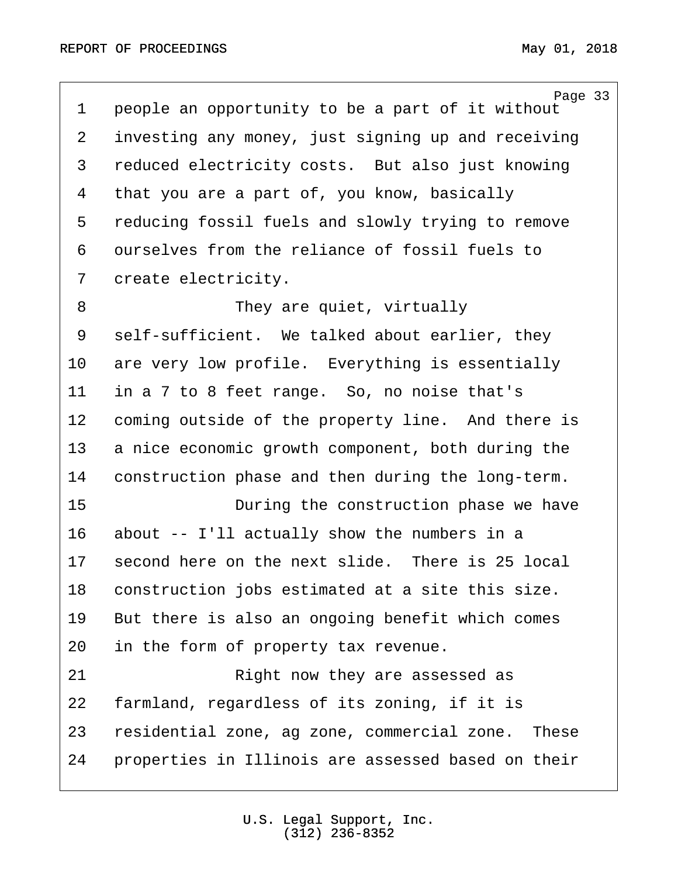people an opportunity to be a part of it without investing any money, just signing up and receiving reduced electricity costs. But also just knowing that you are a part of, you know, basically reducing fossil fuels and slowly trying to remove ourselves from the reliance of fossil fuels to create electricity.

They are quiet, virtually self-sufficient. We talked about earlier, they are very low profile. Everything is essentially in a 7 to 8 feet range. So, no noise that's coming outside of the property line. And there is a nice economic growth component, both during the construction phase and then during the long-term.

During the construction phase we have about -- I'll actually show the numbers in a second here on the next slide. There is 25 local construction jobs estimated at a site this size. But there is also an ongoing benefit which comes in the form of property tax revenue.

Right now they are assessed as farmland, regardless of its zoning, if it is residential zone, ag zone, commercial zone. These properties in Illinois are assessed based on their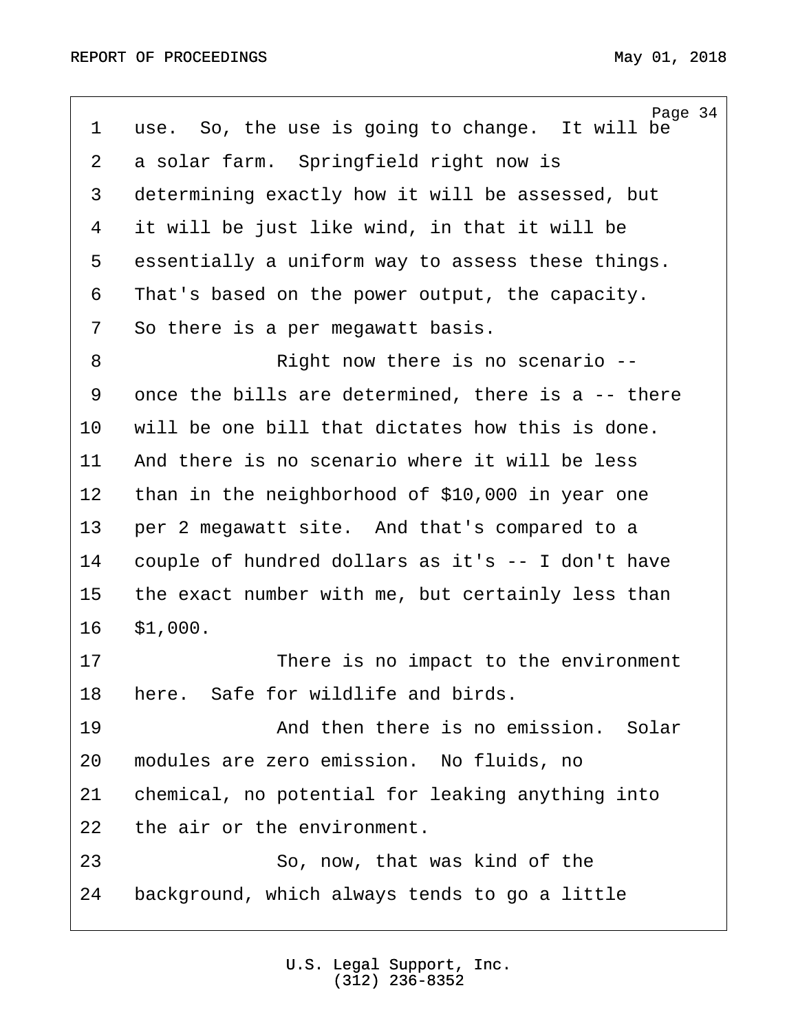use. So, the use is going to change. It will be a solar farm. Springfield right now is determining exactly how it will be assessed, but it will be just like wind, in that it will be essentially a uniform way to assess these things. That's based on the power output, the capacity. So there is a per megawatt basis.

Right now there is no scenario -- once the bills are determined, there is a -- there will be one bill that dictates how this is done. And there is no scenario where it will be less than in the neighborhood of $10,000 in year one per 2 megawatt site. And that's compared to a couple of hundred dollars as it's -- I don't have the exact number with me, but certainly less than $1,000.

There is no impact to the environment here. Safe for wildlife and birds.

And then there is no emission. Solar modules are zero emission. No fluids, no chemical, no potential for leaking anything into the air or the environment.

So, now, that was kind of the background, which always tends to go a little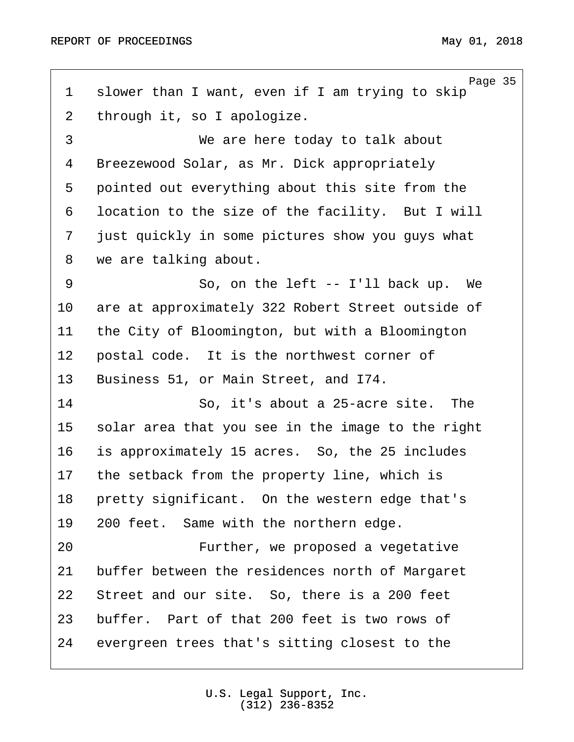1 slower than I want, even if I am trying to skip
2 through it, so I apologize.
3 We are here today to talk about
4 Breezewood Solar, as Mr. Dick appropriately
5 pointed out everything about this site from the
6 location to the size of the facility. But I will
7 just quickly in some pictures show you guys what
8 we are talking about.
9 So, on the left -- I'll back up. We
10 are at approximately 322 Robert Street outside of
11 the City of Bloomington, but with a Bloomington
12 postal code. It is the northwest corner of
13 Business 51, or Main Street, and I74.
14 So, it's about a 25-acre site. The
15 solar area that you see in the image to the right
16 is approximately 15 acres. So, the 25 includes
17 the setback from the property line, which is
18 pretty significant. On the western edge that's
19 200 feet. Same with the northern edge.
20 Further, we proposed a vegetative
21 buffer between the residences north of Margaret
22 Street and our site. So, there is a 200 feet
23 buffer. Part of that 200 feet is two rows of
24 evergreen trees that's sitting closest to the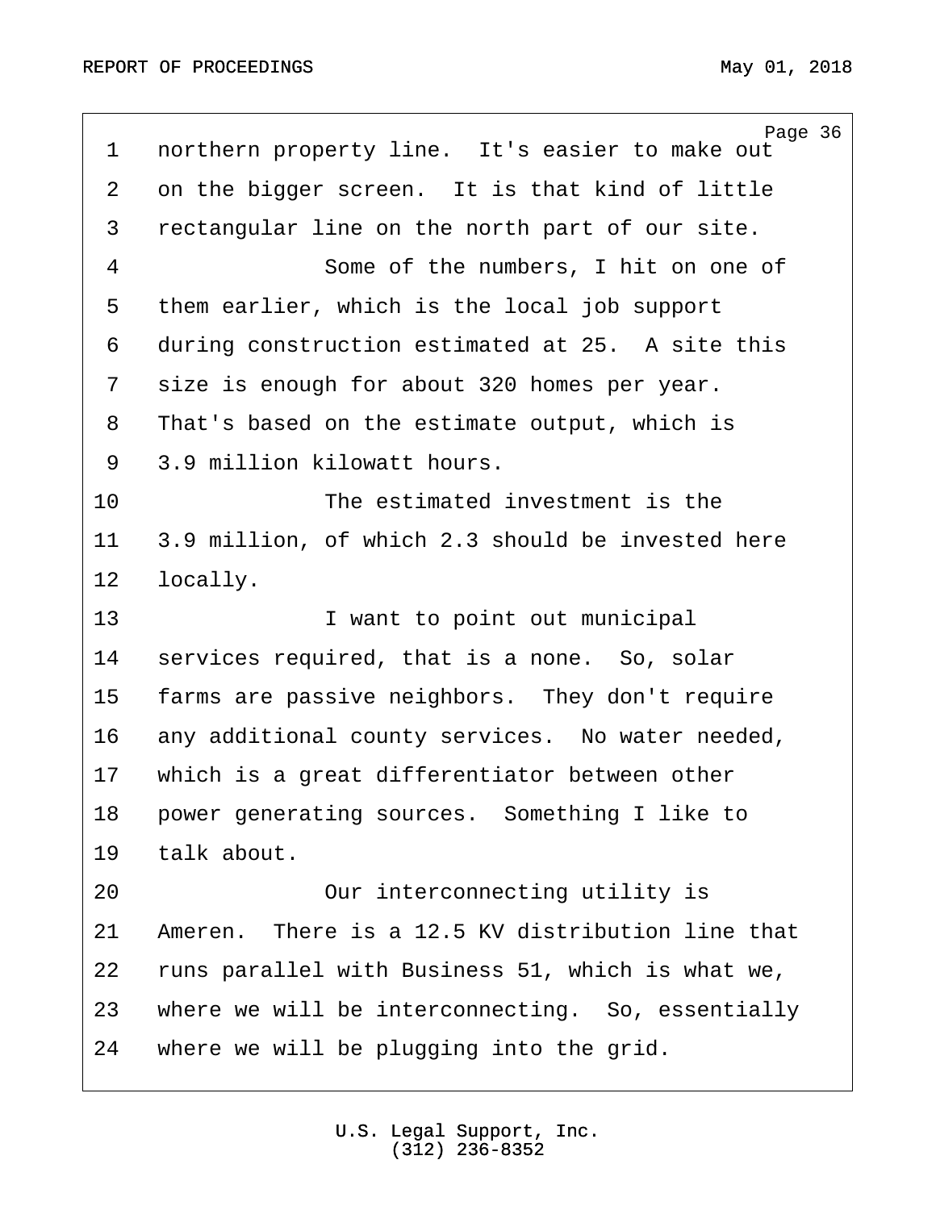northern property line. It's easier to make out on the bigger screen. It is that kind of little rectangular line on the north part of our site.

Some of the numbers, I hit on one of them earlier, which is the local job support during construction estimated at 25. A site this size is enough for about 320 homes per year. That's based on the estimate output, which is 3.9 million kilowatt hours.

The estimated investment is the 3.9 million, of which 2.3 should be invested here locally.

I want to point out municipal services required, that is a none. So, solar farms are passive neighbors. They don't require any additional county services. No water needed, which is a great differentiator between other power generating sources. Something I like to talk about.

Our interconnecting utility is Ameren. There is a 12.5 KV distribution line that runs parallel with Business 51, which is what we, where we will be interconnecting. So, essentially where we will be plugging into the grid.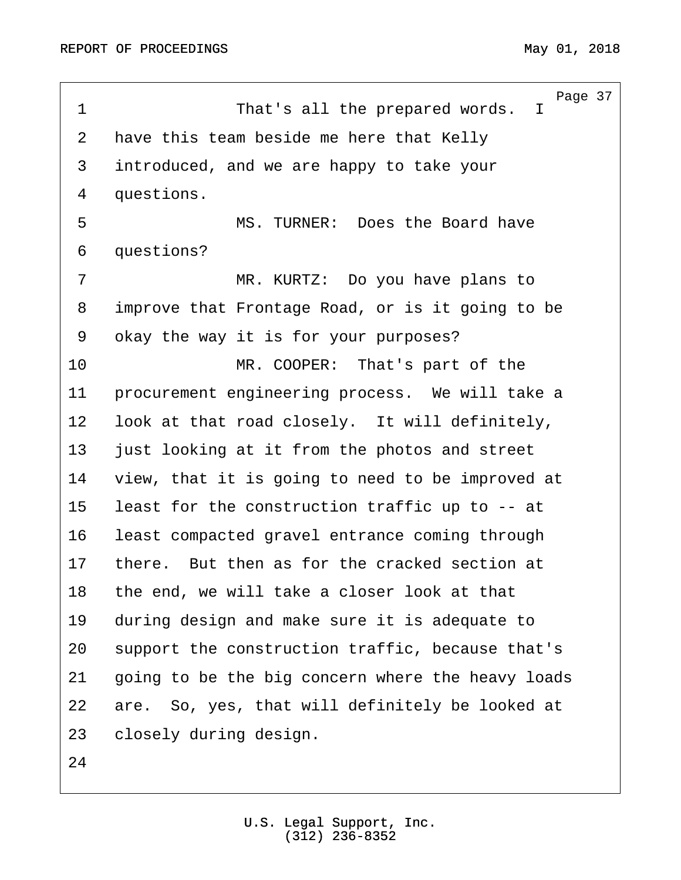That's all the prepared words. I have this team beside me here that Kelly introduced, and we are happy to take your questions.

MS. TURNER: Does the Board have questions?

MR. KURTZ: Do you have plans to improve that Frontage Road, or is it going to be okay the way it is for your purposes?

MR. COOPER: That's part of the procurement engineering process. We will take a look at that road closely. It will definitely, just looking at it from the photos and street view, that it is going to need to be improved at least for the construction traffic up to -- at least compacted gravel entrance coming through there. But then as for the cracked section at the end, we will take a closer look at that during design and make sure it is adequate to support the construction traffic, because that's going to be the big concern where the heavy loads are. So, yes, that will definitely be looked at closely during design.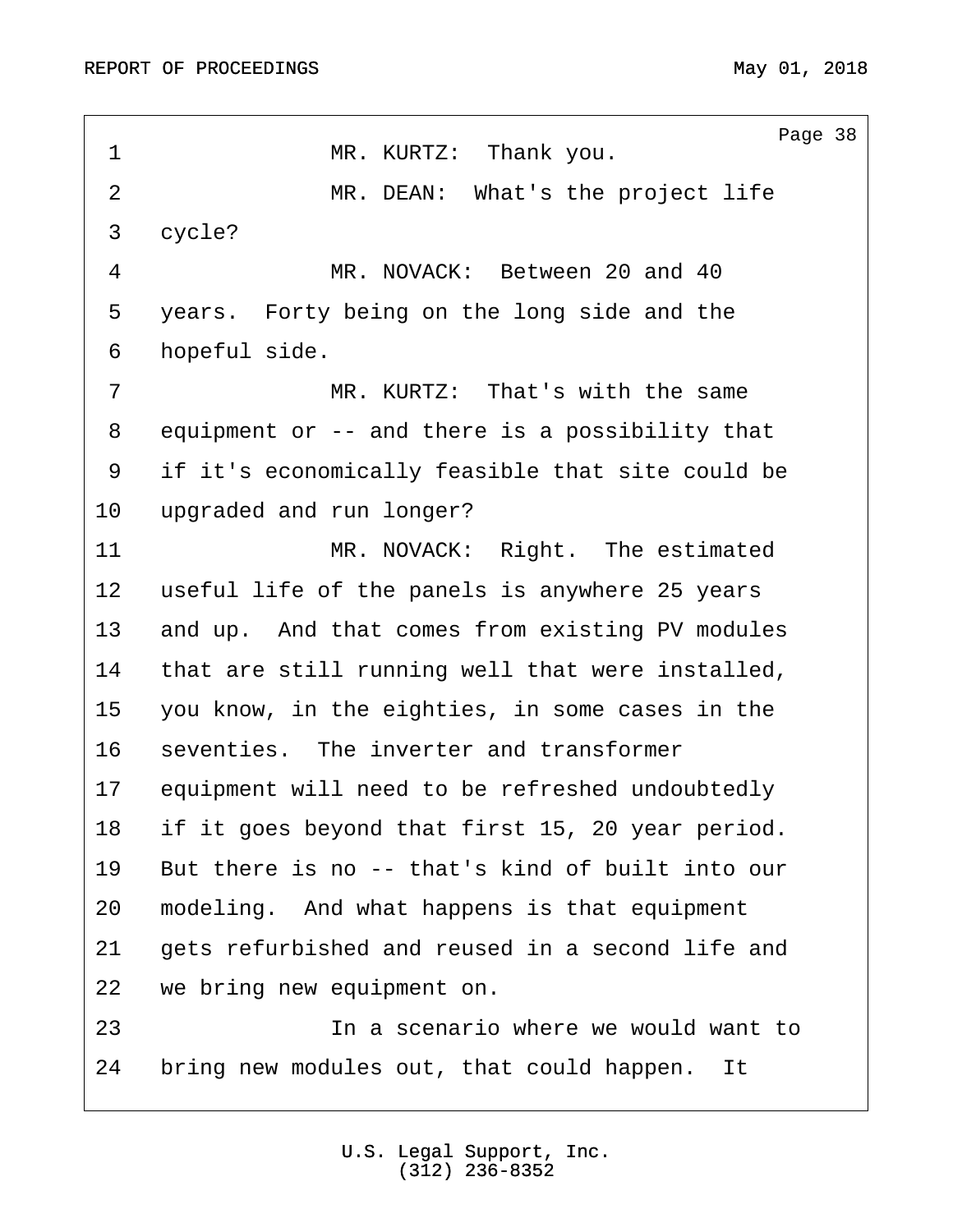MR. KURTZ: Thank you.

MR. DEAN: What's the project life cycle?

MR. NOVACK: Between 20 and 40 years. Forty being on the long side and the hopeful side.

MR. KURTZ: That's with the same equipment or -- and there is a possibility that if it's economically feasible that site could be upgraded and run longer?

MR. NOVACK: Right. The estimated useful life of the panels is anywhere 25 years and up. And that comes from existing PV modules that are still running well that were installed, you know, in the eighties, in some cases in the seventies. The inverter and transformer equipment will need to be refreshed undoubtedly if it goes beyond that first 15, 20 year period. But there is no -- that's kind of built into our modeling. And what happens is that equipment gets refurbished and reused in a second life and we bring new equipment on.

In a scenario where we would want to bring new modules out, that could happen. It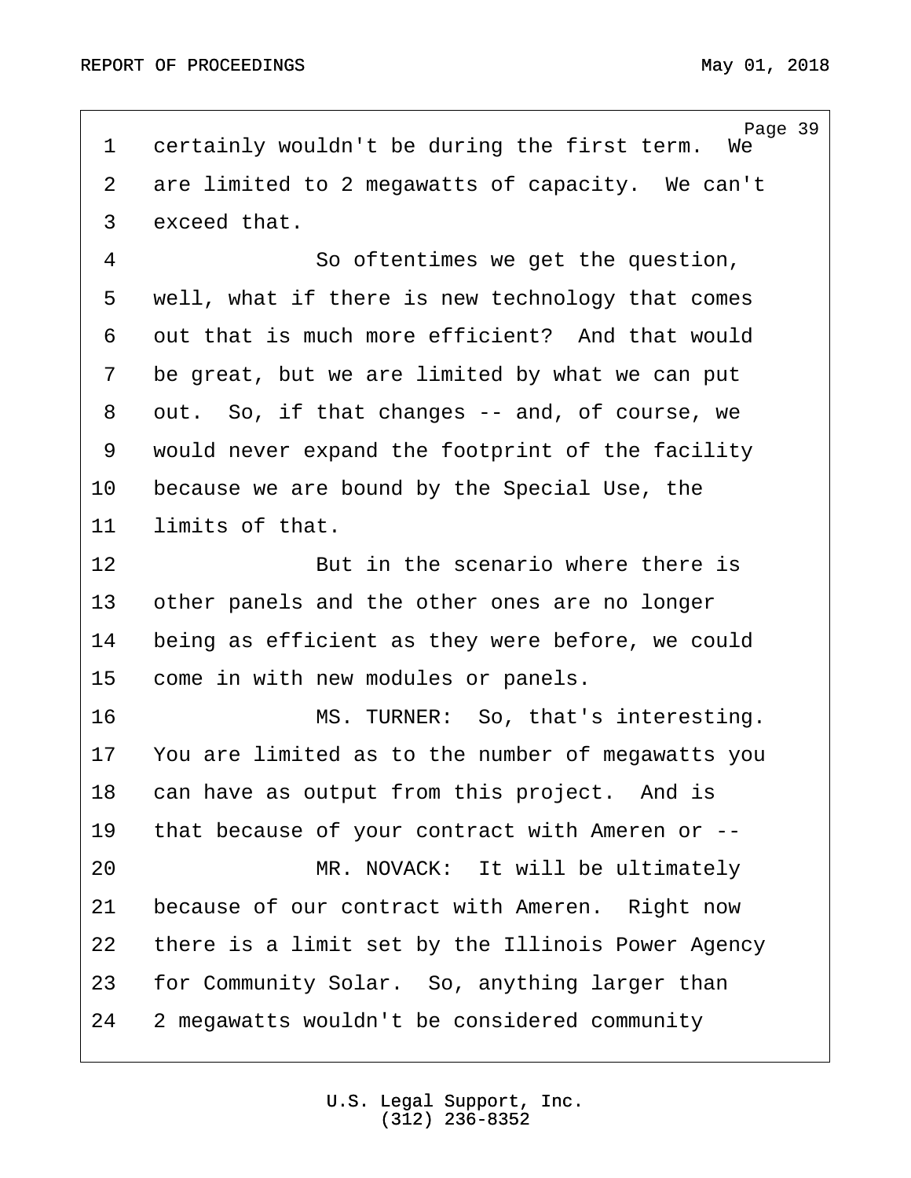certainly wouldn't be during the first term. We are limited to 2 megawatts of capacity. We can't exceed that.

So oftentimes we get the question, well, what if there is new technology that comes out that is much more efficient? And that would be great, but we are limited by what we can put out. So, if that changes -- and, of course, we would never expand the footprint of the facility because we are bound by the Special Use, the limits of that.

But in the scenario where there is other panels and the other ones are no longer being as efficient as they were before, we could come in with new modules or panels.

MS. TURNER: So, that's interesting. You are limited as to the number of megawatts you can have as output from this project. And is that because of your contract with Ameren or --

MR. NOVACK: It will be ultimately because of our contract with Ameren. Right now there is a limit set by the Illinois Power Agency for Community Solar. So, anything larger than 2 megawatts wouldn't be considered community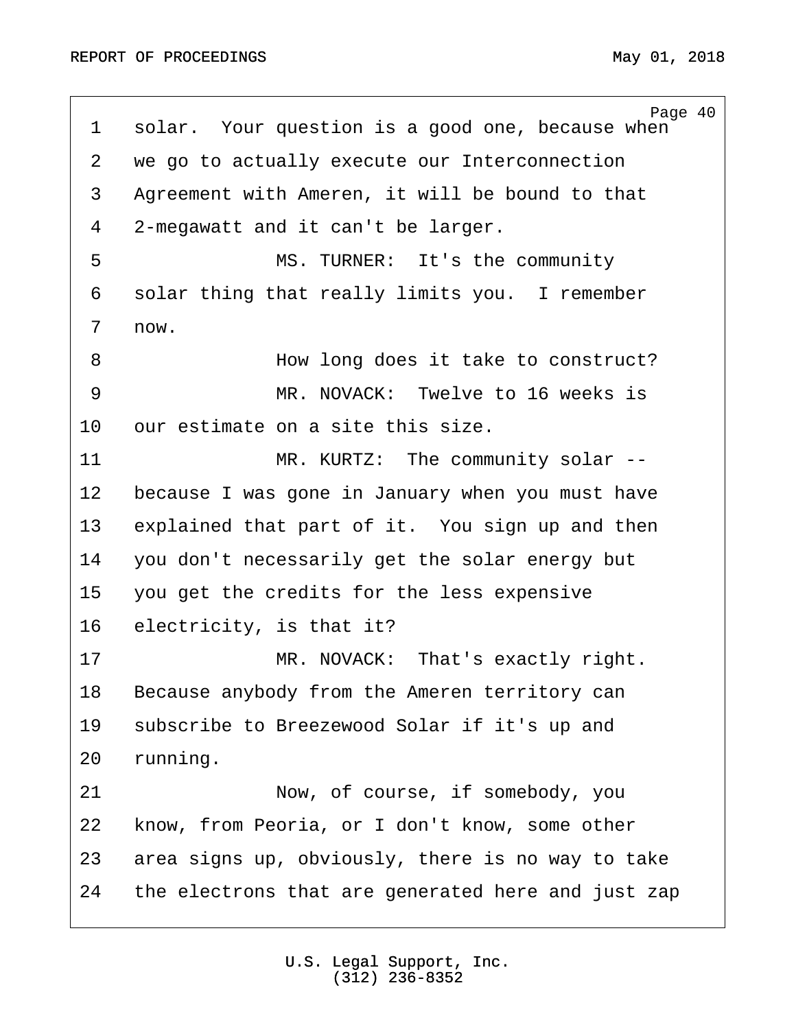solar. Your question is a good one, because when we go to actually execute our Interconnection Agreement with Ameren, it will be bound to that 2-megawatt and it can't be larger.

MS. TURNER: It's the community solar thing that really limits you. I remember now.

How long does it take to construct?

MR. NOVACK: Twelve to 16 weeks is our estimate on a site this size.

MR. KURTZ: The community solar -- because I was gone in January when you must have explained that part of it. You sign up and then you don't necessarily get the solar energy but you get the credits for the less expensive electricity, is that it?

MR. NOVACK: That's exactly right. Because anybody from the Ameren territory can subscribe to Breezewood Solar if it's up and running.

Now, of course, if somebody, you know, from Peoria, or I don't know, some other area signs up, obviously, there is no way to take the electrons that are generated here and just zap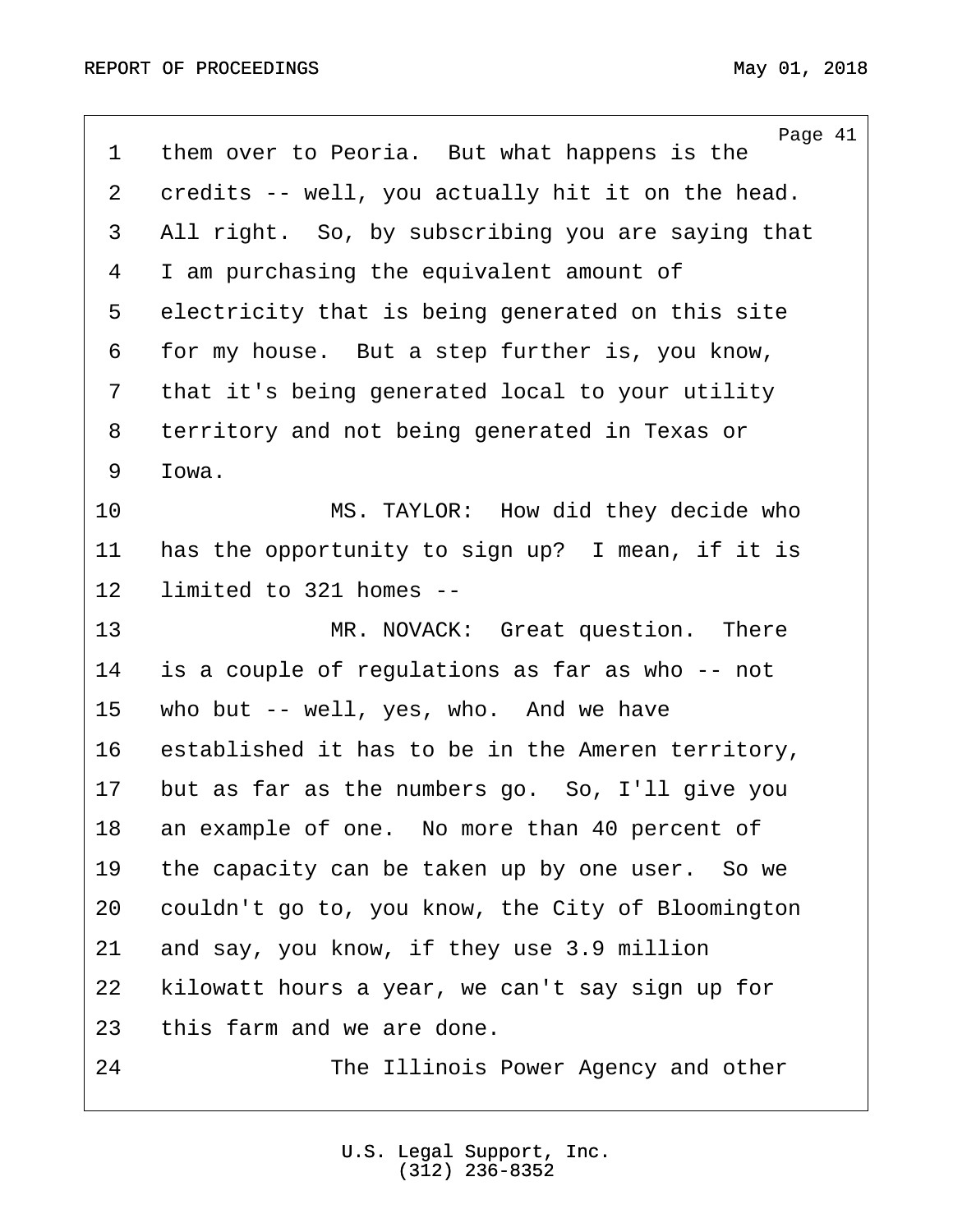them over to Peoria. But what happens is the credits -- well, you actually hit it on the head. All right. So, by subscribing you are saying that I am purchasing the equivalent amount of electricity that is being generated on this site for my house. But a step further is, you know, that it's being generated local to your utility territory and not being generated in Texas or Iowa.

MS. TAYLOR: How did they decide who has the opportunity to sign up? I mean, if it is limited to 321 homes --

MR. NOVACK: Great question. There is a couple of regulations as far as who -- not who but -- well, yes, who. And we have established it has to be in the Ameren territory, but as far as the numbers go. So, I'll give you an example of one. No more than 40 percent of the capacity can be taken up by one user. So we couldn't go to, you know, the City of Bloomington and say, you know, if they use 3.9 million kilowatt hours a year, we can't say sign up for this farm and we are done.

The Illinois Power Agency and other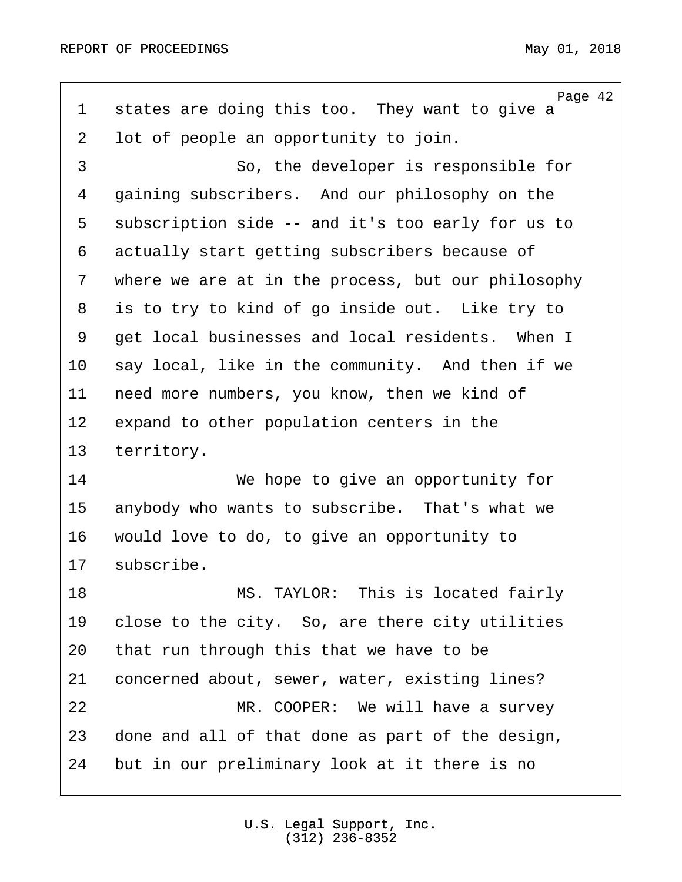states are doing this too. They want to give a lot of people an opportunity to join.

So, the developer is responsible for gaining subscribers. And our philosophy on the subscription side -- and it's too early for us to actually start getting subscribers because of where we are at in the process, but our philosophy is to try to kind of go inside out. Like try to get local businesses and local residents. When I say local, like in the community. And then if we need more numbers, you know, then we kind of expand to other population centers in the territory.

We hope to give an opportunity for anybody who wants to subscribe. That's what we would love to do, to give an opportunity to subscribe.

MS. TAYLOR: This is located fairly close to the city. So, are there city utilities that run through this that we have to be concerned about, sewer, water, existing lines?

MR. COOPER: We will have a survey done and all of that done as part of the design, but in our preliminary look at it there is no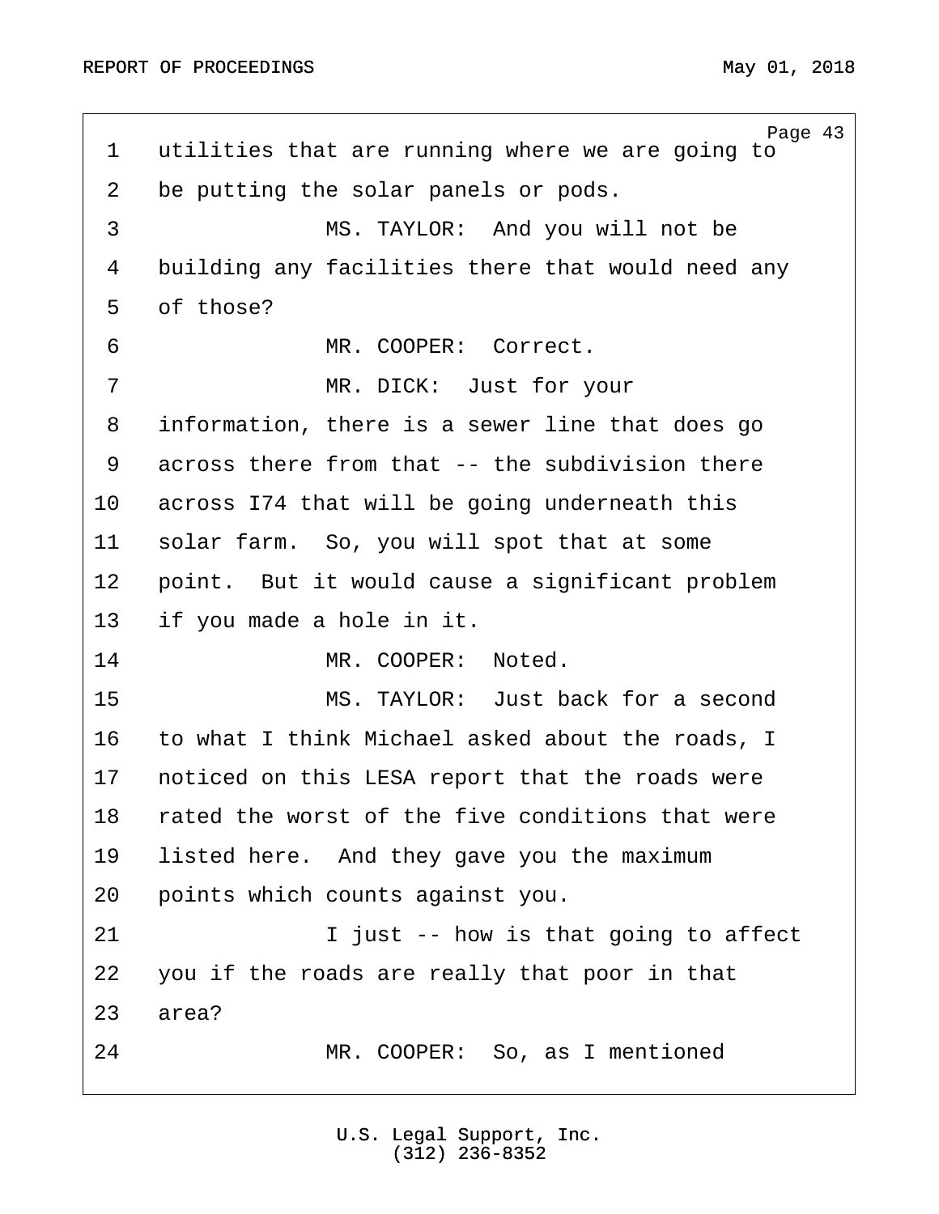utilities that are running where we are going to be putting the solar panels or pods.

MS. TAYLOR: And you will not be building any facilities there that would need any of those?

MR. COOPER: Correct.

MR. DICK: Just for your information, there is a sewer line that does go across there from that -- the subdivision there across I74 that will be going underneath this solar farm. So, you will spot that at some point. But it would cause a significant problem if you made a hole in it.

MR. COOPER: Noted.

MS. TAYLOR: Just back for a second to what I think Michael asked about the roads, I noticed on this LESA report that the roads were rated the worst of the five conditions that were listed here. And they gave you the maximum points which counts against you.

I just -- how is that going to affect you if the roads are really that poor in that area?

MR. COOPER: So, as I mentioned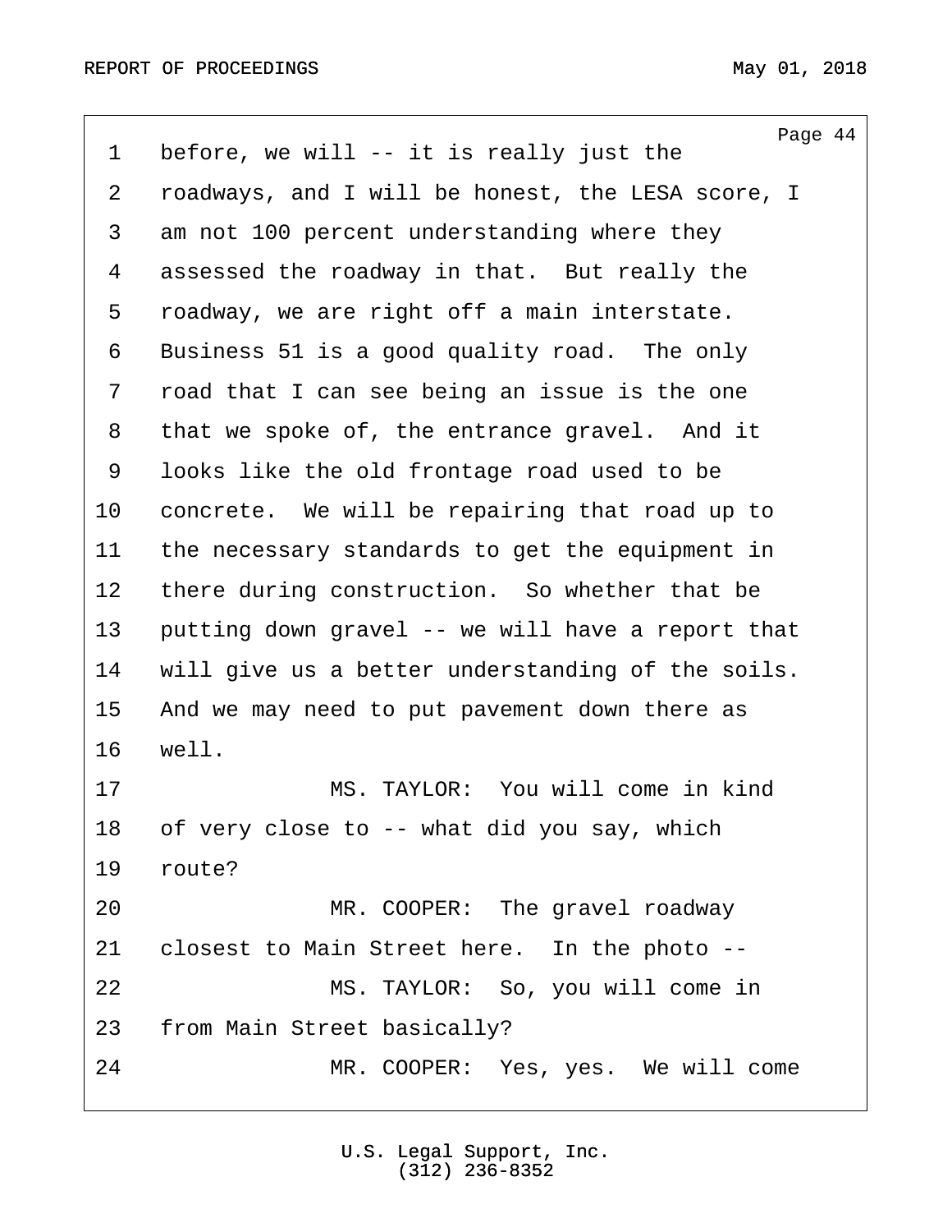before, we will -- it is really just the roadways, and I will be honest, the LESA score, I am not 100 percent understanding where they assessed the roadway in that. But really the roadway, we are right off a main interstate. Business 51 is a good quality road. The only road that I can see being an issue is the one that we spoke of, the entrance gravel. And it looks like the old frontage road used to be concrete. We will be repairing that road up to the necessary standards to get the equipment in there during construction. So whether that be putting down gravel -- we will have a report that will give us a better understanding of the soils. And we may need to put pavement down there as well.

MS. TAYLOR: You will come in kind of very close to -- what did you say, which route?

MR. COOPER: The gravel roadway closest to Main Street here. In the photo --

MS. TAYLOR: So, you will come in from Main Street basically?

MR. COOPER: Yes, yes. We will come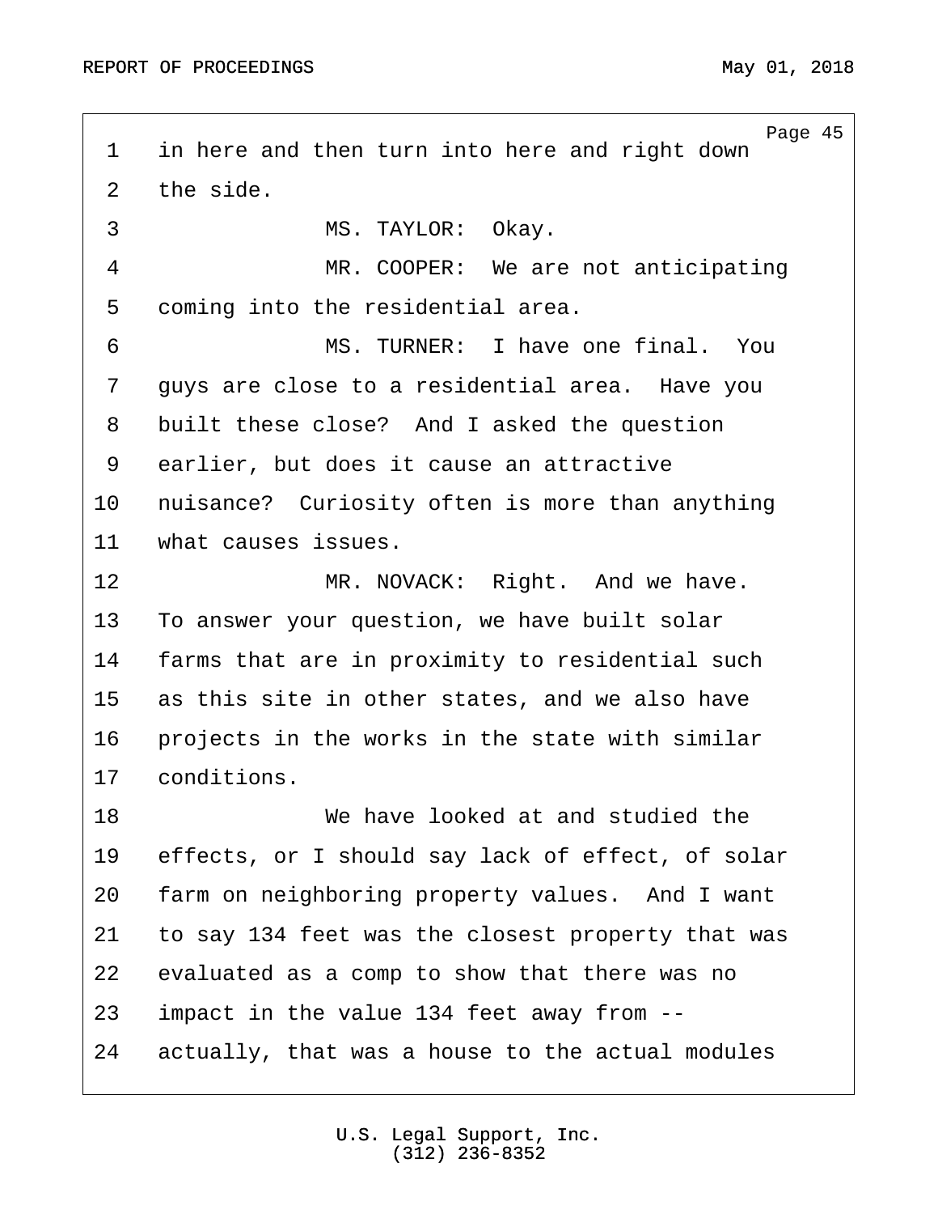1 in here and then turn into here and right down
2 the side.
3 MS. TAYLOR: Okay.
4 MR. COOPER: We are not anticipating
5 coming into the residential area.
6 MS. TURNER: I have one final. You
7 guys are close to a residential area. Have you
8 built these close? And I asked the question
9 earlier, but does it cause an attractive
10 nuisance? Curiosity often is more than anything
11 what causes issues.
12 MR. NOVACK: Right. And we have.
13 To answer your question, we have built solar
14 farms that are in proximity to residential such
15 as this site in other states, and we also have
16 projects in the works in the state with similar
17 conditions.
18 We have looked at and studied the
19 effects, or I should say lack of effect, of solar
20 farm on neighboring property values. And I want
21 to say 134 feet was the closest property that was
22 evaluated as a comp to show that there was no
23 impact in the value 134 feet away from --
24 actually, that was a house to the actual modules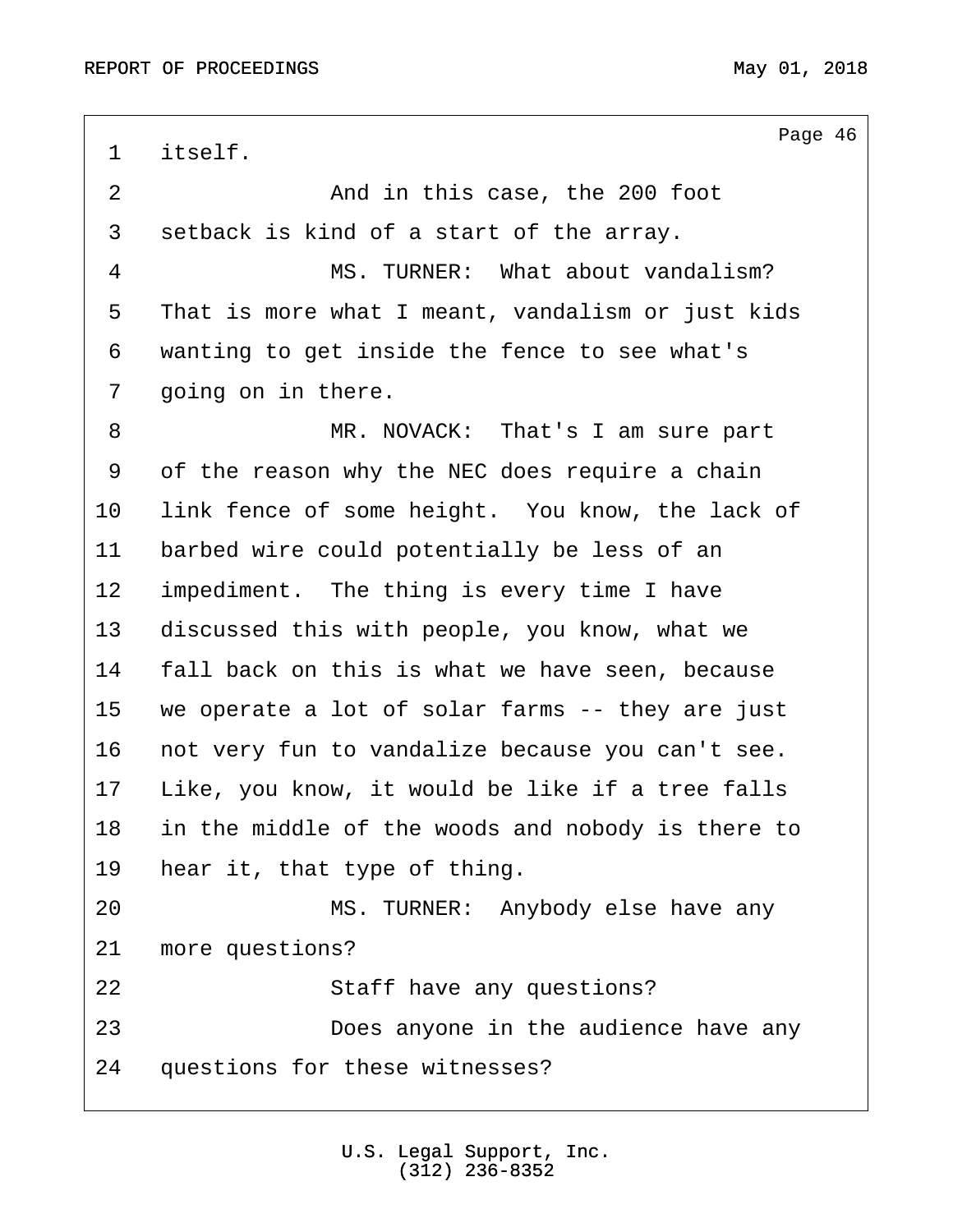itself.

And in this case, the 200 foot setback is kind of a start of the array.

MS. TURNER: What about vandalism? That is more what I meant, vandalism or just kids wanting to get inside the fence to see what's going on in there.

MR. NOVACK: That's I am sure part of the reason why the NEC does require a chain link fence of some height. You know, the lack of barbed wire could potentially be less of an impediment. The thing is every time I have discussed this with people, you know, what we fall back on this is what we have seen, because we operate a lot of solar farms -- they are just not very fun to vandalize because you can't see. Like, you know, it would be like if a tree falls in the middle of the woods and nobody is there to hear it, that type of thing.

MS. TURNER: Anybody else have any more questions?

Staff have any questions?

Does anyone in the audience have any questions for these witnesses?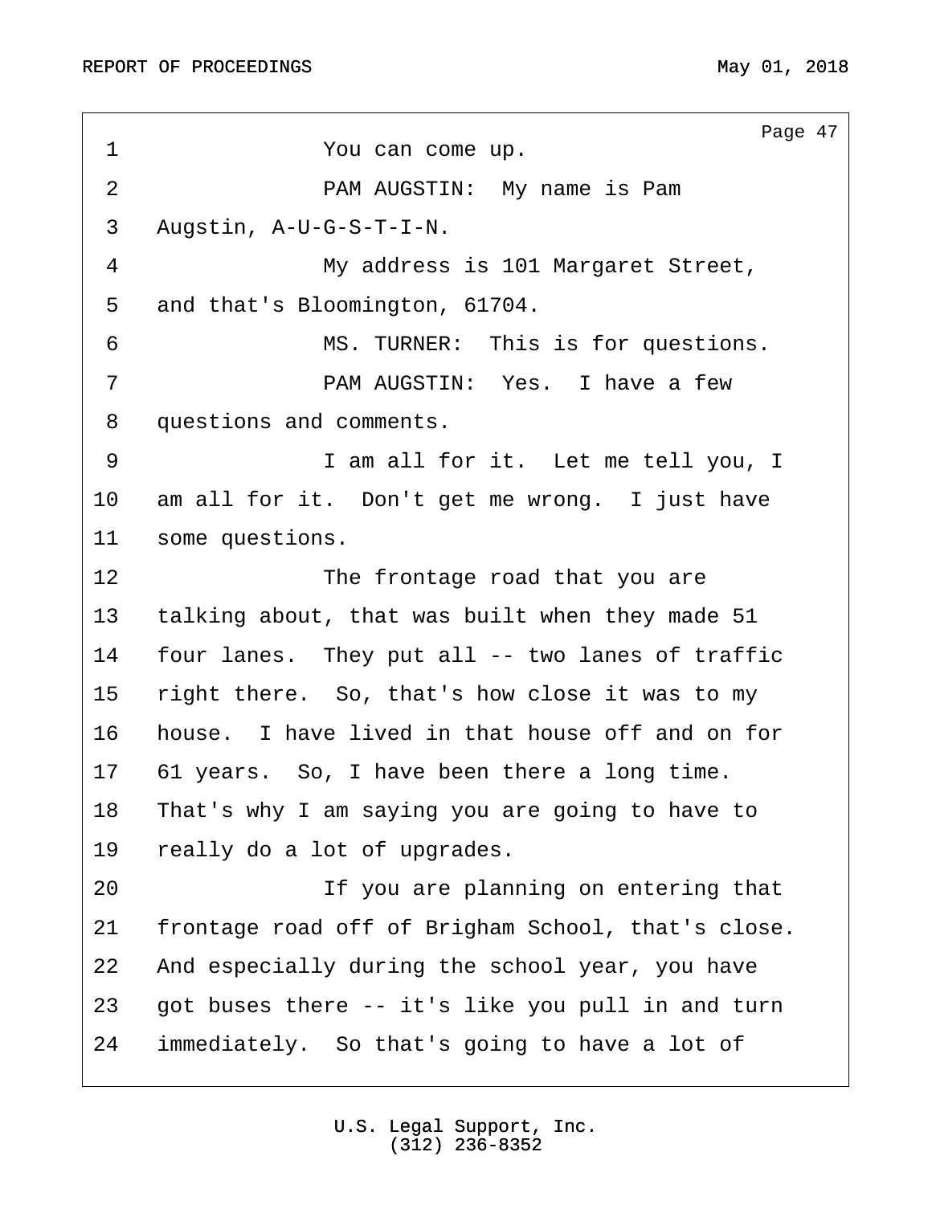You can come up.

PAM AUGSTIN: My name is Pam Augstin, A-U-G-S-T-I-N.

My address is 101 Margaret Street, and that's Bloomington, 61704.

MS. TURNER: This is for questions.

PAM AUGSTIN: Yes. I have a few questions and comments.

I am all for it. Let me tell you, I am all for it. Don't get me wrong. I just have some questions.

The frontage road that you are talking about, that was built when they made 51 four lanes. They put all -- two lanes of traffic right there. So, that's how close it was to my house. I have lived in that house off and on for 61 years. So, I have been there a long time. That's why I am saying you are going to have to really do a lot of upgrades.

If you are planning on entering that frontage road off of Brigham School, that's close. And especially during the school year, you have got buses there -- it's like you pull in and turn immediately. So that's going to have a lot of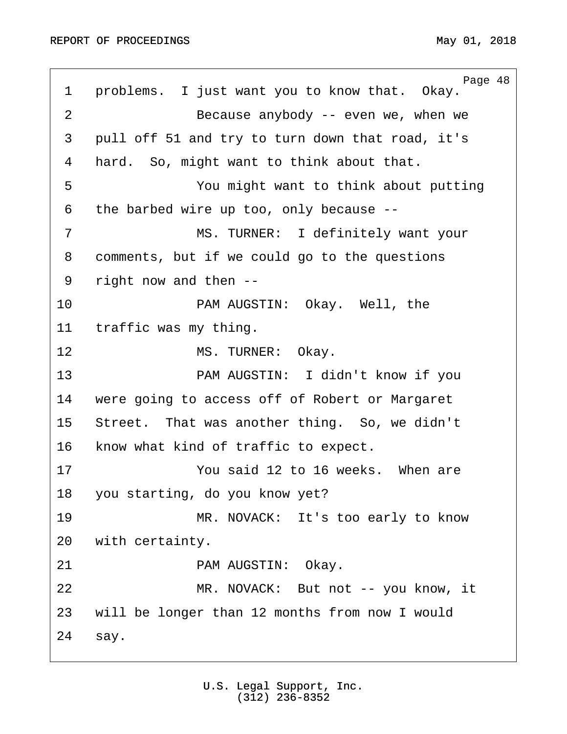problems. I just want you to know that. Okay.

Because anybody -- even we, when we pull off 51 and try to turn down that road, it's hard. So, might want to think about that.

You might want to think about putting the barbed wire up too, only because --

MS. TURNER: I definitely want your comments, but if we could go to the questions right now and then --

PAM AUGSTIN: Okay. Well, the traffic was my thing.

MS. TURNER: Okay.

PAM AUGSTIN: I didn't know if you were going to access off of Robert or Margaret Street. That was another thing. So, we didn't know what kind of traffic to expect.

You said 12 to 16 weeks. When are you starting, do you know yet?

MR. NOVACK: It's too early to know with certainty.

PAM AUGSTIN: Okay.

MR. NOVACK: But not -- you know, it will be longer than 12 months from now I would say.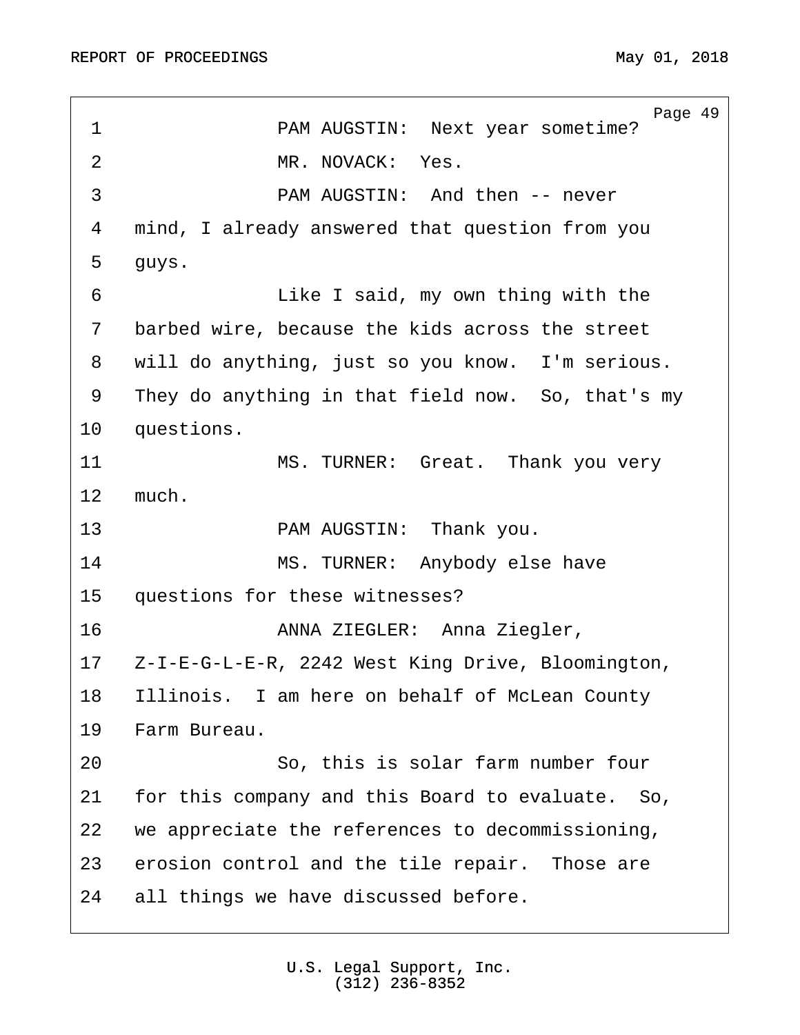1 PAM AUGSTIN: Next year sometime?

2 MR. NOVACK: Yes.

3 PAM AUGSTIN: And then -- never

4 mind, I already answered that question from you

5 guys.

6 Like I said, my own thing with the

7 barbed wire, because the kids across the street

8 will do anything, just so you know. I'm serious.

9 They do anything in that field now. So, that's my

10 questions.

11 MS. TURNER: Great. Thank you very

12 much.

13 PAM AUGSTIN: Thank you.

14 MS. TURNER: Anybody else have

15 questions for these witnesses?

16 ANNA ZIEGLER: Anna Ziegler,

17 Z-I-E-G-L-E-R, 2242 West King Drive, Bloomington,

18 Illinois. I am here on behalf of McLean County

19 Farm Bureau.

20 So, this is solar farm number four

21 for this company and this Board to evaluate. So,

22 we appreciate the references to decommissioning,

23 erosion control and the tile repair. Those are

24 all things we have discussed before.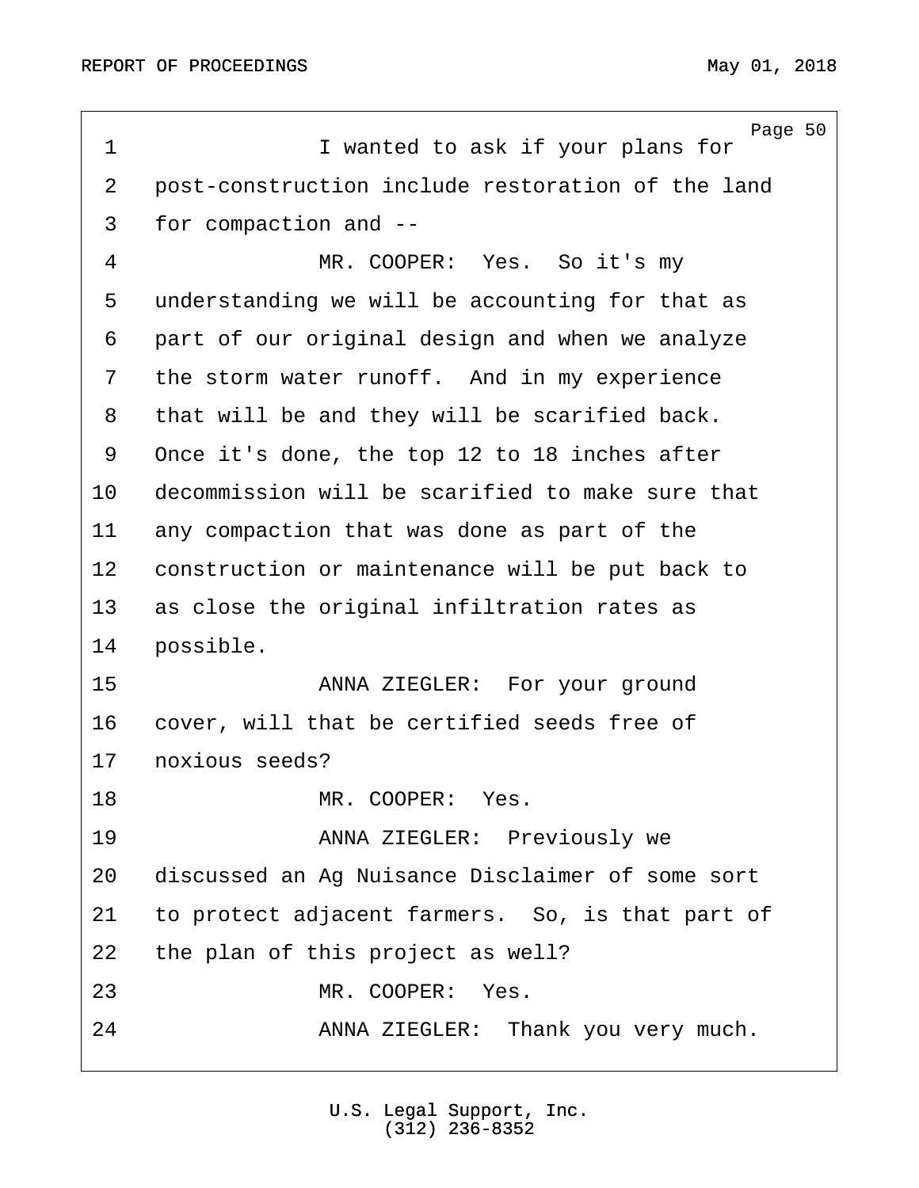I wanted to ask if your plans for post-construction include restoration of the land for compaction and --

MR. COOPER: Yes. So it's my understanding we will be accounting for that as part of our original design and when we analyze the storm water runoff. And in my experience that will be and they will be scarified back. Once it's done, the top 12 to 18 inches after decommission will be scarified to make sure that any compaction that was done as part of the construction or maintenance will be put back to as close the original infiltration rates as possible.

ANNA ZIEGLER: For your ground cover, will that be certified seeds free of noxious seeds?

MR. COOPER: Yes.

ANNA ZIEGLER: Previously we discussed an Ag Nuisance Disclaimer of some sort to protect adjacent farmers. So, is that part of the plan of this project as well?

MR. COOPER: Yes.

ANNA ZIEGLER: Thank you very much.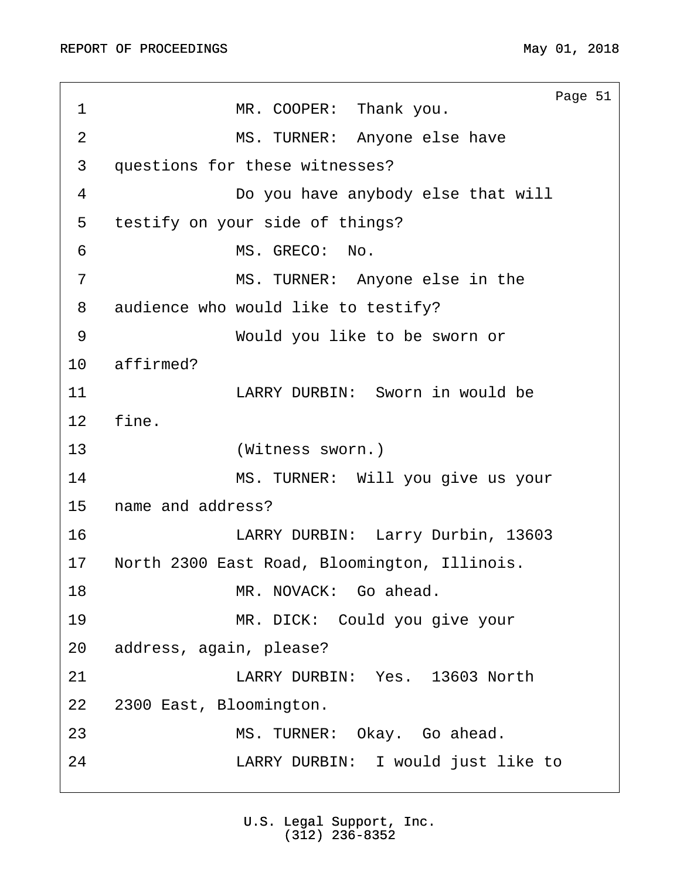MR. COOPER: Thank you.

MS. TURNER: Anyone else have questions for these witnesses?

Do you have anybody else that will testify on your side of things?

MS. GRECO: No.

MS. TURNER: Anyone else in the audience who would like to testify?

Would you like to be sworn or affirmed?

LARRY DURBIN: Sworn in would be fine.

(Witness sworn.)

MS. TURNER: Will you give us your name and address?

LARRY DURBIN: Larry Durbin, 13603 North 2300 East Road, Bloomington, Illinois.

MR. NOVACK: Go ahead.

MR. DICK: Could you give your address, again, please?

LARRY DURBIN: Yes. 13603 North 2300 East, Bloomington.

MS. TURNER: Okay. Go ahead.

LARRY DURBIN: I would just like to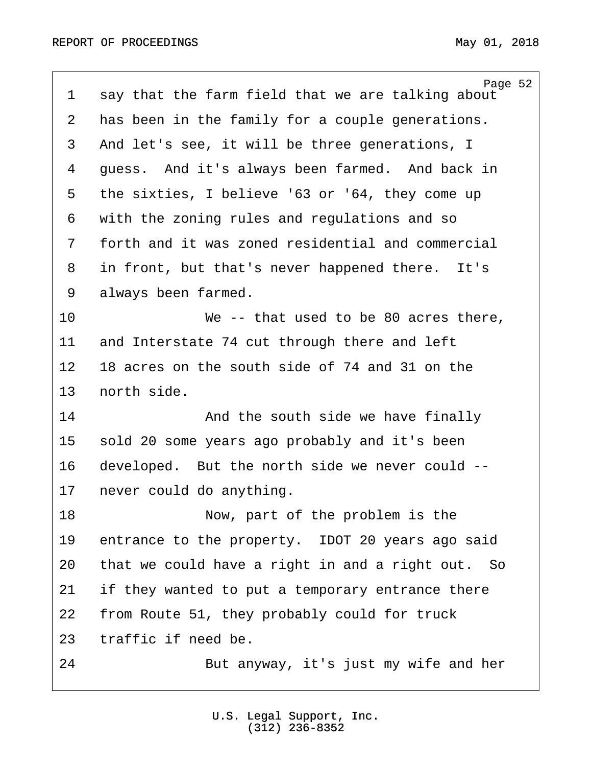say that the farm field that we are talking about has been in the family for a couple generations. And let's see, it will be three generations, I guess. And it's always been farmed. And back in the sixties, I believe '63 or '64, they come up with the zoning rules and regulations and so forth and it was zoned residential and commercial in front, but that's never happened there. It's always been farmed.

We -- that used to be 80 acres there, and Interstate 74 cut through there and left 18 acres on the south side of 74 and 31 on the north side.

And the south side we have finally sold 20 some years ago probably and it's been developed. But the north side we never could -- never could do anything.

Now, part of the problem is the entrance to the property. IDOT 20 years ago said that we could have a right in and a right out. So if they wanted to put a temporary entrance there from Route 51, they probably could for truck traffic if need be.

But anyway, it's just my wife and her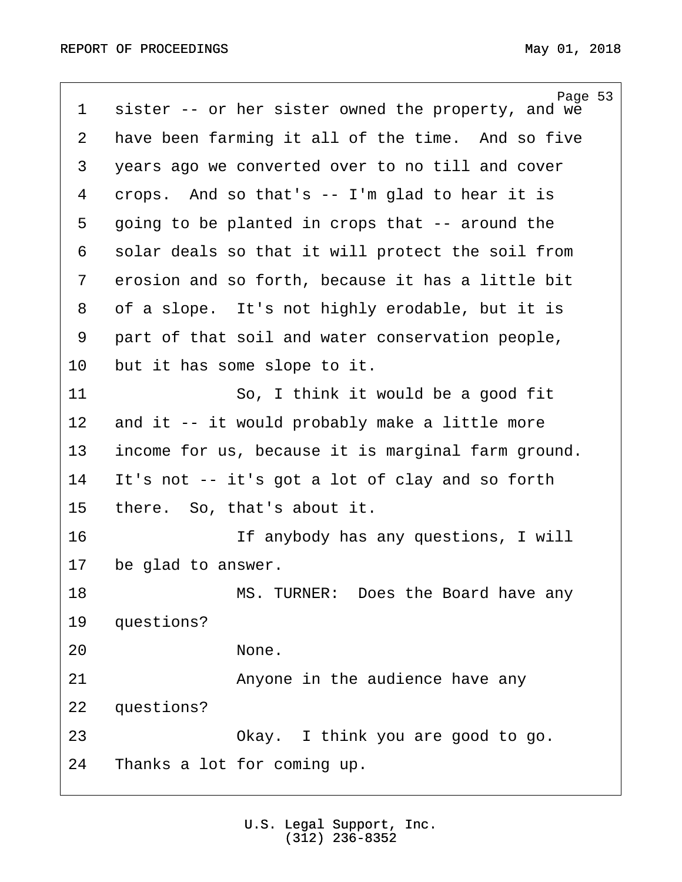sister -- or her sister owned the property, and we have been farming it all of the time. And so five years ago we converted over to no till and cover crops. And so that's -- I'm glad to hear it is going to be planted in crops that -- around the solar deals so that it will protect the soil from erosion and so forth, because it has a little bit of a slope. It's not highly erodable, but it is part of that soil and water conservation people, but it has some slope to it.

So, I think it would be a good fit and it -- it would probably make a little more income for us, because it is marginal farm ground. It's not -- it's got a lot of clay and so forth there. So, that's about it.

If anybody has any questions, I will be glad to answer.

MS. TURNER: Does the Board have any questions?

None.

Anyone in the audience have any questions?

Okay. I think you are good to go. Thanks a lot for coming up.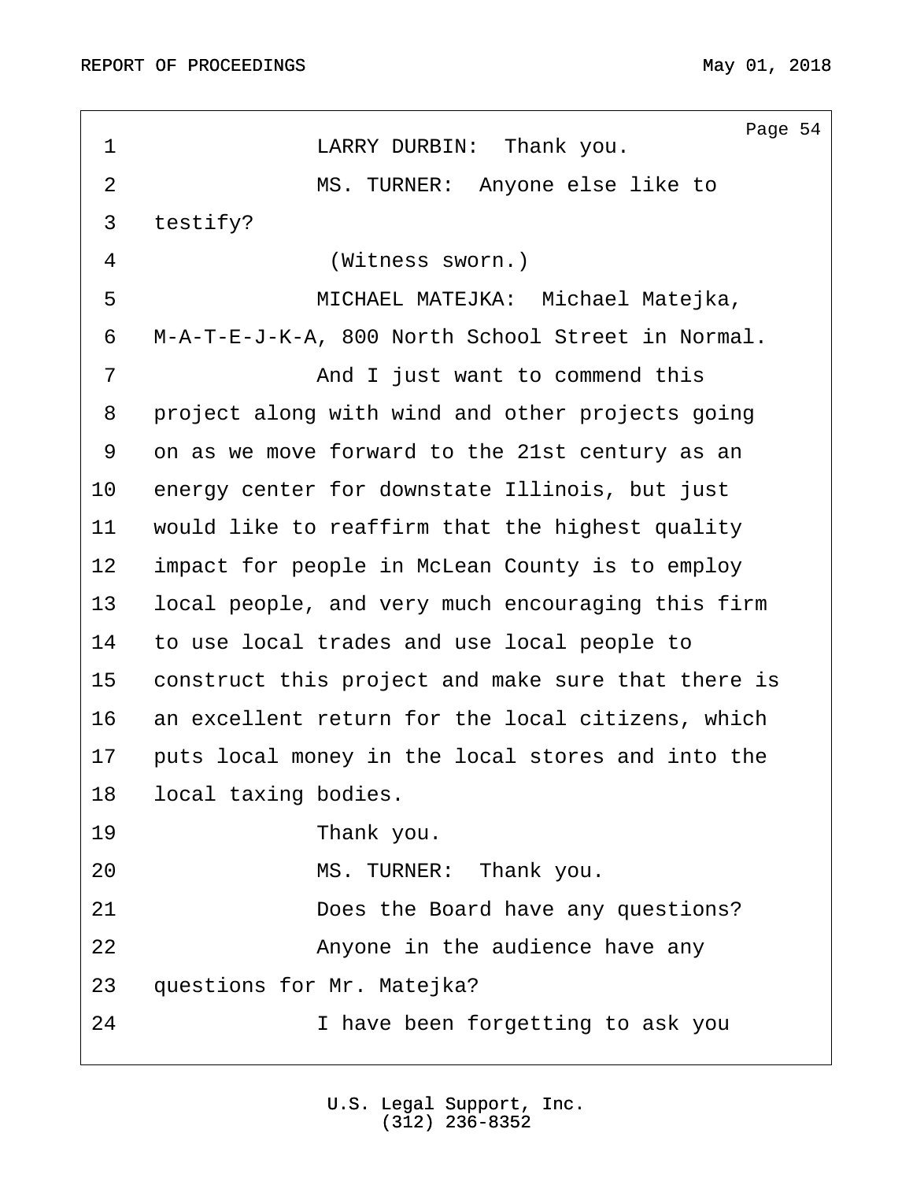1 LARRY DURBIN: Thank you.

2 MS. TURNER: Anyone else like to

3 testify?

4 (Witness sworn.)

5 MICHAEL MATEJKA: Michael Matejka,

6 M-A-T-E-J-K-A, 800 North School Street in Normal.

7 And I just want to commend this

8 project along with wind and other projects going

9 on as we move forward to the 21st century as an

10 energy center for downstate Illinois, but just

11 would like to reaffirm that the highest quality

12 impact for people in McLean County is to employ

13 local people, and very much encouraging this firm

14 to use local trades and use local people to

15 construct this project and make sure that there is

16 an excellent return for the local citizens, which

17 puts local money in the local stores and into the

18 local taxing bodies.

19 Thank you.

20 MS. TURNER: Thank you.

21 Does the Board have any questions?

22 Anyone in the audience have any

23 questions for Mr. Matejka?

24 I have been forgetting to ask you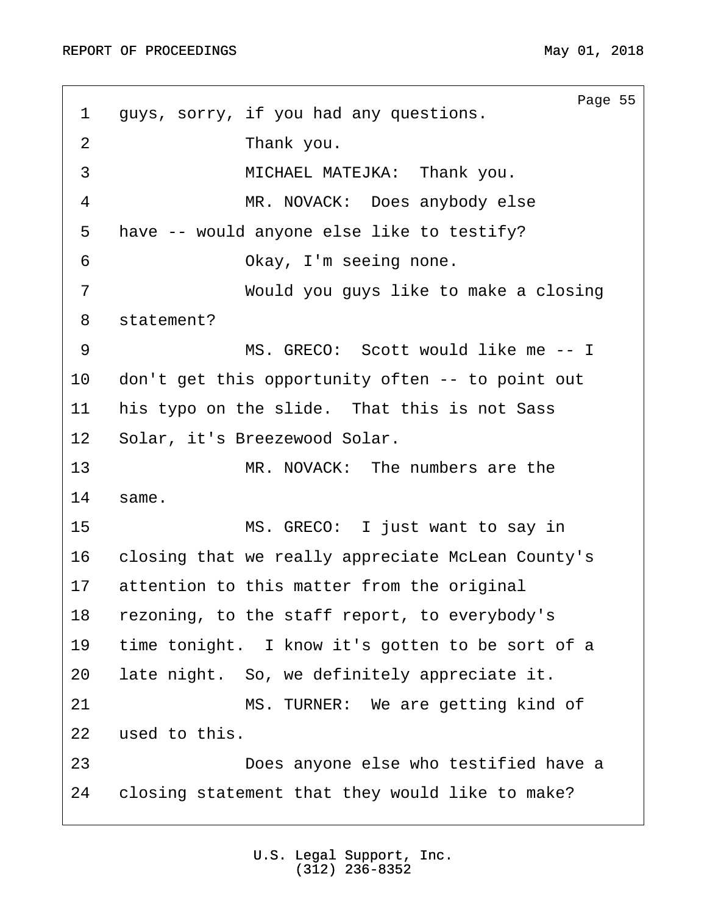1 guys, sorry, if you had any questions.

2 Thank you.

3 MICHAEL MATEJKA: Thank you.

4 MR. NOVACK: Does anybody else

5 have -- would anyone else like to testify?

6 Okay, I'm seeing none.

7 Would you guys like to make a closing

8 statement?

9 MS. GRECO: Scott would like me -- I

10 don't get this opportunity often -- to point out

11 his typo on the slide. That this is not Sass

12 Solar, it's Breezewood Solar.

13 MR. NOVACK: The numbers are the

14 same.

15 MS. GRECO: I just want to say in

16 closing that we really appreciate McLean County's

17 attention to this matter from the original

18 rezoning, to the staff report, to everybody's

19 time tonight. I know it's gotten to be sort of a

20 late night. So, we definitely appreciate it.

21 MS. TURNER: We are getting kind of

22 used to this.

23 Does anyone else who testified have a

24 closing statement that they would like to make?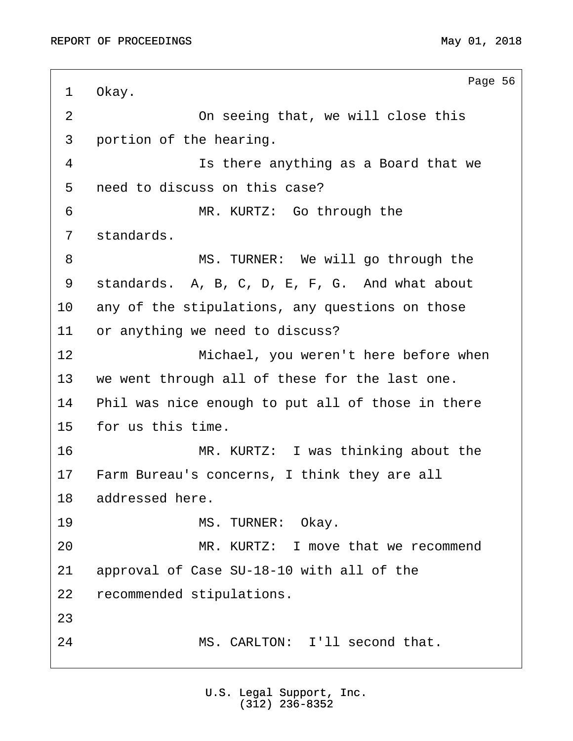Okay.

On seeing that, we will close this portion of the hearing.

Is there anything as a Board that we need to discuss on this case?

MR. KURTZ: Go through the standards.

MS. TURNER: We will go through the standards. A, B, C, D, E, F, G. And what about any of the stipulations, any questions on those or anything we need to discuss?

Michael, you weren't here before when we went through all of these for the last one. Phil was nice enough to put all of those in there for us this time.

MR. KURTZ: I was thinking about the Farm Bureau's concerns, I think they are all addressed here.

MS. TURNER: Okay.

MR. KURTZ: I move that we recommend approval of Case SU-18-10 with all of the recommended stipulations.

MS. CARLTON: I'll second that.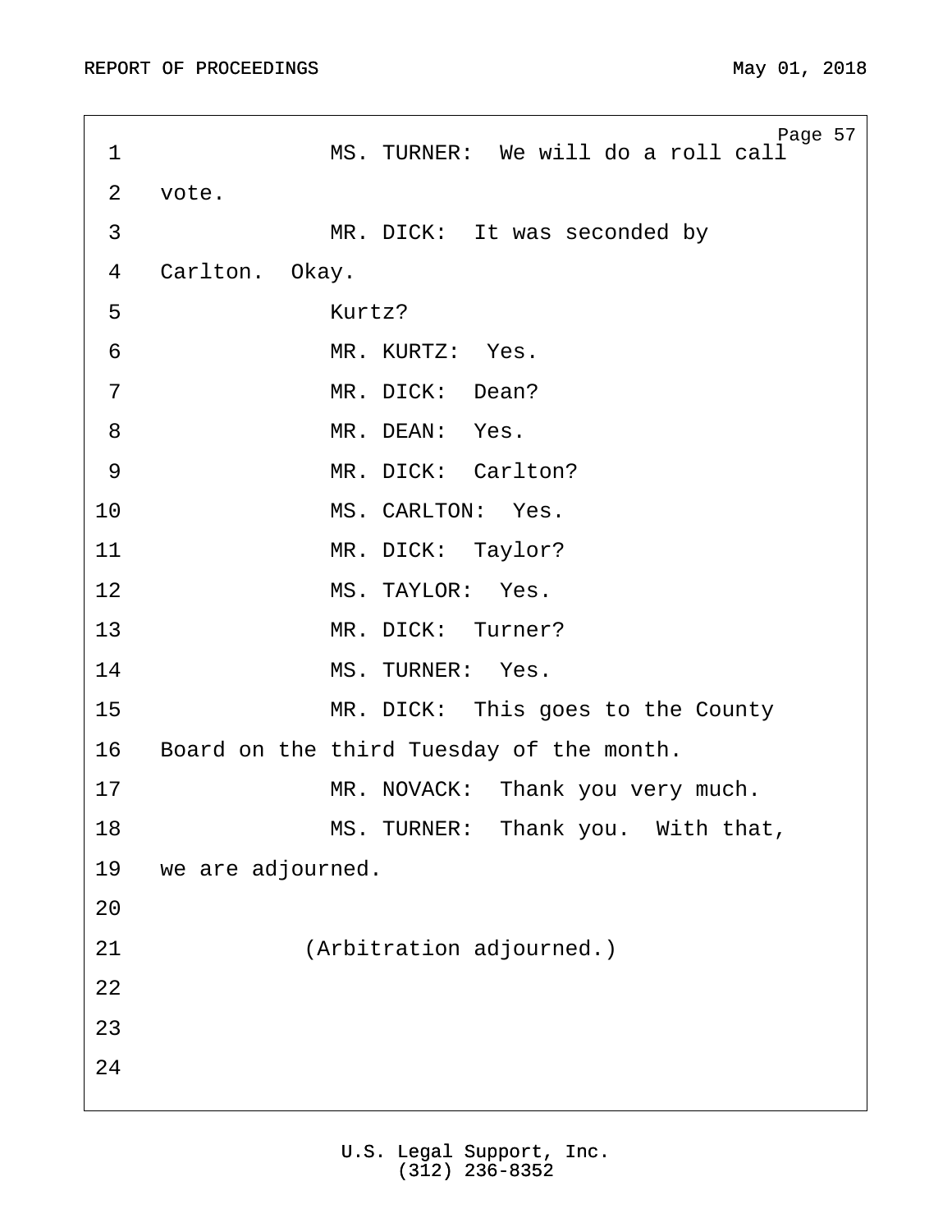1 MS. TURNER: We will do a roll call
2 vote.
3 MR. DICK: It was seconded by
4 Carlton. Okay.
5 Kurtz?
6 MR. KURTZ: Yes.
7 MR. DICK: Dean?
8 MR. DEAN: Yes.
9 MR. DICK: Carlton?
10 MS. CARLTON: Yes.
11 MR. DICK: Taylor?
12 MS. TAYLOR: Yes.
13 MR. DICK: Turner?
14 MS. TURNER: Yes.
15 MR. DICK: This goes to the County
16 Board on the third Tuesday of the month.
17 MR. NOVACK: Thank you very much.
18 MS. TURNER: Thank you. With that,
19 we are adjourned.
20
21 (Arbitration adjourned.)
22
23
24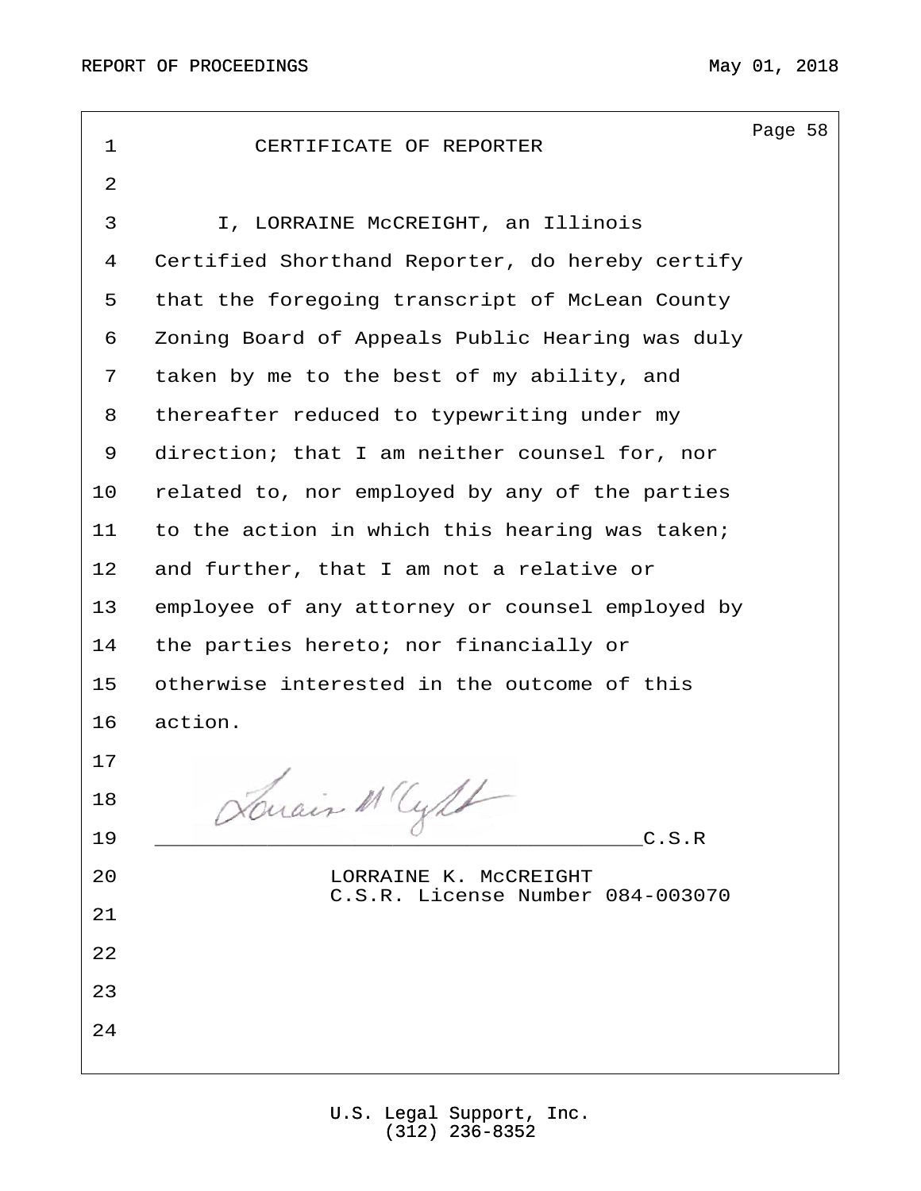# CERTIFICATE OF REPORTER

I, LORRAINE McCREIGHT, an Illinois Certified Shorthand Reporter, do hereby certify that the foregoing transcript of McLean County Zoning Board of Appeals Public Hearing was duly taken by me to the best of my ability, and thereafter reduced to typewriting under my direction; that I am neither counsel for, nor related to, nor employed by any of the parties to the action in which this hearing was taken; and further, that I am not a relative or employee of any attorney or counsel employed by the parties hereto; nor financially or otherwise interested in the outcome of this action.

______________________________________C.S.R

LORRAINE K. McCREIGHT
C.S.R. License Number 084-003070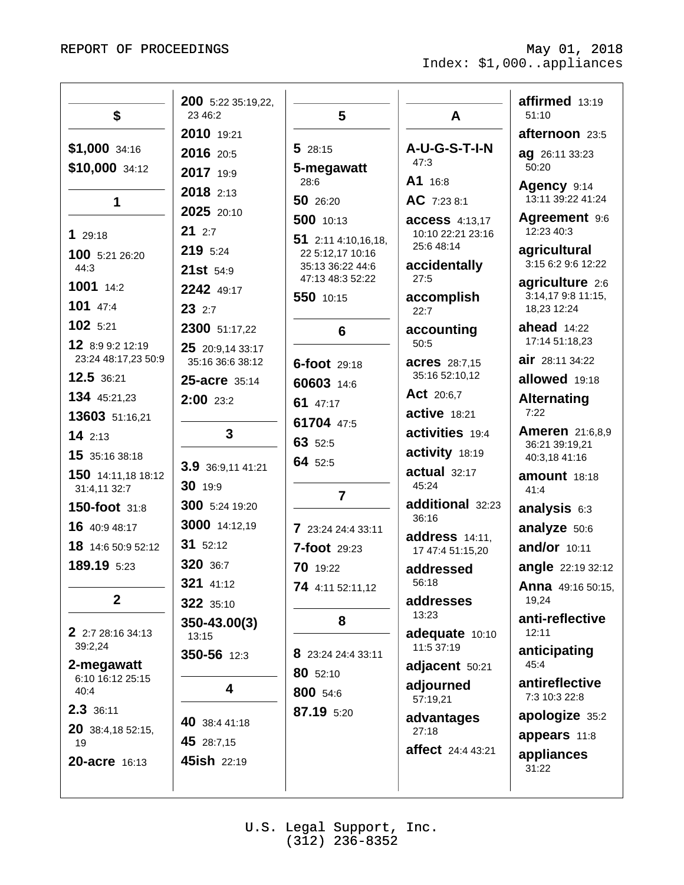## $

**$1,000** 34:16
**$10,000** 34:12

## 1

**1** 29:18
**100** 5:21 26:20 44:3
**1001** 14:2
**101** 47:4
**102** 5:21
**12** 8:9 9:2 12:19 23:24 48:17,23 50:9
**12.5** 36:21
**134** 45:21,23
**13603** 51:16,21
**14** 2:13
**15** 35:16 38:18
**150** 14:11,18 18:12 31:4,11 32:7
**150-foot** 31:8
**16** 40:9 48:17
**18** 14:6 50:9 52:12
**189.19** 5:23

## 2

**2** 2:7 28:16 34:13 39:2,24
**2-megawatt** 6:10 16:12 25:15 40:4
**2.3** 36:11
**20** 38:4,18 52:15, 19
**20-acre** 16:13
**200** 5:22 35:19,22, 23 46:2
**2010** 19:21
**2016** 20:5
**2017** 19:9
**2018** 2:13
**2025** 20:10
**21** 2:7
**219** 5:24
**21st** 54:9
**2242** 49:17
**23** 2:7
**2300** 51:17,22
**25** 20:9,14 33:17 35:16 36:6 38:12
**25-acre** 35:14
**2:00** 23:2

## 3

**3.9** 36:9,11 41:21
**30** 19:9
**300** 5:24 19:20
**3000** 14:12,19
**31** 52:12
**320** 36:7
**321** 41:12
**322** 35:10
**350-43.00(3)** 13:15
**350-56** 12:3

## 4

**40** 38:4 41:18
**45** 28:7,15
**45ish** 22:19

## 5

**5** 28:15
**5-megawatt** 28:6
**50** 26:20
**500** 10:13
**51** 2:11 4:10,16,18, 22 5:12,17 10:16 35:13 36:22 44:6 47:13 48:3 52:22
**550** 10:15

## 6

**6-foot** 29:18
**60603** 14:6
**61** 47:17
**61704** 47:5
**63** 52:5
**64** 52:5

## 7

**7** 23:24 24:4 33:11
**7-foot** 29:23
**70** 19:22
**74** 4:11 52:11,12

## 8

**8** 23:24 24:4 33:11
**80** 52:10
**800** 54:6
**87.19** 5:20

## A

**A-U-G-S-T-I-N** 47:3
**A1** 16:8
**AC** 7:23 8:1
**access** 4:13,17 10:10 22:21 23:16 25:6 48:14
**accidentally** 27:5
**accomplish** 22:7
**accounting** 50:5
**acres** 28:7,15 35:16 52:10,12
**Act** 20:6,7
**active** 18:21
**activities** 19:4
**activity** 18:19
**actual** 32:17 45:24
**additional** 32:23 36:16
**address** 14:11, 17 47:4 51:15,20
**addressed** 56:18
**addresses** 13:23
**adequate** 10:10 11:5 37:19
**adjacent** 50:21
**adjourned** 57:19,21
**advantages** 27:18
**affect** 24:4 43:21
**affirmed** 13:19 51:10
**afternoon** 23:5
**ag** 26:11 33:23 50:20
**Agency** 9:14 13:11 39:22 41:24
**Agreement** 9:6 12:23 40:3
**agricultural** 3:15 6:2 9:6 12:22
**agriculture** 2:6 3:14,17 9:8 11:15, 18,23 12:24
**ahead** 14:22 17:14 51:18,23
**air** 28:11 34:22
**allowed** 19:18
**Alternating** 7:22
**Ameren** 21:6,8,9 36:21 39:19,21 40:3,18 41:16
**amount** 18:18 41:4
**analysis** 6:3
**analyze** 50:6
**and/or** 10:11
**angle** 22:19 32:12
**Anna** 49:16 50:15, 19,24
**anti-reflective** 12:11
**anticipating** 45:4
**antireflective** 7:3 10:3 22:8
**apologize** 35:2
**appears** 11:8
**appliances** 31:22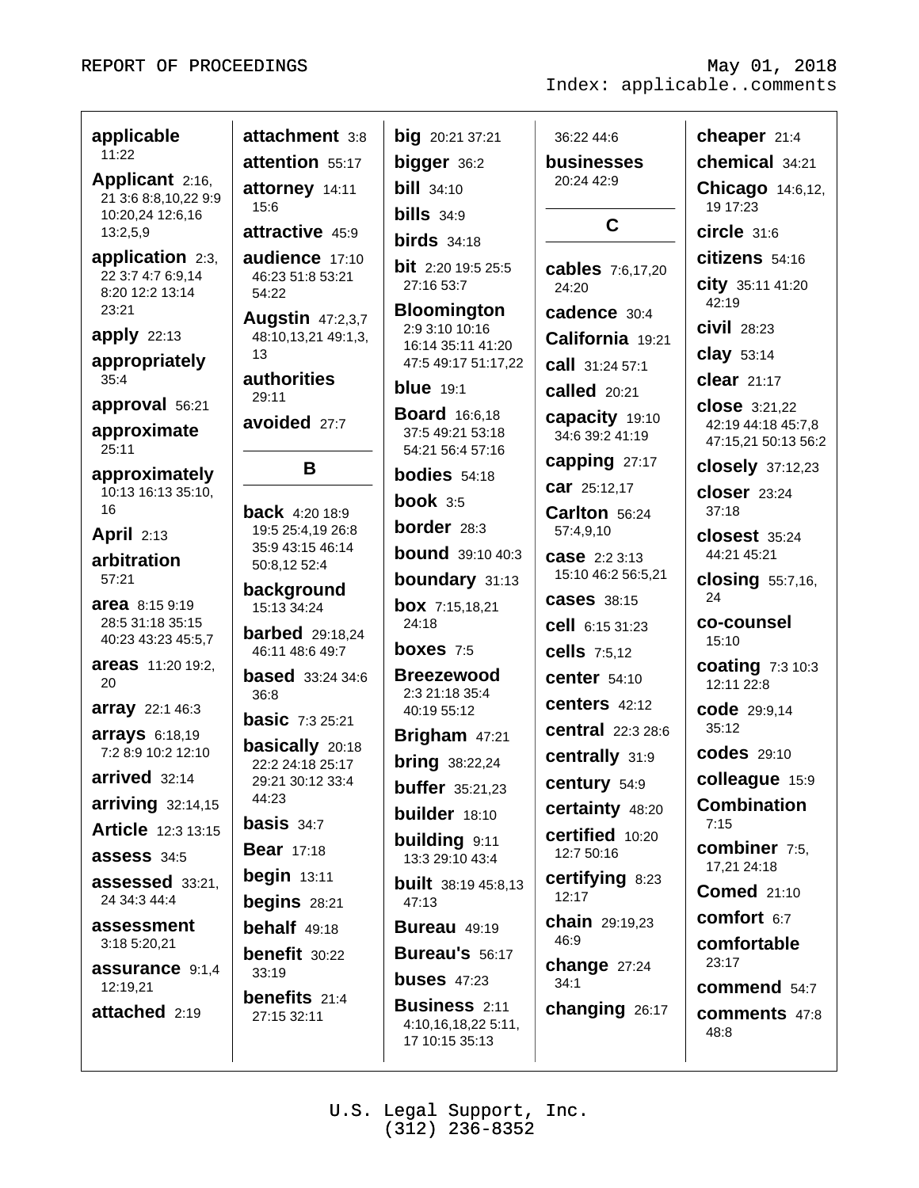**applicable** 11:22

**Applicant** 2:16, 21 3:6 8:8,10,22 9:9 10:20,24 12:6,16 13:2,5,9

**application** 2:3, 22 3:7 4:7 6:9,14 8:20 12:2 13:14 23:21

**apply** 22:13

**appropriately** 35:4

**approval** 56:21

**approximate** 25:11

**approximately** 10:13 16:13 35:10, 16

**April** 2:13

**arbitration** 57:21

**area** 8:15 9:19 28:5 31:18 35:15 40:23 43:23 45:5,7

**areas** 11:20 19:2, 20

**array** 22:1 46:3

**arrays** 6:18,19 7:2 8:9 10:2 12:10

**arrived** 32:14

**arriving** 32:14,15

**Article** 12:3 13:15

**assess** 34:5

**assessed** 33:21, 24 34:3 44:4

**assessment** 3:18 5:20,21

**assurance** 9:1,4 12:19,21

**attached** 2:19

**attachment** 3:8

**attention** 55:17

**attorney** 14:11 15:6

**attractive** 45:9

**audience** 17:10 46:23 51:8 53:21 54:22

**Augstin** 47:2,3,7 48:10,13,21 49:1,3, 13

**authorities** 29:11

**avoided** 27:7

## B

**back** 4:20 18:9 19:5 25:4,19 26:8 35:9 43:15 46:14 50:8,12 52:4

**background** 15:13 34:24

**barbed** 29:18,24 46:11 48:6 49:7

**based** 33:24 34:6 36:8

**basic** 7:3 25:21

**basically** 20:18 22:2 24:18 25:17 29:21 30:12 33:4 44:23

**basis** 34:7

**Bear** 17:18

**begin** 13:11

**begins** 28:21

**behalf** 49:18

**benefit** 30:22 33:19

**benefits** 21:4 27:15 32:11

**big** 20:21 37:21

**bigger** 36:2

**bill** 34:10

**bills** 34:9

**birds** 34:18

**bit** 2:20 19:5 25:5 27:16 53:7

**Bloomington** 2:9 3:10 10:16 16:14 35:11 41:20 47:5 49:17 51:17,22

**blue** 19:1

**Board** 16:6,18 37:5 49:21 53:18 54:21 56:4 57:16

**bodies** 54:18

**book** 3:5

**border** 28:3

**bound** 39:10 40:3

**boundary** 31:13

**box** 7:15,18,21 24:18

**boxes** 7:5

**Breezewood** 2:3 21:18 35:4 40:19 55:12

**Brigham** 47:21

**bring** 38:22,24

**buffer** 35:21,23

**builder** 18:10

**building** 9:11 13:3 29:10 43:4

**built** 38:19 45:8,13 47:13

**Bureau** 49:19

**Bureau's** 56:17

**buses** 47:23

**Business** 2:11 4:10,16,18,22 5:11, 17 10:15 35:13

36:22 44:6

**businesses** 20:24 42:9

## C

**cables** 7:6,17,20 24:20

**cadence** 30:4

**California** 19:21

**call** 31:24 57:1

**called** 20:21

**capacity** 19:10 34:6 39:2 41:19

**capping** 27:17

**car** 25:12,17

**Carlton** 56:24 57:4,9,10

**case** 2:2 3:13 15:10 46:2 56:5,21

**cases** 38:15

**cell** 6:15 31:23

**cells** 7:5,12

**center** 54:10

**centers** 42:12

**central** 22:3 28:6

**centrally** 31:9

**century** 54:9

**certainty** 48:20

**certified** 10:20 12:7 50:16

**certifying** 8:23 12:17

**chain** 29:19,23 46:9

**change** 27:24 34:1

**changing** 26:17

**cheaper** 21:4

**chemical** 34:21

**Chicago** 14:6,12, 19 17:23

**circle** 31:6

**citizens** 54:16

**city** 35:11 41:20 42:19

**civil** 28:23

**clay** 53:14

**clear** 21:17

**close** 3:21,22 42:19 44:18 45:7,8 47:15,21 50:13 56:2

**closely** 37:12,23

**closer** 23:24 37:18

**closest** 35:24 44:21 45:21

**closing** 55:7,16, 24

**co-counsel** 15:10

**coating** 7:3 10:3 12:11 22:8

**code** 29:9,14 35:12

**codes** 29:10

**colleague** 15:9

**Combination** 7:15

**combiner** 7:5, 17,21 24:18

**Comed** 21:10

**comfort** 6:7

**comfortable** 23:17

**commend** 54:7

**comments** 47:8 48:8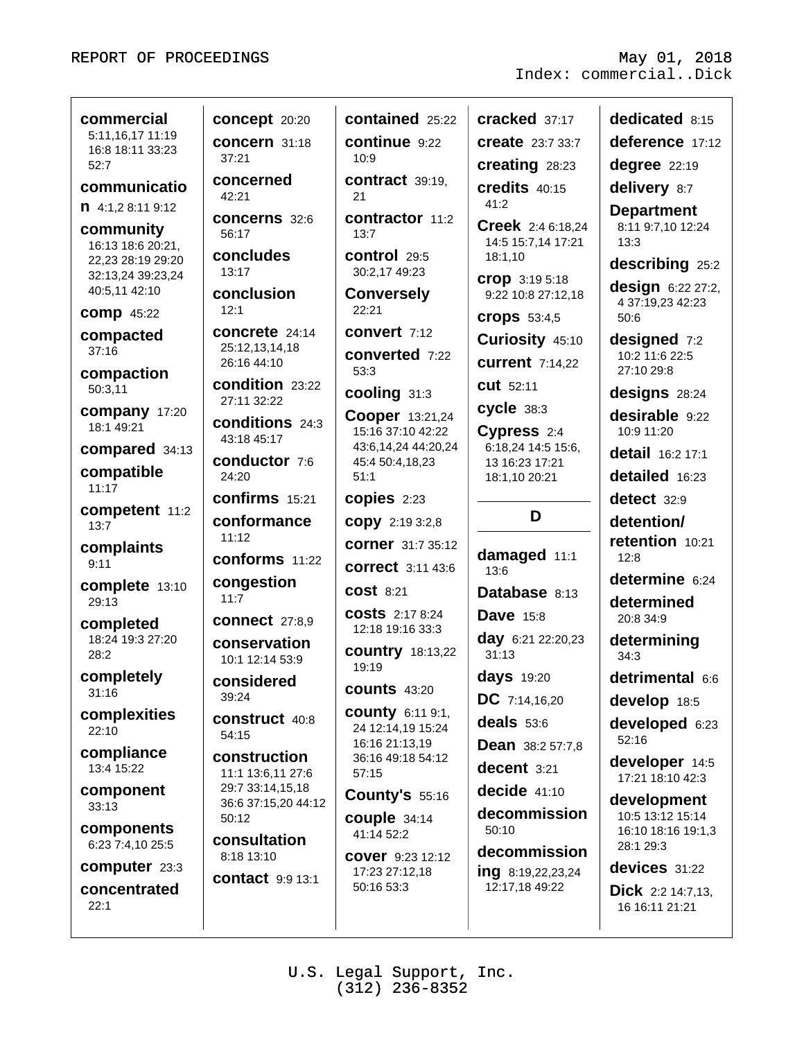**commercial** 5:11,16,17 11:19 16:8 18:11 33:23 52:7

**communication** 4:1,2 8:11 9:12

**community** 16:13 18:6 20:21, 22,23 28:19 29:20 32:13,24 39:23,24 40:5,11 42:10

**comp** 45:22

**compacted** 37:16

**compaction** 50:3,11

**company** 17:20 18:1 49:21

**compared** 34:13

**compatible** 11:17

**competent** 11:2 13:7

**complaints** 9:11

**complete** 13:10 29:13

**completed** 18:24 19:3 27:20 28:2

**completely** 31:16

**complexities** 22:10

**compliance** 13:4 15:22

**component** 33:13

**components** 6:23 7:4,10 25:5

**computer** 23:3

**concentrated** 22:1

**concept** 20:20

**concern** 31:18 37:21

**concerned** 42:21

**concerns** 32:6 56:17

**concludes** 13:17

**conclusion** 12:1

**concrete** 24:14 25:12,13,14,18 26:16 44:10

**condition** 23:22 27:11 32:22

**conditions** 24:3 43:18 45:17

**conductor** 7:6 24:20

**confirms** 15:21

**conformance** 11:12

**conforms** 11:22

**congestion** 11:7

**connect** 27:8,9

**conservation** 10:1 12:14 53:9

**considered** 39:24

**construct** 40:8 54:15

**construction** 11:1 13:6,11 27:6 29:7 33:14,15,18 36:6 37:15,20 44:12 50:12

**consultation** 8:18 13:10

**contact** 9:9 13:1

**contained** 25:22

**continue** 9:22 10:9

**contract** 39:19, 21

**contractor** 11:2 13:7

**control** 29:5 30:2,17 49:23

**Conversely** 22:21

**convert** 7:12

**converted** 7:22 53:3

**cooling** 31:3

**Cooper** 13:21,24 15:16 37:10 42:22 43:6,14,24 44:20,24 45:4 50:4,18,23 51:1

**copies** 2:23

**copy** 2:19 3:2,8

**corner** 31:7 35:12

**correct** 3:11 43:6

**cost** 8:21

**costs** 2:17 8:24 12:18 19:16 33:3

**country** 18:13,22 19:19

**counts** 43:20

**county** 6:11 9:1, 24 12:14,19 15:24 16:16 21:13,19 36:16 49:18 54:12 57:15

**County's** 55:16

**couple** 34:14 41:14 52:2

**cover** 9:23 12:12 17:23 27:12,18 50:16 53:3

**cracked** 37:17

**create** 23:7 33:7

**creating** 28:23

**credits** 40:15 41:2

**Creek** 2:4 6:18,24 14:5 15:7,14 17:21 18:1,10

**crop** 3:19 5:18 9:22 10:8 27:12,18

**crops** 53:4,5

**Curiosity** 45:10

**current** 7:14,22

**cut** 52:11

**cycle** 38:3

**Cypress** 2:4 6:18,24 14:5 15:6, 13 16:23 17:21 18:1,10 20:21

## D

**damaged** 11:1 13:6

**Database** 8:13

**Dave** 15:8

**day** 6:21 22:20,23 31:13

**days** 19:20

**DC** 7:14,16,20

**deals** 53:6

**Dean** 38:2 57:7,8

**decent** 3:21

**decide** 41:10

**decommission** 50:10

**decommissioning** 8:19,22,23,24 12:17,18 49:22

**dedicated** 8:15

**deference** 17:12

**degree** 22:19

**delivery** 8:7

**Department** 8:11 9:7,10 12:24 13:3

**describing** 25:2

**design** 6:22 27:2, 4 37:19,23 42:23 50:6

**designed** 7:2 10:2 11:6 22:5 27:10 29:8

**designs** 28:24

**desirable** 9:22 10:9 11:20

**detail** 16:2 17:1

**detailed** 16:23

**detect** 32:9

**detention/ retention** 10:21 12:8

**determine** 6:24

**determined** 20:8 34:9

**determining** 34:3

**detrimental** 6:6

**develop** 18:5

**developed** 6:23 52:16

**developer** 14:5 17:21 18:10 42:3

**development** 10:5 13:12 15:14 16:10 18:16 19:1,3 28:1 29:3

**devices** 31:22

**Dick** 2:2 14:7,13, 16 16:11 21:21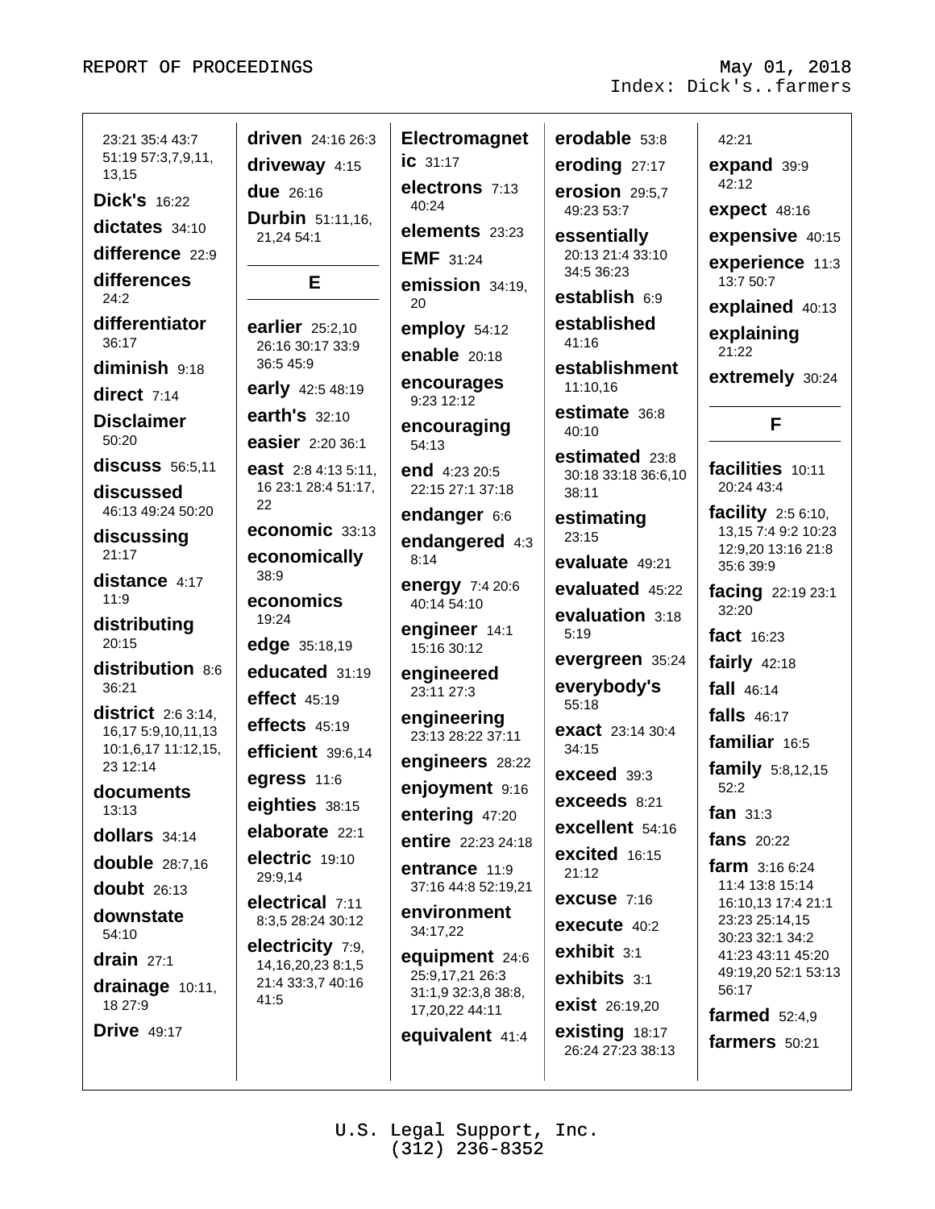23:21 35:4 43:7 51:19 57:3,7,9,11, 13,15

**Dick's** 16:22

**dictates** 34:10

**difference** 22:9

**differences** 24:2

**differentiator** 36:17

**diminish** 9:18

**direct** 7:14

**Disclaimer** 50:20

**discuss** 56:5,11

**discussed** 46:13 49:24 50:20

**discussing** 21:17

**distance** 4:17 11:9

**distributing** 20:15

**distribution** 8:6 36:21

**district** 2:6 3:14, 16,17 5:9,10,11,13 10:1,6,17 11:12,15, 23 12:14

**documents** 13:13

**dollars** 34:14

**double** 28:7,16

**doubt** 26:13

**downstate** 54:10

**drain** 27:1

**drainage** 10:11, 18 27:9

**Drive** 49:17

**driven** 24:16 26:3

**driveway** 4:15

**due** 26:16

**Durbin** 51:11,16, 21,24 54:1

## E

**earlier** 25:2,10 26:16 30:17 33:9 36:5 45:9

**early** 42:5 48:19

**earth's** 32:10

**easier** 2:20 36:1

**east** 2:8 4:13 5:11, 16 23:1 28:4 51:17, 22

**economic** 33:13

**economically** 38:9

**economics** 19:24

**edge** 35:18,19

**educated** 31:19

**effect** 45:19

**effects** 45:19

**efficient** 39:6,14

**egress** 11:6

**eighties** 38:15

**elaborate** 22:1

**electric** 19:10 29:9,14

**electrical** 7:11 8:3,5 28:24 30:12

**electricity** 7:9, 14,16,20,23 8:1,5 21:4 33:3,7 40:16 41:5

**Electromagnetic** 31:17

**electrons** 7:13 40:24

**elements** 23:23

**EMF** 31:24

**emission** 34:19, 20

**employ** 54:12

**enable** 20:18

**encourages** 9:23 12:12

**encouraging** 54:13

**end** 4:23 20:5 22:15 27:1 37:18

**endanger** 6:6

**endangered** 4:3 8:14

**energy** 7:4 20:6 40:14 54:10

**engineer** 14:1 15:16 30:12

**engineered** 23:11 27:3

**engineering** 23:13 28:22 37:11

**engineers** 28:22

**enjoyment** 9:16

**entering** 47:20

**entire** 22:23 24:18

**entrance** 11:9 37:16 44:8 52:19,21

**environment** 34:17,22

**equipment** 24:6 25:9,17,21 26:3 31:1,9 32:3,8 38:8, 17,20,22 44:11

**equivalent** 41:4

**erodable** 53:8

**eroding** 27:17

**erosion** 29:5,7 49:23 53:7

**essentially** 20:13 21:4 33:10 34:5 36:23

**establish** 6:9

**established** 41:16

**establishment** 11:10,16

**estimate** 36:8 40:10

**estimated** 23:8 30:18 33:18 36:6,10 38:11

**estimating** 23:15

**evaluate** 49:21

**evaluated** 45:22

**evaluation** 3:18 5:19

**evergreen** 35:24

**everybody's** 55:18

**exact** 23:14 30:4 34:15

**exceed** 39:3

**exceeds** 8:21

**excellent** 54:16

**excited** 16:15 21:12

**excuse** 7:16

**execute** 40:2

**exhibit** 3:1

**exhibits** 3:1

**exist** 26:19,20

**existing** 18:17 26:24 27:23 38:13 42:21

**expand** 39:9 42:12

**expect** 48:16

**expensive** 40:15

**experience** 11:3 13:7 50:7

**explained** 40:13

**explaining** 21:22

**extremely** 30:24

## F

**facilities** 10:11 20:24 43:4

**facility** 2:5 6:10, 13,15 7:4 9:2 10:23 12:9,20 13:16 21:8 35:6 39:9

**facing** 22:19 23:1 32:20

**fact** 16:23

**fairly** 42:18

**fall** 46:14

**falls** 46:17

**familiar** 16:5

**family** 5:8,12,15 52:2

**fan** 31:3

**fans** 20:22

**farm** 3:16 6:24 11:4 13:8 15:14 16:10,13 17:4 21:1 23:23 25:14,15 30:23 32:1 34:2 41:23 43:11 45:20 49:19,20 52:1 53:13 56:17

**farmed** 52:4,9

**farmers** 50:21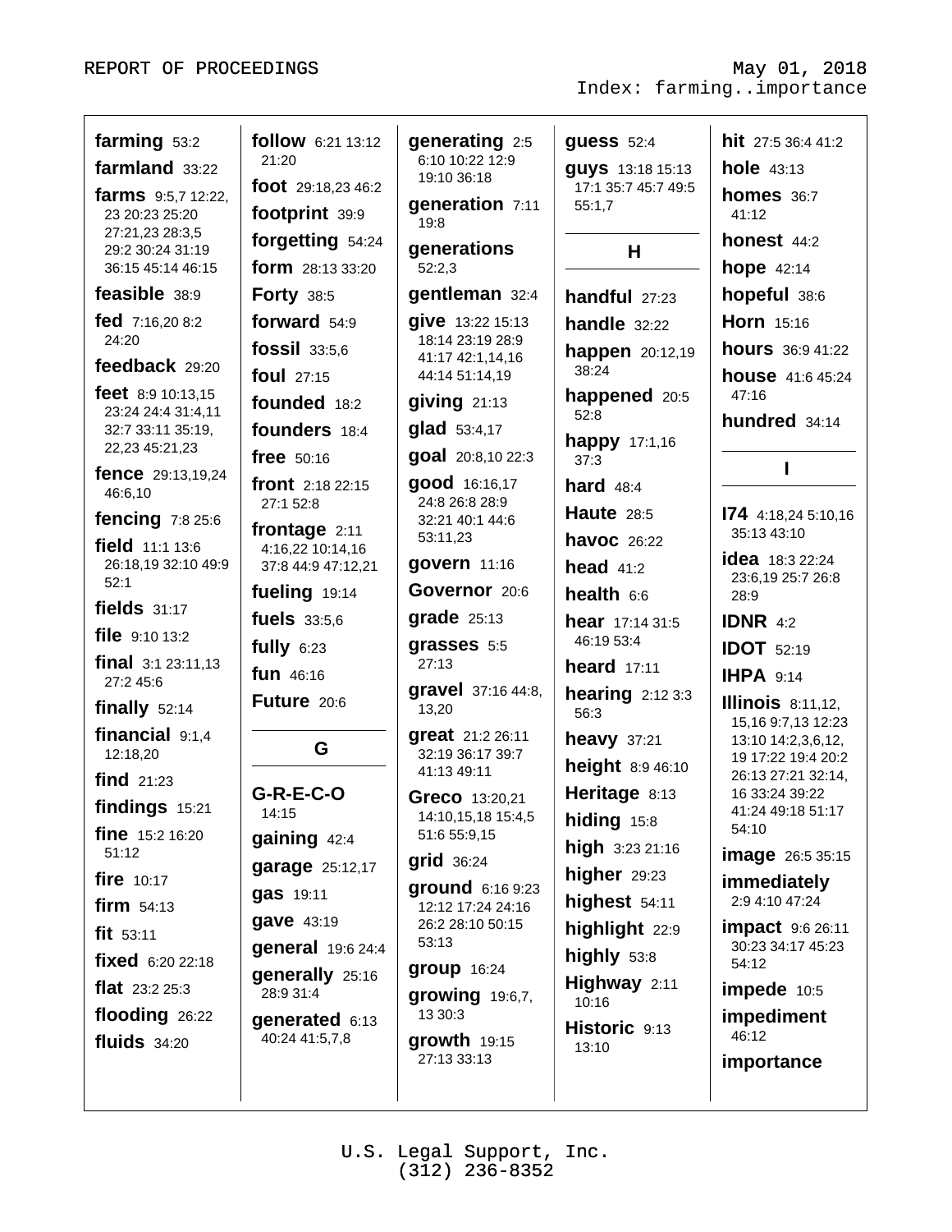Index: farming..importance

**farming** 53:2
**farmland** 33:22
**farms** 9:5,7 12:22, 23 20:23 25:20 27:21,23 28:3,5 29:2 30:24 31:19 36:15 45:14 46:15
**feasible** 38:9
**fed** 7:16,20 8:2 24:20
**feedback** 29:20
**feet** 8:9 10:13,15 23:24 24:4 31:4,11 32:7 33:11 35:19, 22,23 45:21,23
**fence** 29:13,19,24 46:6,10
**fencing** 7:8 25:6
**field** 11:1 13:6 26:18,19 32:10 49:9 52:1
**fields** 31:17
**file** 9:10 13:2
**final** 3:1 23:11,13 27:2 45:6
**finally** 52:14
**financial** 9:1,4 12:18,20
**find** 21:23
**findings** 15:21
**fine** 15:2 16:20 51:12
**fire** 10:17
**firm** 54:13
**fit** 53:11
**fixed** 6:20 22:18
**flat** 23:2 25:3
**flooding** 26:22
**fluids** 34:20
**follow** 6:21 13:12 21:20
**foot** 29:18,23 46:2
**footprint** 39:9
**forgetting** 54:24
**form** 28:13 33:20
**Forty** 38:5
**forward** 54:9
**fossil** 33:5,6
**foul** 27:15
**founded** 18:2
**founders** 18:4
**free** 50:16
**front** 2:18 22:15 27:1 52:8
**frontage** 2:11 4:16,22 10:14,16 37:8 44:9 47:12,21
**fueling** 19:14
**fuels** 33:5,6
**fully** 6:23
**fun** 46:16
**Future** 20:6

## G

**G-R-E-C-O** 14:15
**gaining** 42:4
**garage** 25:12,17
**gas** 19:11
**gave** 43:19
**general** 19:6 24:4
**generally** 25:16 28:9 31:4
**generated** 6:13 40:24 41:5,7,8
**generating** 2:5 6:10 10:22 12:9 19:10 36:18
**generation** 7:11 19:8
**generations** 52:2,3
**gentleman** 32:4
**give** 13:22 15:13 18:14 23:19 28:9 41:17 42:1,14,16 44:14 51:14,19
**giving** 21:13
**glad** 53:4,17
**goal** 20:8,10 22:3
**good** 16:16,17 24:8 26:8 28:9 32:21 40:1 44:6 53:11,23
**govern** 11:16
**Governor** 20:6
**grade** 25:13
**grasses** 5:5 27:13
**gravel** 37:16 44:8, 13,20
**great** 21:2 26:11 32:19 36:17 39:7 41:13 49:11
**Greco** 13:20,21 14:10,15,18 15:4,5 51:6 55:9,15
**grid** 36:24
**ground** 6:16 9:23 12:12 17:24 24:16 26:2 28:10 50:15 53:13
**group** 16:24
**growing** 19:6,7, 13 30:3
**growth** 19:15 27:13 33:13
**guess** 52:4
**guys** 13:18 15:13 17:1 35:7 45:7 49:5 55:1,7

## H

**handful** 27:23
**handle** 32:22
**happen** 20:12,19 38:24
**happened** 20:5 52:8
**happy** 17:1,16 37:3
**hard** 48:4
**Haute** 28:5
**havoc** 26:22
**head** 41:2
**health** 6:6
**hear** 17:14 31:5 46:19 53:4
**heard** 17:11
**hearing** 2:12 3:3 56:3
**heavy** 37:21
**height** 8:9 46:10
**Heritage** 8:13
**hiding** 15:8
**high** 3:23 21:16
**higher** 29:23
**highest** 54:11
**highlight** 22:9
**highly** 53:8
**Highway** 2:11 10:16
**Historic** 9:13 13:10
**hit** 27:5 36:4 41:2
**hole** 43:13
**homes** 36:7 41:12
**honest** 44:2
**hope** 42:14
**hopeful** 38:6
**Horn** 15:16
**hours** 36:9 41:22
**house** 41:6 45:24 47:16
**hundred** 34:14

## I

**I74** 4:18,24 5:10,16 35:13 43:10
**idea** 18:3 22:24 23:6,19 25:7 26:8 28:9
**IDNR** 4:2
**IDOT** 52:19
**IHPA** 9:14
**Illinois** 8:11,12, 15,16 9:7,13 12:23 13:10 14:2,3,6,12, 19 17:22 19:4 20:2 26:13 27:21 32:14, 16 33:24 39:22 41:24 49:18 51:17 54:10
**image** 26:5 35:15
**immediately** 2:9 4:10 47:24
**impact** 9:6 26:11 30:23 34:17 45:23 54:12
**impede** 10:5
**impediment** 46:12
**importance**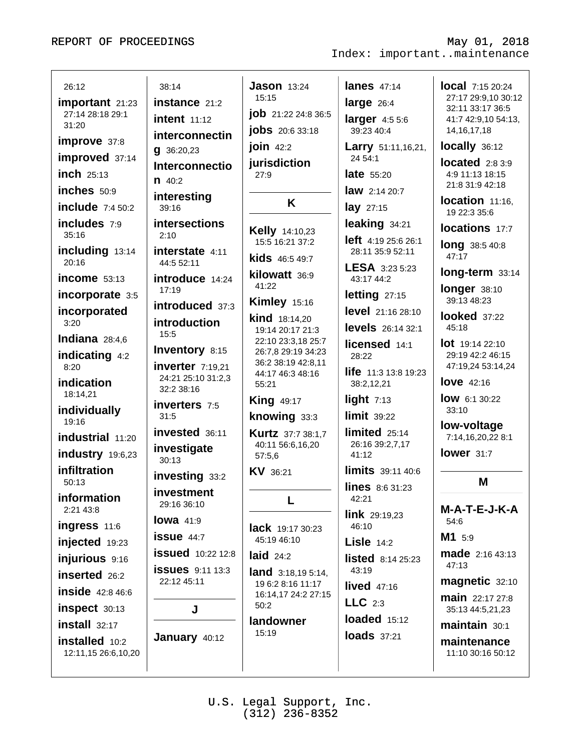26:12

**important** 21:23 27:14 28:18 29:1 31:20

**improve** 37:8

**improved** 37:14

**inch** 25:13

**inches** 50:9

**include** 7:4 50:2

**includes** 7:9 35:16

**including** 13:14 20:16

**income** 53:13

**incorporate** 3:5

**incorporated** 3:20

**Indiana** 28:4,6

**indicating** 4:2 8:20

**indication** 18:14,21

**individually** 19:16

**industrial** 11:20

**industry** 19:6,23

**infiltration** 50:13

**information** 2:21 43:8

**ingress** 11:6

**injected** 19:23

**injurious** 9:16

**inserted** 26:2

**inside** 42:8 46:6

**inspect** 30:13

**install** 32:17

**installed** 10:2 12:11,15 26:6,10,20

38:14

**instance** 21:2

**intent** 11:12

**interconnecting** 36:20,23

**Interconnection** 40:2

**interesting** 39:16

**intersections** 2:10

**interstate** 4:11 44:5 52:11

**introduce** 14:24 17:19

**introduced** 37:3

**introduction** 15:5

**Inventory** 8:15

**inverter** 7:19,21 24:21 25:10 31:2,3 32:2 38:16

**inverters** 7:5 31:5

**invested** 36:11

**investigate** 30:13

**investing** 33:2

**investment** 29:16 36:10

**Iowa** 41:9

**issue** 44:7

**issued** 10:22 12:8

**issues** 9:11 13:3 22:12 45:11

## J

**January** 40:12

**Jason** 13:24 15:15

**job** 21:22 24:8 36:5

**jobs** 20:6 33:18

**join** 42:2

**jurisdiction** 27:9

## K

**Kelly** 14:10,23 15:5 16:21 37:2

**kids** 46:5 49:7

**kilowatt** 36:9 41:22

**Kimley** 15:16

**kind** 18:14,20 19:14 20:17 21:3 22:10 23:3,18 25:7 26:7,8 29:19 34:23 36:2 38:19 42:8,11 44:17 46:3 48:16 55:21

**King** 49:17

**knowing** 33:3

**Kurtz** 37:7 38:1,7 40:11 56:6,16,20 57:5,6

**KV** 36:21

## L

**lack** 19:17 30:23 45:19 46:10

**laid** 24:2

**land** 3:18,19 5:14,19 6:2 8:16 11:17 16:14,17 24:2 27:15 50:2

**landowner** 15:19

**lanes** 47:14

**large** 26:4

**larger** 4:5 5:6 39:23 40:4

**Larry** 51:11,16,21,24 54:1

**late** 55:20

**law** 2:14 20:7

**lay** 27:15

**leaking** 34:21

**left** 4:19 25:6 26:1 28:11 35:9 52:11

**LESA** 3:23 5:23 43:17 44:2

**letting** 27:15

**level** 21:16 28:10

**levels** 26:14 32:1

**licensed** 14:1 28:22

**life** 11:3 13:8 19:23 38:2,12,21

**light** 7:13

**limit** 39:22

**limited** 25:14 26:16 39:2,7,17 41:12

**limits** 39:11 40:6

**lines** 8:6 31:23 42:21

**link** 29:19,23 46:10

**Lisle** 14:2

**listed** 8:14 25:23 43:19

**lived** 47:16

**LLC** 2:3

**loaded** 15:12

**loads** 37:21

**local** 7:15 20:24 27:17 29:9,10 30:12 32:11 33:17 36:5 41:7 42:9,10 54:13,14,16,17,18

**locally** 36:12

**located** 2:8 3:9 4:9 11:13 18:15 21:8 31:9 42:18

**location** 11:16,19 22:3 35:6

**locations** 17:7

**long** 38:5 40:8 47:17

**long-term** 33:14

**longer** 38:10 39:13 48:23

**looked** 37:22 45:18

**lot** 19:14 22:10 29:19 42:2 46:15 47:19,24 53:14,24

**love** 42:16

**low** 6:1 30:22 33:10

**low-voltage** 7:14,16,20,22 8:1

**lower** 31:7

## M

**M-A-T-E-J-K-A** 54:6

**M1** 5:9

**made** 2:16 43:13 47:13

**magnetic** 32:10

**main** 22:17 27:8 35:13 44:5,21,23

**maintain** 30:1

**maintenance** 11:10 30:16 50:12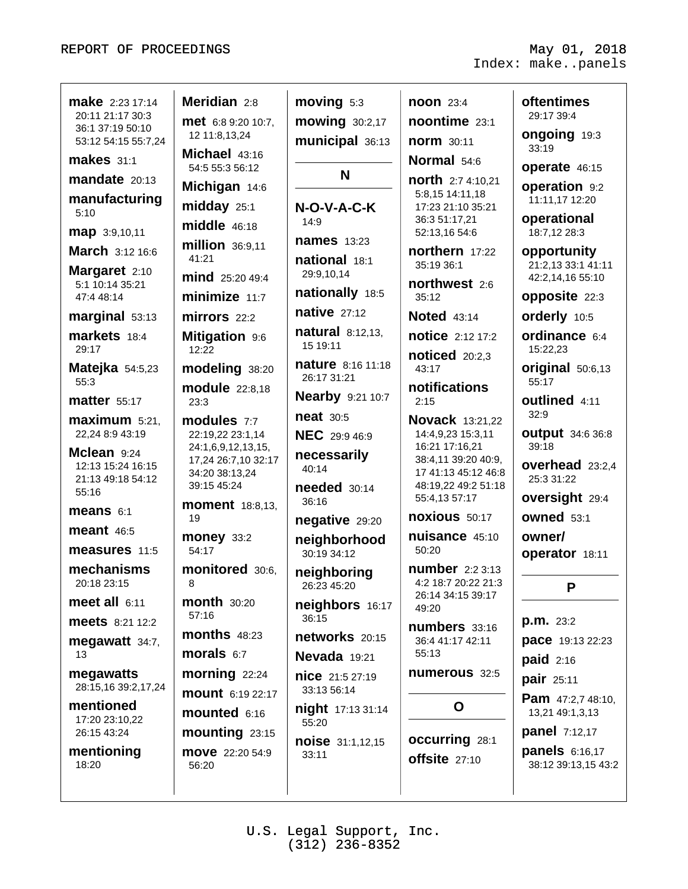**make** 2:23 17:14 20:11 21:17 30:3 36:1 37:19 50:10 53:12 54:15 55:7,24

**makes** 31:1

**mandate** 20:13

**manufacturing** 5:10

**map** 3:9,10,11

**March** 3:12 16:6

**Margaret** 2:10 5:1 10:14 35:21 47:4 48:14

**marginal** 53:13

**markets** 18:4 29:17

**Matejka** 54:5,23 55:3

**matter** 55:17

**maximum** 5:21, 22,24 8:9 43:19

**Mclean** 9:24 12:13 15:24 16:15 21:13 49:18 54:12 55:16

**means** 6:1

**meant** 46:5

**measures** 11:5

**mechanisms** 20:18 23:15

**meet all** 6:11

**meets** 8:21 12:2

**megawatt** 34:7, 13

**megawatts** 28:15,16 39:2,17,24

**mentioned** 17:20 23:10,22 26:15 43:24

**mentioning** 18:20

**Meridian** 2:8

**met** 6:8 9:20 10:7, 12 11:8,13,24

**Michael** 43:16 54:5 55:3 56:12

**Michigan** 14:6

**midday** 25:1

**middle** 46:18

**million** 36:9,11 41:21

**mind** 25:20 49:4

**minimize** 11:7

**mirrors** 22:2

**Mitigation** 9:6 12:22

**modeling** 38:20

**module** 22:8,18 23:3

**modules** 7:7 22:19,22 23:1,14 24:1,6,9,12,13,15, 17,24 26:7,10 32:17 34:20 38:13,24 39:15 45:24

**moment** 18:8,13, 19

**money** 33:2 54:17

**monitored** 30:6, 8

**month** 30:20 57:16

**months** 48:23

**morals** 6:7

**morning** 22:24

**mount** 6:19 22:17

**mounted** 6:16

**mounting** 23:15

**move** 22:20 54:9 56:20

**moving** 5:3

**mowing** 30:2,17

**municipal** 36:13

## N

**N-O-V-A-C-K** 14:9

**names** 13:23

**national** 18:1 29:9,10,14

**nationally** 18:5

**native** 27:12

**natural** 8:12,13, 15 19:11

**nature** 8:16 11:18 26:17 31:21

**Nearby** 9:21 10:7

**neat** 30:5

**NEC** 29:9 46:9

**necessarily** 40:14

**needed** 30:14 36:16

**negative** 29:20

**neighborhood** 30:19 34:12

**neighboring** 26:23 45:20

**neighbors** 16:17 36:15

**networks** 20:15

**Nevada** 19:21

**nice** 21:5 27:19 33:13 56:14

**night** 17:13 31:14 55:20

**noise** 31:1,12,15 33:11

**noon** 23:4

**noontime** 23:1

**norm** 30:11

**Normal** 54:6

**north** 2:7 4:10,21 5:8,15 14:11,18 17:23 21:10 35:21 36:3 51:17,21 52:13,16 54:6

**northern** 17:22 35:19 36:1

**northwest** 2:6 35:12

**Noted** 43:14

**notice** 2:12 17:2

**noticed** 20:2,3 43:17

**notifications** 2:15

**Novack** 13:21,22 14:4,9,23 15:3,11 16:21 17:16,21 38:4,11 39:20 40:9, 17 41:13 45:12 46:8 48:19,22 49:2 51:18 55:4,13 57:17

**noxious** 50:17

**nuisance** 45:10 50:20

**number** 2:2 3:13 4:2 18:7 20:22 21:3 26:14 34:15 39:17 49:20

**numbers** 33:16 36:4 41:17 42:11 55:13

**numerous** 32:5

## O

**occurring** 28:1

**offsite** 27:10

**oftentimes** 29:17 39:4

**ongoing** 19:3 33:19

**operate** 46:15

**operation** 9:2 11:11,17 12:20

**operational** 18:7,12 28:3

**opportunity** 21:2,13 33:1 41:11 42:2,14,16 55:10

**opposite** 22:3

**orderly** 10:5

**ordinance** 6:4 15:22,23

**original** 50:6,13 55:17

**outlined** 4:11 32:9

**output** 34:6 36:8 39:18

**overhead** 23:2,4 25:3 31:22

**oversight** 29:4

**owned** 53:1

**owner/ operator** 18:11

## P

**p.m.** 23:2

**pace** 19:13 22:23

**paid** 2:16

**pair** 25:11

**Pam** 47:2,7 48:10, 13,21 49:1,3,13

**panel** 7:12,17

**panels** 6:16,17 38:12 39:13,15 43:2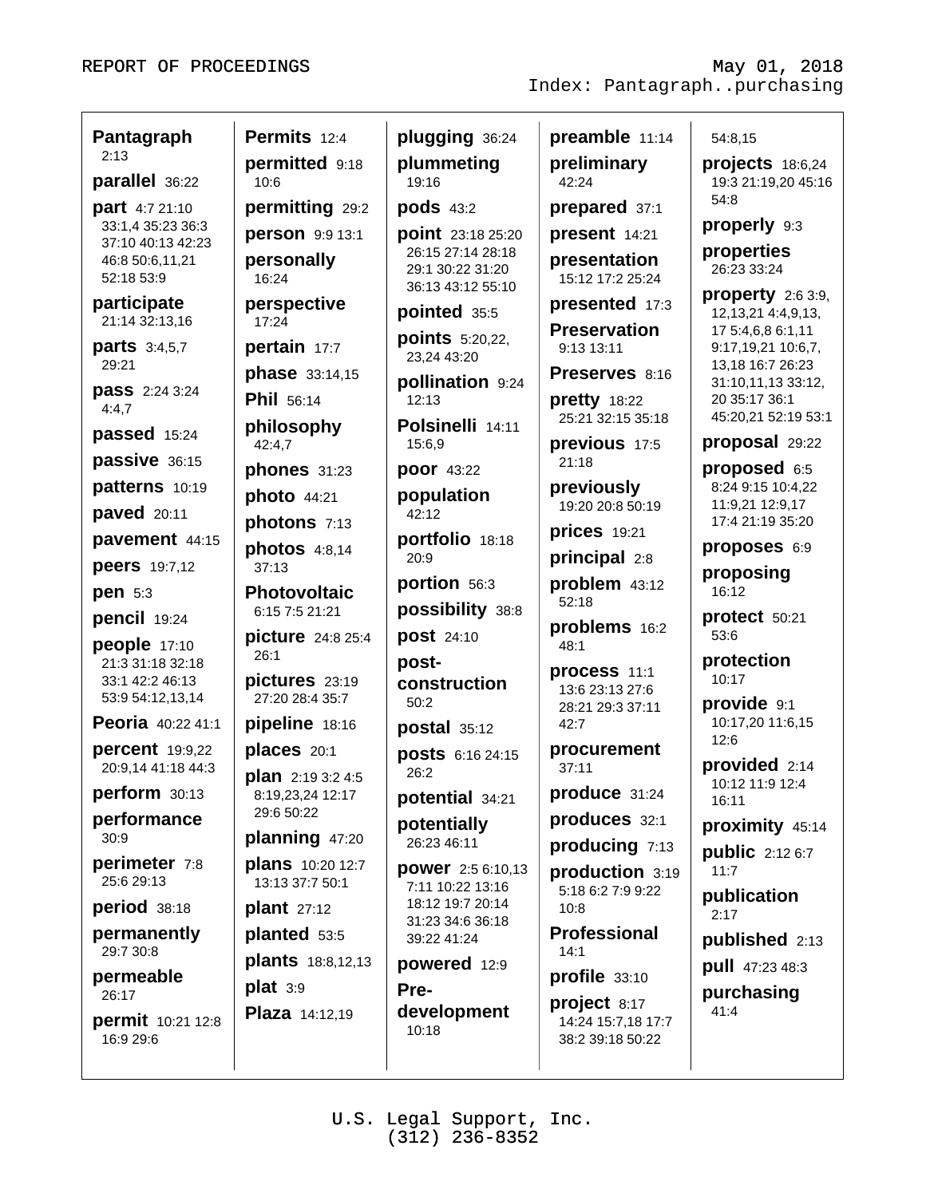**Pantagraph** 2:13

**parallel** 36:22

**part** 4:7 21:10 33:1,4 35:23 36:3 37:10 40:13 42:23 46:8 50:6,11,21 52:18 53:9

**participate** 21:14 32:13,16

**parts** 3:4,5,7 29:21

**pass** 2:24 3:24 4:4,7

**passed** 15:24

**passive** 36:15

**patterns** 10:19

**paved** 20:11

**pavement** 44:15

**peers** 19:7,12

**pen** 5:3

**pencil** 19:24

**people** 17:10 21:3 31:18 32:18 33:1 42:2 46:13 53:9 54:12,13,14

**Peoria** 40:22 41:1

**percent** 19:9,22 20:9,14 41:18 44:3

**perform** 30:13

**performance** 30:9

**perimeter** 7:8 25:6 29:13

**period** 38:18

**permanently** 29:7 30:8

**permeable** 26:17

**permit** 10:21 12:8 16:9 29:6

**Permits** 12:4

**permitted** 9:18 10:6

**permitting** 29:2

**person** 9:9 13:1

**personally** 16:24

**perspective** 17:24

**pertain** 17:7

**phase** 33:14,15

**Phil** 56:14

**philosophy** 42:4,7

**phones** 31:23

**photo** 44:21

**photons** 7:13

**photos** 4:8,14 37:13

**Photovoltaic** 6:15 7:5 21:21

**picture** 24:8 25:4 26:1

**pictures** 23:19 27:20 28:4 35:7

**pipeline** 18:16

**places** 20:1

**plan** 2:19 3:2 4:5 8:19,23,24 12:17 29:6 50:22

**planning** 47:20

**plans** 10:20 12:7 13:13 37:7 50:1

**plant** 27:12

**planted** 53:5

**plants** 18:8,12,13

**plat** 3:9

**Plaza** 14:12,19

**plugging** 36:24

**plummeting** 19:16

**pods** 43:2

**point** 23:18 25:20 26:15 27:14 28:18 29:1 30:22 31:20 36:13 43:12 55:10

**pointed** 35:5

**points** 5:20,22, 23,24 43:20

**pollination** 9:24 12:13

**Polsinelli** 14:11 15:6,9

**poor** 43:22

**population** 42:12

**portfolio** 18:18 20:9

**portion** 56:3

**possibility** 38:8

**post** 24:10

**post-construction** 50:2

**postal** 35:12

**posts** 6:16 24:15 26:2

**potential** 34:21

**potentially** 26:23 46:11

**power** 2:5 6:10,13 7:11 10:22 13:16 18:12 19:7 20:14 31:23 34:6 36:18 39:22 41:24

**powered** 12:9

**Pre-development** 10:18

**preamble** 11:14

**preliminary** 42:24

**prepared** 37:1

**present** 14:21

**presentation** 15:12 17:2 25:24

**presented** 17:3

**Preservation** 9:13 13:11

**Preserves** 8:16

**pretty** 18:22 25:21 32:15 35:18

**previous** 17:5 21:18

**previously** 19:20 20:8 50:19

**prices** 19:21

**principal** 2:8

**problem** 43:12 52:18

**problems** 16:2 48:1

**process** 11:1 13:6 23:13 27:6 28:21 29:3 37:11 42:7

**procurement** 37:11

**produce** 31:24

**produces** 32:1

**producing** 7:13

**production** 3:19 5:18 6:2 7:9 9:22 10:8

**Professional** 14:1

**profile** 33:10

**project** 8:17 14:24 15:7,18 17:7 38:2 39:18 50:22 54:8,15

**projects** 18:6,24 19:3 21:19,20 45:16 54:8

**properly** 9:3

**properties** 26:23 33:24

**property** 2:6 3:9, 12,13,21 4:4,9,13, 17 5:4,6,8 6:1,11 9:17,19,21 10:6,7, 13,18 16:7 26:23 31:10,11,13 33:12, 20 35:17 36:1 45:20,21 52:19 53:1

**proposal** 29:22

**proposed** 6:5 8:24 9:15 10:4,22 11:9,21 12:9,17 17:4 21:19 35:20

**proposes** 6:9

**proposing** 16:12

**protect** 50:21 53:6

**protection** 10:17

**provide** 9:1 10:17,20 11:6,15 12:6

**provided** 2:14 10:12 11:9 12:4 16:11

**proximity** 45:14

**public** 2:12 6:7 11:7

**publication** 2:17

**published** 2:13

**pull** 47:23 48:3

**purchasing** 41:4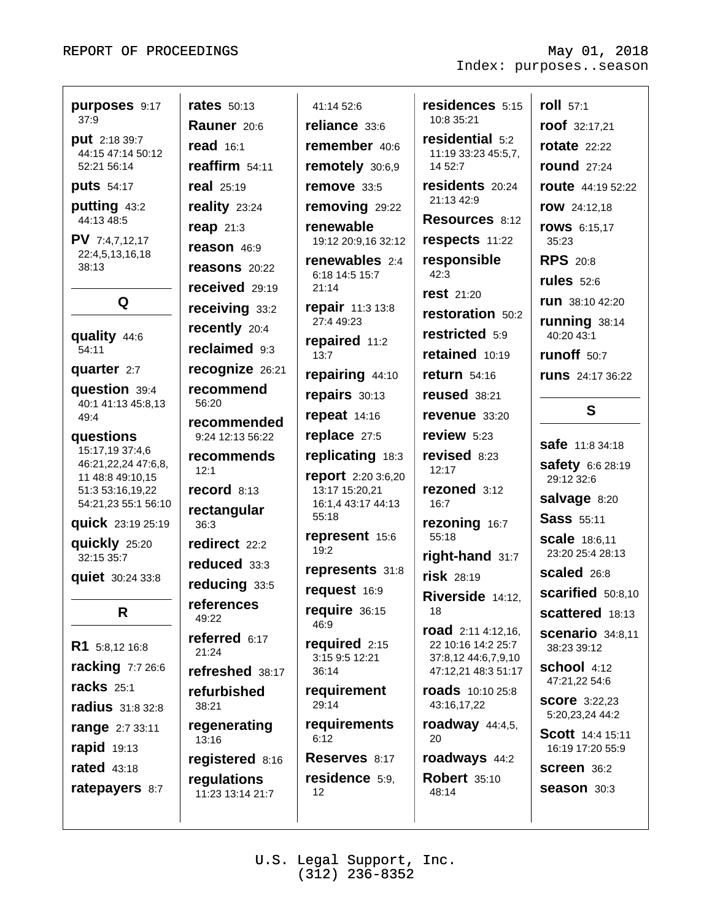**purposes** 9:17 37:9

**put** 2:18 39:7 44:15 47:14 50:12 52:21 56:14

**puts** 54:17

**putting** 43:2 44:13 48:5

**PV** 7:4,7,12,17 22:4,5,13,16,18 38:13

## Q

**quality** 44:6 54:11

**quarter** 2:7

**question** 39:4 40:1 41:13 45:8,13 49:4

**questions** 15:17,19 37:4,6 46:21,22,24 47:6,8, 11 48:8 49:10,15 51:3 53:16,19,22 54:21,23 55:1 56:10

**quick** 23:19 25:19

**quickly** 25:20 32:15 35:7

**quiet** 30:24 33:8

## R

**R1** 5:8,12 16:8

**racking** 7:7 26:6

**racks** 25:1

**radius** 31:8 32:8

**range** 2:7 33:11

**rapid** 19:13

**rated** 43:18

**ratepayers** 8:7

**rates** 50:13

**Rauner** 20:6

**read** 16:1

**reaffirm** 54:11

**real** 25:19

**reality** 23:24

**reap** 21:3

**reason** 46:9

**reasons** 20:22

**received** 29:19

**receiving** 33:2

**recently** 20:4

**reclaimed** 9:3

**recognize** 26:21

**recommend** 56:20

**recommended** 9:24 12:13 56:22

**recommends** 12:1

**record** 8:13

**rectangular** 36:3

**redirect** 22:2

**reduced** 33:3

**reducing** 33:5

**references** 49:22

**referred** 6:17 21:24

**refreshed** 38:17

**refurbished** 38:21

**regenerating** 13:16

**registered** 8:16

**regulations** 11:23 13:14 21:7 41:14 52:6

**reliance** 33:6

**remember** 40:6

**remotely** 30:6,9

**remove** 33:5

**removing** 29:22

**renewable** 19:12 20:9,16 32:12

**renewables** 2:4 6:18 14:5 15:7 21:14

**repair** 11:3 13:8 27:4 49:23

**repaired** 11:2 13:7

**repairing** 44:10

**repairs** 30:13

**repeat** 14:16

**replace** 27:5

**replicating** 18:3

**report** 2:20 3:6,20 13:17 15:20,21 16:1,4 43:17 44:13 55:18

**represent** 15:6 19:2

**represents** 31:8

**request** 16:9

**require** 36:15 46:9

**required** 2:15 3:15 9:5 12:21 36:14

**requirement** 29:14

**requirements** 6:12

**Reserves** 8:17

**residence** 5:9, 12

**residences** 5:15 10:8 35:21

**residential** 5:2 11:19 33:23 45:5,7, 14 52:7

**residents** 20:24 21:13 42:9

**Resources** 8:12

**respects** 11:22

**responsible** 42:3

**rest** 21:20

**restoration** 50:2

**restricted** 5:9

**retained** 10:19

**return** 54:16

**reused** 38:21

**revenue** 33:20

**review** 5:23

**revised** 8:23 12:17

**rezoned** 3:12 16:7

**rezoning** 16:7 55:18

**right-hand** 31:7

**risk** 28:19

**Riverside** 14:12, 18

**road** 2:11 4:12,16, 22 10:16 14:2 25:7 37:8,12 44:6,7,9,10 47:12,21 48:3 51:17

**roads** 10:10 25:8 43:16,17,22

**roadway** 44:4,5, 20

**roadways** 44:2

**Robert** 35:10 48:14

**roll** 57:1

**roof** 32:17,21

**rotate** 22:22

**round** 27:24

**route** 44:19 52:22

**row** 24:12,18

**rows** 6:15,17 35:23

**RPS** 20:8

**rules** 52:6

**run** 38:10 42:20

**running** 38:14 40:20 43:1

**runoff** 50:7

**runs** 24:17 36:22

## S

**safe** 11:8 34:18

**safety** 6:6 28:19 29:12 32:6

**salvage** 8:20

**Sass** 55:11

**scale** 18:6,11 23:20 25:4 28:13

**scaled** 26:8

**scarified** 50:8,10

**scattered** 18:13

**scenario** 34:8,11 38:23 39:12

**school** 4:12 47:21,22 54:6

**score** 3:22,23 5:20,23,24 44:2

**Scott** 14:4 15:11 16:19 17:20 55:9

**screen** 36:2

**season** 30:3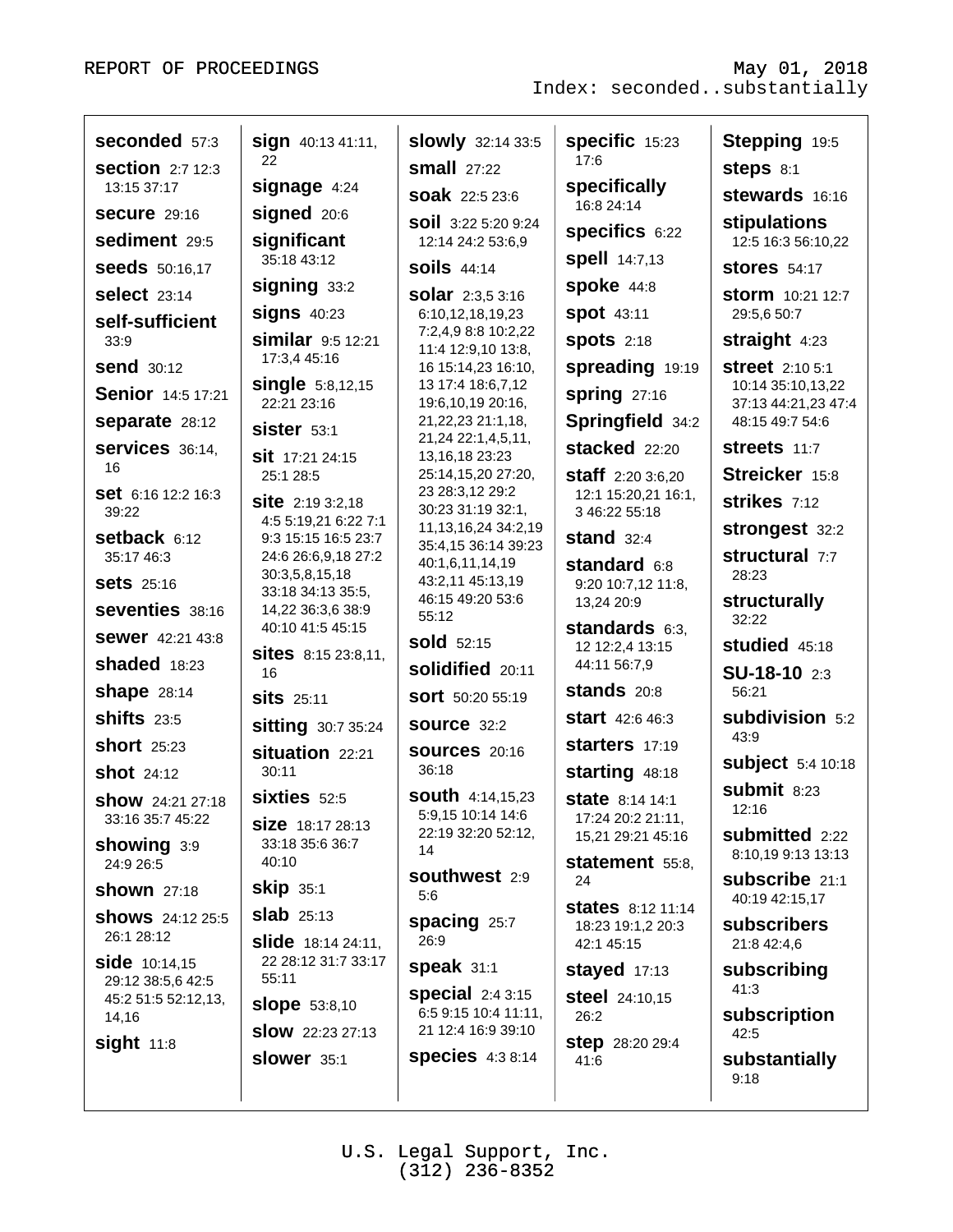Index: seconded..substantially

**seconded** 57:3
**section** 2:7 12:3 13:15 37:17
**secure** 29:16
**sediment** 29:5
**seeds** 50:16,17
**select** 23:14
**self-sufficient** 33:9
**send** 30:12
**Senior** 14:5 17:21
**separate** 28:12
**services** 36:14, 16
**set** 6:16 12:2 16:3 39:22
**setback** 6:12 35:17 46:3
**sets** 25:16
**seventies** 38:16
**sewer** 42:21 43:8
**shaded** 18:23
**shape** 28:14
**shifts** 23:5
**short** 25:23
**shot** 24:12
**show** 24:21 27:18 33:16 35:7 45:22
**showing** 3:9 24:9 26:5
**shown** 27:18
**shows** 24:12 25:5 26:1 28:12
**side** 10:14,15 29:12 38:5,6 42:5 45:2 51:5 52:12,13, 14,16
**sight** 11:8

**sign** 40:13 41:11, 22
**signage** 4:24
**signed** 20:6
**significant** 35:18 43:12
**signing** 33:2
**signs** 40:23
**similar** 9:5 12:21 17:3,4 45:16
**single** 5:8,12,15 22:21 23:16
**sister** 53:1
**sit** 17:21 24:15 25:1 28:5
**site** 2:19 3:2,18 4:5 5:19,21 6:22 7:1 9:3 15:15 16:5 23:7 24:6 26:6,9,18 27:2 30:3,5,8,15,18 33:18 34:13 35:5, 14,22 36:3,6 38:9 40:10 41:5 45:15
**sites** 8:15 23:8,11, 16
**sits** 25:11
**sitting** 30:7 35:24
**situation** 22:21 30:11
**sixties** 52:5
**size** 18:17 28:13 33:18 35:6 36:7 40:10
**skip** 35:1
**slab** 25:13
**slide** 18:14 24:11, 22 28:12 31:7 33:17 55:11
**slope** 53:8,10
**slow** 22:23 27:13
**slower** 35:1

**slowly** 32:14 33:5
**small** 27:22
**soak** 22:5 23:6
**soil** 3:22 5:20 9:24 12:14 24:2 53:6,9
**soils** 44:14
**solar** 2:3,5 3:16 6:10,12,18,19,23 7:2,4,9 8:8 10:2,22 11:4 12:9,10 13:8, 16 15:14,23 16:10, 13 17:4 18:6,7,12 19:6,10,19 20:16, 21,22,23 21:1,18, 21,24 22:1,4,5,11, 13,16,18 23:23 25:14,15,20 27:20, 23 28:3,12 29:2 30:23 31:19 32:1, 11,13,16,24 34:2,19 35:4,15 36:14 39:23 40:1,6,11,14,19 43:2,11 45:13,19 46:15 49:20 53:6 55:12
**sold** 52:15
**solidified** 20:11
**sort** 50:20 55:19
**source** 32:2
**sources** 20:16 36:18
**south** 4:14,15,23 5:9,15 10:14 14:6 22:19 32:20 52:12, 14
**southwest** 2:9 5:6
**spacing** 25:7 26:9
**speak** 31:1
**special** 2:4 3:15 6:5 9:15 10:4 11:11, 21 12:4 16:9 39:10
**species** 4:3 8:14

**specific** 15:23 17:6
**specifically** 16:8 24:14
**specifics** 6:22
**spell** 14:7,13
**spoke** 44:8
**spot** 43:11
**spots** 2:18
**spreading** 19:19
**spring** 27:16
**Springfield** 34:2
**stacked** 22:20
**staff** 2:20 3:6,20 12:1 15:20,21 16:1, 3 46:22 55:18
**stand** 32:4
**standard** 6:8 9:20 10:7,12 11:8, 13,24 20:9
**standards** 6:3, 12 12:2,4 13:15 44:11 56:7,9
**stands** 20:8
**start** 42:6 46:3
**starters** 17:19
**starting** 48:18
**state** 8:14 14:1 17:24 20:2 21:11, 15,21 29:21 45:16
**statement** 55:8, 24
**states** 8:12 11:14 18:23 19:1,2 20:3 42:1 45:15
**stayed** 17:13
**steel** 24:10,15 26:2
**step** 28:20 29:4 41:6

**Stepping** 19:5
**steps** 8:1
**stewards** 16:16
**stipulations** 12:5 16:3 56:10,22
**stores** 54:17
**storm** 10:21 12:7 29:5,6 50:7
**straight** 4:23
**street** 2:10 5:1 10:14 35:10,13,22 37:13 44:21,23 47:4 48:15 49:7 54:6
**streets** 11:7
**Streicker** 15:8
**strikes** 7:12
**strongest** 32:2
**structural** 7:7 28:23
**structurally** 32:22
**studied** 45:18
**SU-18-10** 2:3 56:21
**subdivision** 5:2 43:9
**subject** 5:4 10:18
**submit** 8:23 12:16
**submitted** 2:22 8:10,19 9:13 13:13
**subscribe** 21:1 40:19 42:15,17
**subscribers** 21:8 42:4,6
**subscribing** 41:3
**subscription** 42:5
**substantially** 9:18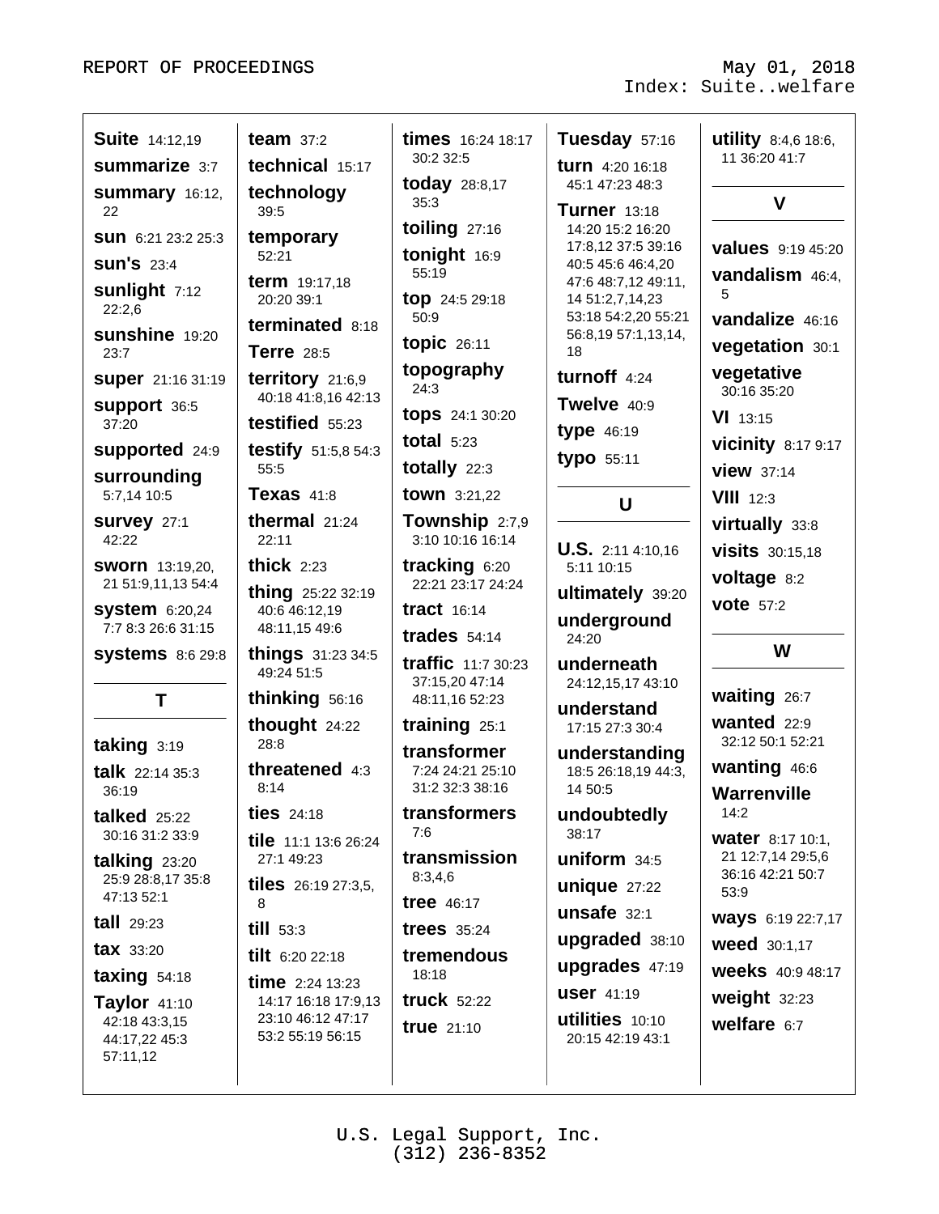Index: Suite..welfare

**Suite** 14:12,19
**summarize** 3:7
**summary** 16:12, 22
**sun** 6:21 23:2 25:3
**sun's** 23:4
**sunlight** 7:12 22:2,6
**sunshine** 19:20 23:7
**super** 21:16 31:19
**support** 36:5 37:20
**supported** 24:9
**surrounding** 5:7,14 10:5
**survey** 27:1 42:22
**sworn** 13:19,20, 21 51:9,11,13 54:4
**system** 6:20,24 7:7 8:3 26:6 31:15
**systems** 8:6 29:8

## T

**taking** 3:19
**talk** 22:14 35:3 36:19
**talked** 25:22 30:16 31:2 33:9
**talking** 23:20 25:9 28:8,17 35:8 47:13 52:1
**tall** 29:23
**tax** 33:20
**taxing** 54:18
**Taylor** 41:10 42:18 43:3,15 44:17,22 45:3 57:11,12
**team** 37:2
**technical** 15:17
**technology** 39:5
**temporary** 52:21
**term** 19:17,18 20:20 39:1
**terminated** 8:18
**Terre** 28:5
**territory** 21:6,9 40:18 41:8,16 42:13
**testified** 55:23
**testify** 51:5,8 54:3 55:5
**Texas** 41:8
**thermal** 21:24 22:11
**thick** 2:23
**thing** 25:22 32:19 40:6 46:12,19 48:11,15 49:6
**things** 31:23 34:5 49:24 51:5
**thinking** 56:16
**thought** 24:22 28:8
**threatened** 4:3 8:14
**ties** 24:18
**tile** 11:1 13:6 26:24 27:1 49:23
**tiles** 26:19 27:3,5, 8
**till** 53:3
**tilt** 6:20 22:18
**time** 2:24 13:23 14:17 16:18 17:9,13 23:10 46:12 47:17 53:2 55:19 56:15
**times** 16:24 18:17 30:2 32:5
**today** 28:8,17 35:3
**toiling** 27:16
**tonight** 16:9 55:19
**top** 24:5 29:18 50:9
**topic** 26:11
**topography** 24:3
**tops** 24:1 30:20
**total** 5:23
**totally** 22:3
**town** 3:21,22
**Township** 2:7,9 3:10 10:16 16:14
**tracking** 6:20 22:21 23:17 24:24
**tract** 16:14
**trades** 54:14
**traffic** 11:7 30:23 37:15,20 47:14 48:11,16 52:23
**training** 25:1
**transformer** 7:24 24:21 25:10 31:2 32:3 38:16
**transformers** 7:6
**transmission** 8:3,4,6
**tree** 46:17
**trees** 35:24
**tremendous** 18:18
**truck** 52:22
**true** 21:10
**Tuesday** 57:16
**turn** 4:20 16:18 45:1 47:23 48:3
**Turner** 13:18 14:20 15:2 16:20 17:8,12 37:5 39:16 40:5 45:6 46:4,20 47:6 48:7,12 49:11, 14 51:2,7,14,23 53:18 54:2,20 55:21 56:8,19 57:1,13,14, 18
**turnoff** 4:24
**Twelve** 40:9
**type** 46:19
**typo** 55:11

## U

**U.S.** 2:11 4:10,16 5:11 10:15
**ultimately** 39:20
**underground** 24:20
**underneath** 24:12,15,17 43:10
**understand** 17:15 27:3 30:4
**understanding** 18:5 26:18,19 44:3, 14 50:5
**undoubtedly** 38:17
**uniform** 34:5
**unique** 27:22
**unsafe** 32:1
**upgraded** 38:10
**upgrades** 47:19
**user** 41:19
**utilities** 10:10 20:15 42:19 43:1
**utility** 8:4,6 18:6, 11 36:20 41:7

## V

**values** 9:19 45:20
**vandalism** 46:4, 5
**vandalize** 46:16
**vegetation** 30:1
**vegetative** 30:16 35:20
**VI** 13:15
**vicinity** 8:17 9:17
**view** 37:14
**VIII** 12:3
**virtually** 33:8
**visits** 30:15,18
**voltage** 8:2
**vote** 57:2

## W

**waiting** 26:7
**wanted** 22:9 32:12 50:1 52:21
**wanting** 46:6
**Warrenville** 14:2
**water** 8:17 10:1, 21 12:7,14 29:5,6 36:16 42:21 50:7 53:9
**ways** 6:19 22:7,17
**weed** 30:1,17
**weeks** 40:9 48:17
**weight** 32:23
**welfare** 6:7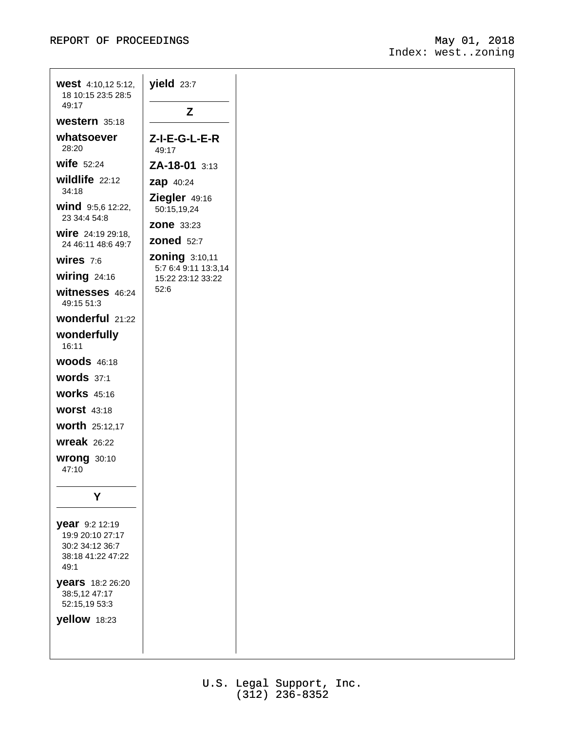**west** 4:10,12 5:12, 18 10:15 23:5 28:5 49:17

**western** 35:18

**whatsoever** 28:20

**wife** 52:24

**wildlife** 22:12 34:18

**wind** 9:5,6 12:22, 23 34:4 54:8

**wire** 24:19 29:18, 24 46:11 48:6 49:7

**wires** 7:6

**wiring** 24:16

**witnesses** 46:24 49:15 51:3

**wonderful** 21:22

**wonderfully** 16:11

**woods** 46:18

**words** 37:1

**works** 45:16

**worst** 43:18

**worth** 25:12,17

**wreak** 26:22

**wrong** 30:10 47:10

## Y

**year** 9:2 12:19 19:9 20:10 27:17 30:2 34:12 36:7 38:18 41:22 47:22 49:1

**years** 18:2 26:20 38:5,12 47:17 52:15,19 53:3

**yellow** 18:23

**yield** 23:7

## Z

**Z-I-E-G-L-E-R** 49:17

**ZA-18-01** 3:13

**zap** 40:24

**Ziegler** 49:16 50:15,19,24

**zone** 33:23

**zoned** 52:7

**zoning** 3:10,11 5:7 6:4 9:11 13:3,14 15:22 23:12 33:22 52:6